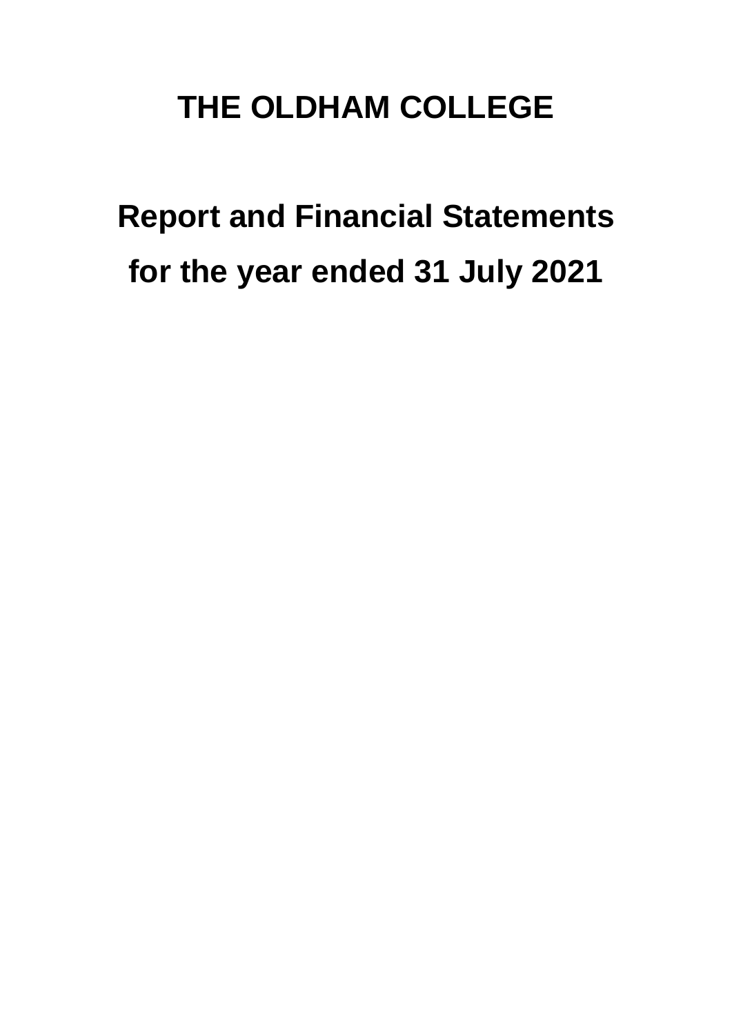# THE OLDHAM COLLEGE

## Report and Financial Statements

## for the year ended 31 July 2021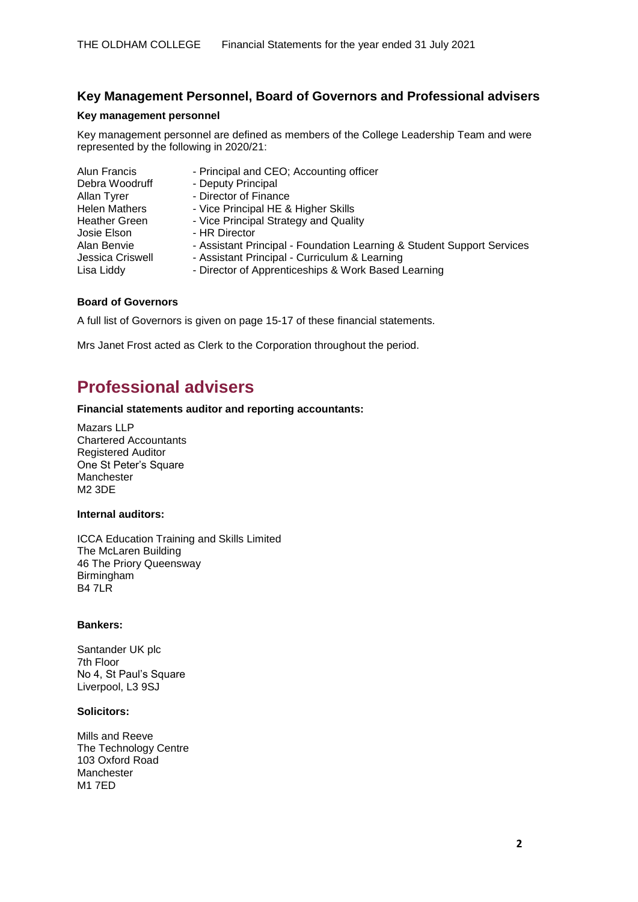## Key Management Personnel, Board of Governors and Professional advisers

### Key management personnel

Key management personnel are defined as members of the College Leadership Team and were represented by the following in 2020/21:

| | |
|---|---|
| Alun Francis | - Principal and CEO; Accounting officer |
| Debra Woodruff | - Deputy Principal |
| Allan Tyrer | - Director of Finance |
| Helen Mathers | - Vice Principal HE & Higher Skills |
| Heather Green | - Vice Principal Strategy and Quality |
| Josie Elson | - HR Director |
| Alan Benvie | - Assistant Principal - Foundation Learning & Student Support Services |
| Jessica Criswell | - Assistant Principal - Curriculum & Learning |
| Lisa Liddy | - Director of Apprenticeships & Work Based Learning |

### Board of Governors

A full list of Governors is given on page 15-17 of these financial statements.

Mrs Janet Frost acted as Clerk to the Corporation throughout the period.

# Professional advisers

**Financial statements auditor and reporting accountants:**

Mazars LLP
Chartered Accountants
Registered Auditor
One St Peter's Square
Manchester
M2 3DE

**Internal auditors:**

ICCA Education Training and Skills Limited
The McLaren Building
46 The Priory Queensway
Birmingham
B4 7LR

**Bankers:**

Santander UK plc
7th Floor
No 4, St Paul's Square
Liverpool, L3 9SJ

**Solicitors:**

Mills and Reeve
The Technology Centre
103 Oxford Road
Manchester
M1 7ED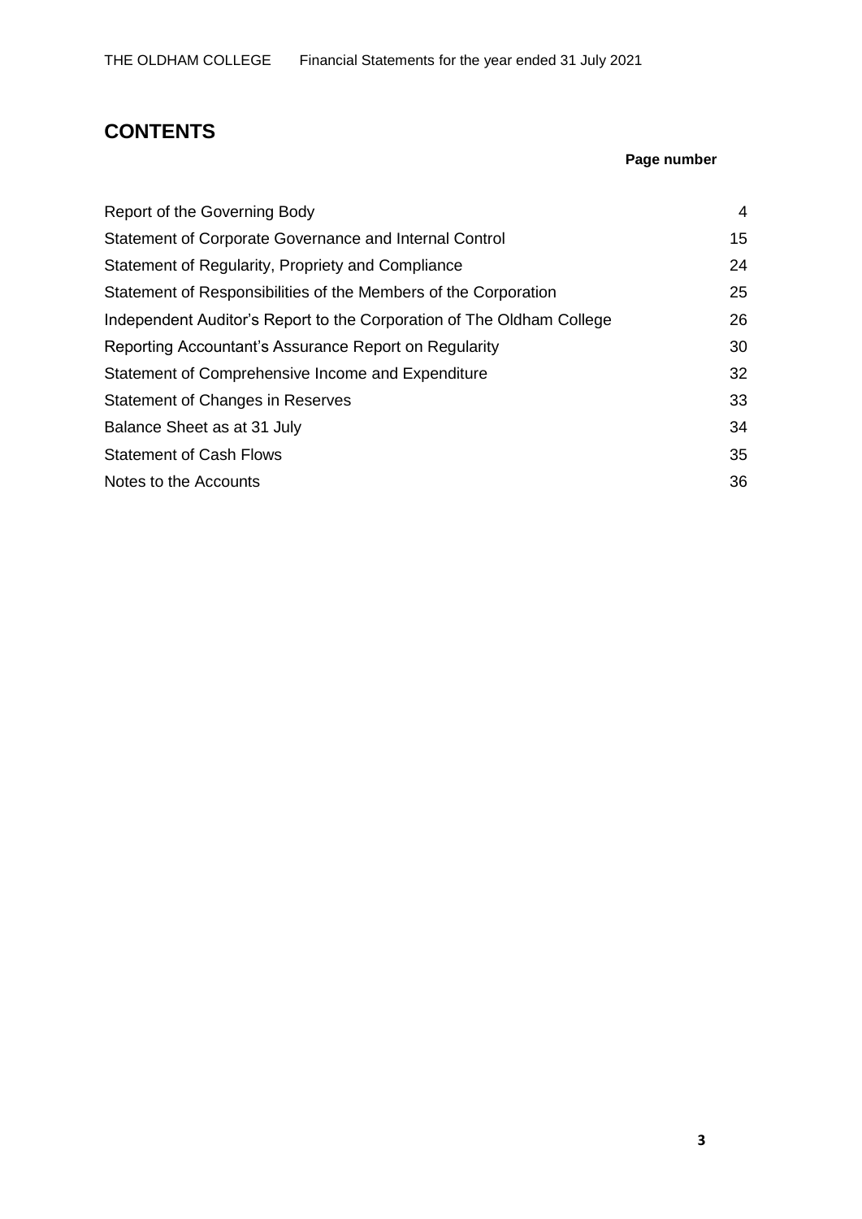# CONTENTS

| | Page number |
|---|---|
| Report of the Governing Body | 4 |
| Statement of Corporate Governance and Internal Control | 15 |
| Statement of Regularity, Propriety and Compliance | 24 |
| Statement of Responsibilities of the Members of the Corporation | 25 |
| Independent Auditor's Report to the Corporation of The Oldham College | 26 |
| Reporting Accountant's Assurance Report on Regularity | 30 |
| Statement of Comprehensive Income and Expenditure | 32 |
| Statement of Changes in Reserves | 33 |
| Balance Sheet as at 31 July | 34 |
| Statement of Cash Flows | 35 |
| Notes to the Accounts | 36 |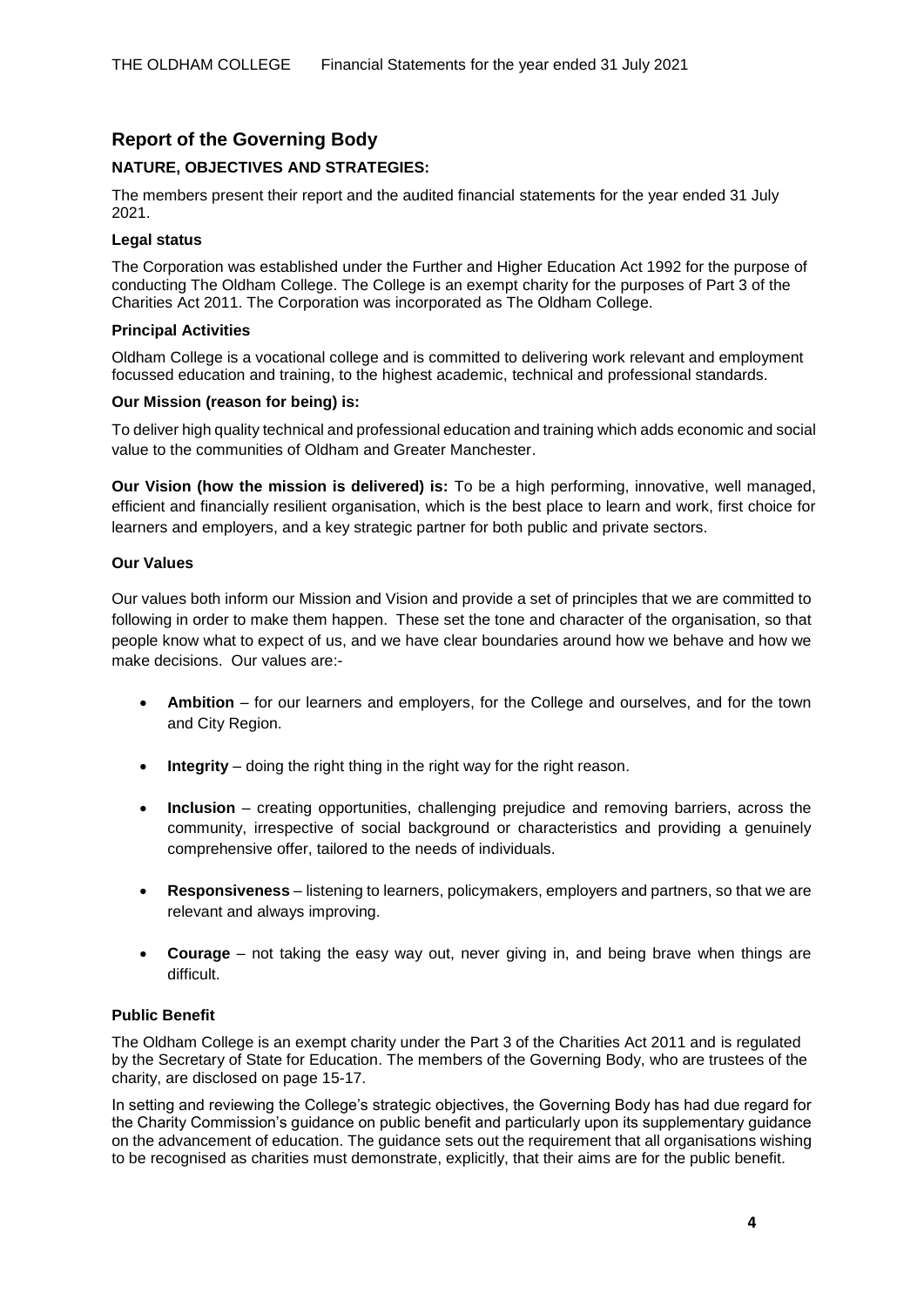## Report of the Governing Body

### NATURE, OBJECTIVES AND STRATEGIES:

The members present their report and the audited financial statements for the year ended 31 July 2021.

#### Legal status

The Corporation was established under the Further and Higher Education Act 1992 for the purpose of conducting The Oldham College. The College is an exempt charity for the purposes of Part 3 of the Charities Act 2011. The Corporation was incorporated as The Oldham College.

#### Principal Activities

Oldham College is a vocational college and is committed to delivering work relevant and employment focussed education and training, to the highest academic, technical and professional standards.

#### Our Mission (reason for being) is:

To deliver high quality technical and professional education and training which adds economic and social value to the communities of Oldham and Greater Manchester.

**Our Vision (how the mission is delivered) is:** To be a high performing, innovative, well managed, efficient and financially resilient organisation, which is the best place to learn and work, first choice for learners and employers, and a key strategic partner for both public and private sectors.

#### Our Values

Our values both inform our Mission and Vision and provide a set of principles that we are committed to following in order to make them happen. These set the tone and character of the organisation, so that people know what to expect of us, and we have clear boundaries around how we behave and how we make decisions. Our values are:-

- **Ambition** – for our learners and employers, for the College and ourselves, and for the town and City Region.
- **Integrity** – doing the right thing in the right way for the right reason.
- **Inclusion** – creating opportunities, challenging prejudice and removing barriers, across the community, irrespective of social background or characteristics and providing a genuinely comprehensive offer, tailored to the needs of individuals.
- **Responsiveness** – listening to learners, policymakers, employers and partners, so that we are relevant and always improving.
- **Courage** – not taking the easy way out, never giving in, and being brave when things are difficult.

#### Public Benefit

The Oldham College is an exempt charity under the Part 3 of the Charities Act 2011 and is regulated by the Secretary of State for Education. The members of the Governing Body, who are trustees of the charity, are disclosed on page 15-17.

In setting and reviewing the College's strategic objectives, the Governing Body has had due regard for the Charity Commission's guidance on public benefit and particularly upon its supplementary guidance on the advancement of education. The guidance sets out the requirement that all organisations wishing to be recognised as charities must demonstrate, explicitly, that their aims are for the public benefit.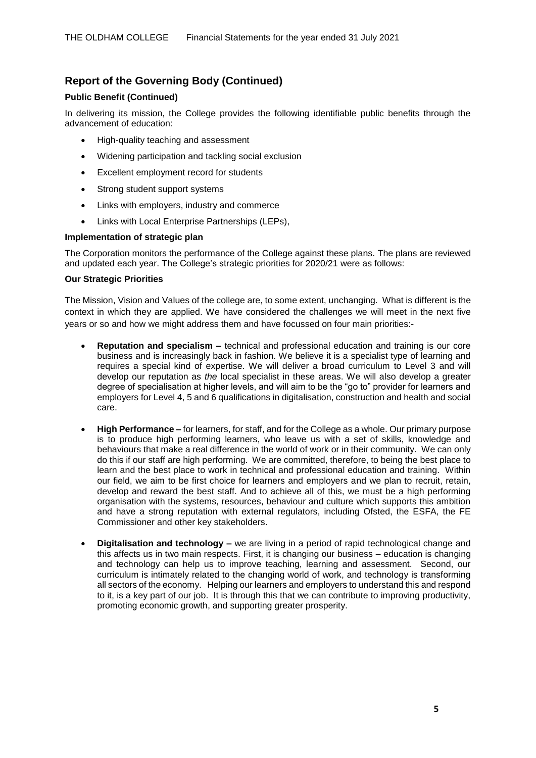## Report of the Governing Body (Continued)

### Public Benefit (Continued)

In delivering its mission, the College provides the following identifiable public benefits through the advancement of education:

- High-quality teaching and assessment
- Widening participation and tackling social exclusion
- Excellent employment record for students
- Strong student support systems
- Links with employers, industry and commerce
- Links with Local Enterprise Partnerships (LEPs),

### Implementation of strategic plan

The Corporation monitors the performance of the College against these plans. The plans are reviewed and updated each year. The College's strategic priorities for 2020/21 were as follows:

### Our Strategic Priorities

The Mission, Vision and Values of the college are, to some extent, unchanging. What is different is the context in which they are applied. We have considered the challenges we will meet in the next five years or so and how we might address them and have focussed on four main priorities:-

- **Reputation and specialism –** technical and professional education and training is our core business and is increasingly back in fashion. We believe it is a specialist type of learning and requires a special kind of expertise. We will deliver a broad curriculum to Level 3 and will develop our reputation as *the* local specialist in these areas. We will also develop a greater degree of specialisation at higher levels, and will aim to be the "go to" provider for learners and employers for Level 4, 5 and 6 qualifications in digitalisation, construction and health and social care.

- **High Performance –** for learners, for staff, and for the College as a whole. Our primary purpose is to produce high performing learners, who leave us with a set of skills, knowledge and behaviours that make a real difference in the world of work or in their community. We can only do this if our staff are high performing. We are committed, therefore, to being the best place to learn and the best place to work in technical and professional education and training. Within our field, we aim to be first choice for learners and employers and we plan to recruit, retain, develop and reward the best staff. And to achieve all of this, we must be a high performing organisation with the systems, resources, behaviour and culture which supports this ambition and have a strong reputation with external regulators, including Ofsted, the ESFA, the FE Commissioner and other key stakeholders.

- **Digitalisation and technology –** we are living in a period of rapid technological change and this affects us in two main respects. First, it is changing our business – education is changing and technology can help us to improve teaching, learning and assessment. Second, our curriculum is intimately related to the changing world of work, and technology is transforming all sectors of the economy. Helping our learners and employers to understand this and respond to it, is a key part of our job. It is through this that we can contribute to improving productivity, promoting economic growth, and supporting greater prosperity.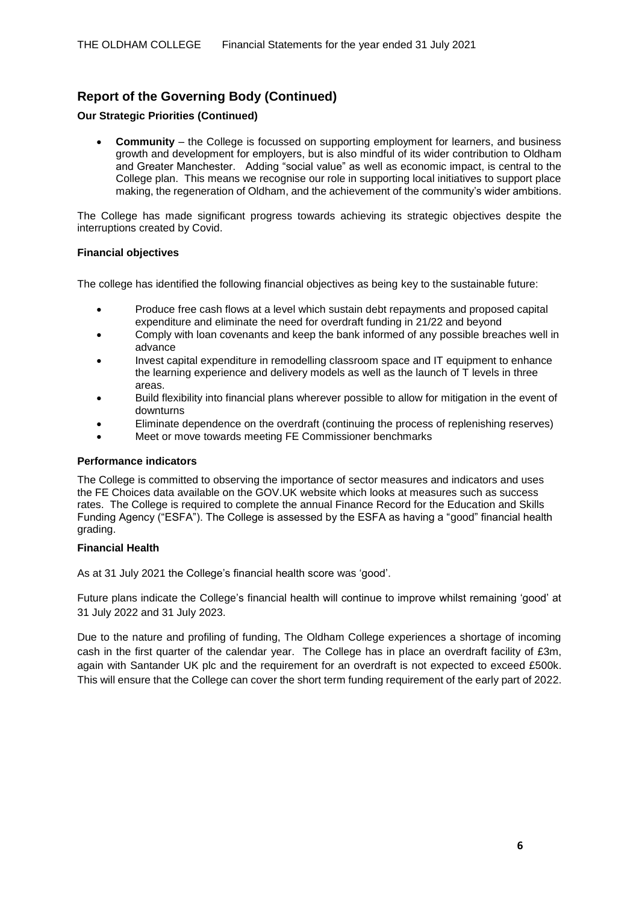## Report of the Governing Body (Continued)

**Our Strategic Priorities (Continued)**

- **Community** – the College is focussed on supporting employment for learners, and business growth and development for employers, but is also mindful of its wider contribution to Oldham and Greater Manchester. Adding "social value" as well as economic impact, is central to the College plan. This means we recognise our role in supporting local initiatives to support place making, the regeneration of Oldham, and the achievement of the community's wider ambitions.

The College has made significant progress towards achieving its strategic objectives despite the interruptions created by Covid.

**Financial objectives**

The college has identified the following financial objectives as being key to the sustainable future:

- Produce free cash flows at a level which sustain debt repayments and proposed capital expenditure and eliminate the need for overdraft funding in 21/22 and beyond
- Comply with loan covenants and keep the bank informed of any possible breaches well in advance
- Invest capital expenditure in remodelling classroom space and IT equipment to enhance the learning experience and delivery models as well as the launch of T levels in three areas.
- Build flexibility into financial plans wherever possible to allow for mitigation in the event of downturns
- Eliminate dependence on the overdraft (continuing the process of replenishing reserves)
- Meet or move towards meeting FE Commissioner benchmarks

**Performance indicators**

The College is committed to observing the importance of sector measures and indicators and uses the FE Choices data available on the GOV.UK website which looks at measures such as success rates. The College is required to complete the annual Finance Record for the Education and Skills Funding Agency ("ESFA"). The College is assessed by the ESFA as having a "good" financial health grading.

**Financial Health**

As at 31 July 2021 the College's financial health score was 'good'.

Future plans indicate the College's financial health will continue to improve whilst remaining 'good' at 31 July 2022 and 31 July 2023.

Due to the nature and profiling of funding, The Oldham College experiences a shortage of incoming cash in the first quarter of the calendar year. The College has in place an overdraft facility of £3m, again with Santander UK plc and the requirement for an overdraft is not expected to exceed £500k. This will ensure that the College can cover the short term funding requirement of the early part of 2022.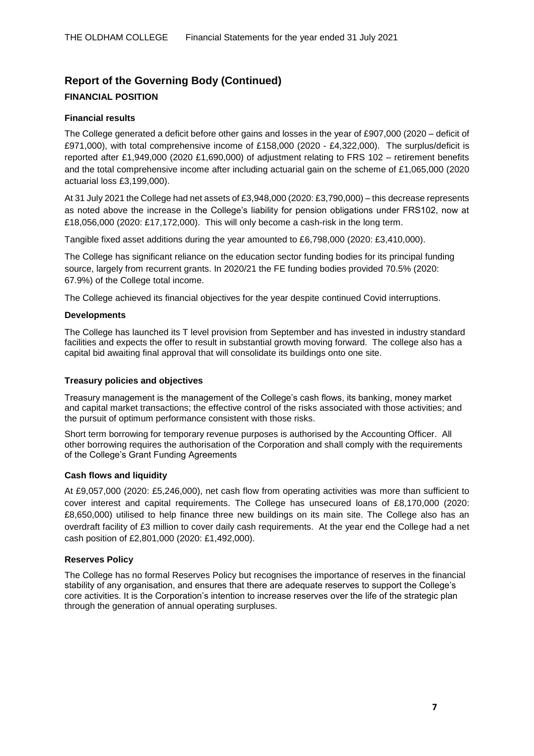## Report of the Governing Body (Continued)

### FINANCIAL POSITION

#### Financial results

The College generated a deficit before other gains and losses in the year of £907,000 (2020 – deficit of £971,000), with total comprehensive income of £158,000 (2020 - £4,322,000). The surplus/deficit is reported after £1,949,000 (2020 £1,690,000) of adjustment relating to FRS 102 – retirement benefits and the total comprehensive income after including actuarial gain on the scheme of £1,065,000 (2020 actuarial loss £3,199,000).

At 31 July 2021 the College had net assets of £3,948,000 (2020: £3,790,000) – this decrease represents as noted above the increase in the College's liability for pension obligations under FRS102, now at £18,056,000 (2020: £17,172,000). This will only become a cash-risk in the long term.

Tangible fixed asset additions during the year amounted to £6,798,000 (2020: £3,410,000).

The College has significant reliance on the education sector funding bodies for its principal funding source, largely from recurrent grants. In 2020/21 the FE funding bodies provided 70.5% (2020: 67.9%) of the College total income.

The College achieved its financial objectives for the year despite continued Covid interruptions.

#### Developments

The College has launched its T level provision from September and has invested in industry standard facilities and expects the offer to result in substantial growth moving forward. The college also has a capital bid awaiting final approval that will consolidate its buildings onto one site.

#### Treasury policies and objectives

Treasury management is the management of the College's cash flows, its banking, money market and capital market transactions; the effective control of the risks associated with those activities; and the pursuit of optimum performance consistent with those risks.

Short term borrowing for temporary revenue purposes is authorised by the Accounting Officer. All other borrowing requires the authorisation of the Corporation and shall comply with the requirements of the College's Grant Funding Agreements

#### Cash flows and liquidity

At £9,057,000 (2020: £5,246,000), net cash flow from operating activities was more than sufficient to cover interest and capital requirements. The College has unsecured loans of £8,170,000 (2020: £8,650,000) utilised to help finance three new buildings on its main site. The College also has an overdraft facility of £3 million to cover daily cash requirements. At the year end the College had a net cash position of £2,801,000 (2020: £1,492,000).

#### Reserves Policy

The College has no formal Reserves Policy but recognises the importance of reserves in the financial stability of any organisation, and ensures that there are adequate reserves to support the College's core activities. It is the Corporation's intention to increase reserves over the life of the strategic plan through the generation of annual operating surpluses.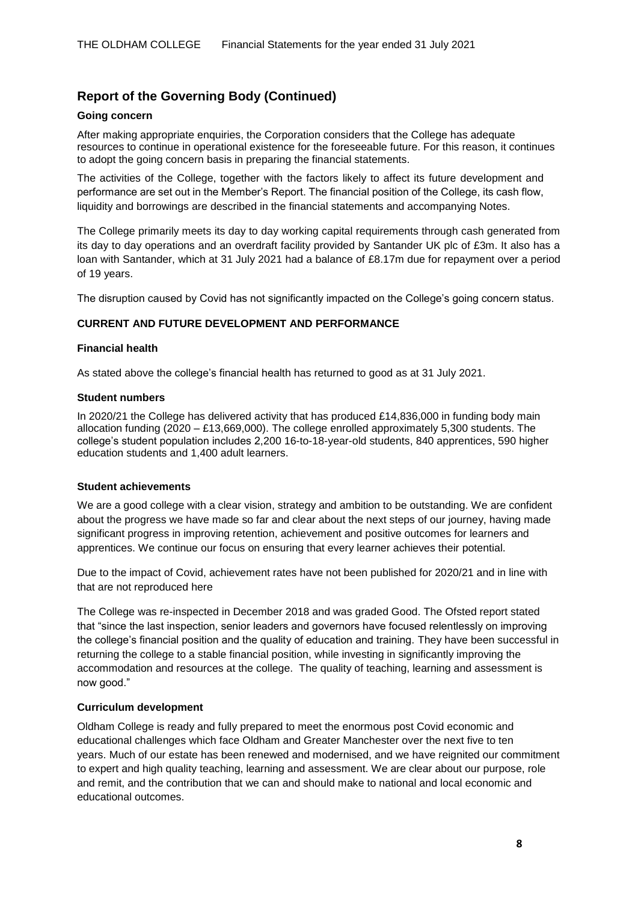## Report of the Governing Body (Continued)

### Going concern

After making appropriate enquiries, the Corporation considers that the College has adequate resources to continue in operational existence for the foreseeable future. For this reason, it continues to adopt the going concern basis in preparing the financial statements.

The activities of the College, together with the factors likely to affect its future development and performance are set out in the Member's Report. The financial position of the College, its cash flow, liquidity and borrowings are described in the financial statements and accompanying Notes.

The College primarily meets its day to day working capital requirements through cash generated from its day to day operations and an overdraft facility provided by Santander UK plc of £3m. It also has a loan with Santander, which at 31 July 2021 had a balance of £8.17m due for repayment over a period of 19 years.

The disruption caused by Covid has not significantly impacted on the College's going concern status.

### CURRENT AND FUTURE DEVELOPMENT AND PERFORMANCE

#### Financial health

As stated above the college's financial health has returned to good as at 31 July 2021.

#### Student numbers

In 2020/21 the College has delivered activity that has produced £14,836,000 in funding body main allocation funding (2020 – £13,669,000). The college enrolled approximately 5,300 students. The college's student population includes 2,200 16-to-18-year-old students, 840 apprentices, 590 higher education students and 1,400 adult learners.

#### Student achievements

We are a good college with a clear vision, strategy and ambition to be outstanding. We are confident about the progress we have made so far and clear about the next steps of our journey, having made significant progress in improving retention, achievement and positive outcomes for learners and apprentices. We continue our focus on ensuring that every learner achieves their potential.

Due to the impact of Covid, achievement rates have not been published for 2020/21 and in line with that are not reproduced here

The College was re-inspected in December 2018 and was graded Good. The Ofsted report stated that "since the last inspection, senior leaders and governors have focused relentlessly on improving the college's financial position and the quality of education and training. They have been successful in returning the college to a stable financial position, while investing in significantly improving the accommodation and resources at the college. The quality of teaching, learning and assessment is now good."

#### Curriculum development

Oldham College is ready and fully prepared to meet the enormous post Covid economic and educational challenges which face Oldham and Greater Manchester over the next five to ten years. Much of our estate has been renewed and modernised, and we have reignited our commitment to expert and high quality teaching, learning and assessment. We are clear about our purpose, role and remit, and the contribution that we can and should make to national and local economic and educational outcomes.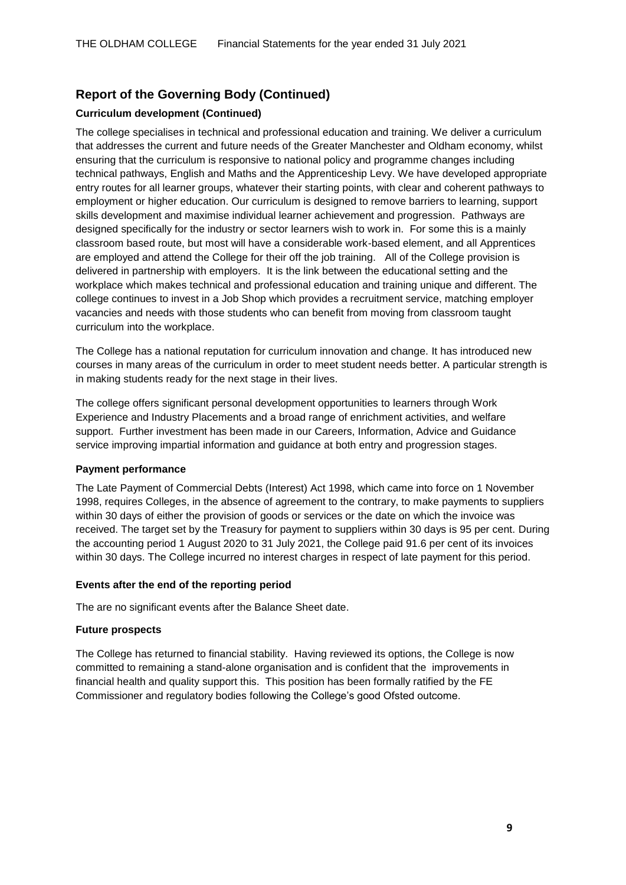## Report of the Governing Body (Continued)

### Curriculum development (Continued)

The college specialises in technical and professional education and training. We deliver a curriculum that addresses the current and future needs of the Greater Manchester and Oldham economy, whilst ensuring that the curriculum is responsive to national policy and programme changes including technical pathways, English and Maths and the Apprenticeship Levy. We have developed appropriate entry routes for all learner groups, whatever their starting points, with clear and coherent pathways to employment or higher education. Our curriculum is designed to remove barriers to learning, support skills development and maximise individual learner achievement and progression. Pathways are designed specifically for the industry or sector learners wish to work in. For some this is a mainly classroom based route, but most will have a considerable work-based element, and all Apprentices are employed and attend the College for their off the job training. All of the College provision is delivered in partnership with employers. It is the link between the educational setting and the workplace which makes technical and professional education and training unique and different. The college continues to invest in a Job Shop which provides a recruitment service, matching employer vacancies and needs with those students who can benefit from moving from classroom taught curriculum into the workplace.

The College has a national reputation for curriculum innovation and change. It has introduced new courses in many areas of the curriculum in order to meet student needs better. A particular strength is in making students ready for the next stage in their lives.

The college offers significant personal development opportunities to learners through Work Experience and Industry Placements and a broad range of enrichment activities, and welfare support. Further investment has been made in our Careers, Information, Advice and Guidance service improving impartial information and guidance at both entry and progression stages.

### Payment performance

The Late Payment of Commercial Debts (Interest) Act 1998, which came into force on 1 November 1998, requires Colleges, in the absence of agreement to the contrary, to make payments to suppliers within 30 days of either the provision of goods or services or the date on which the invoice was received. The target set by the Treasury for payment to suppliers within 30 days is 95 per cent. During the accounting period 1 August 2020 to 31 July 2021, the College paid 91.6 per cent of its invoices within 30 days. The College incurred no interest charges in respect of late payment for this period.

### Events after the end of the reporting period

The are no significant events after the Balance Sheet date.

### Future prospects

The College has returned to financial stability. Having reviewed its options, the College is now committed to remaining a stand-alone organisation and is confident that the improvements in financial health and quality support this. This position has been formally ratified by the FE Commissioner and regulatory bodies following the College's good Ofsted outcome.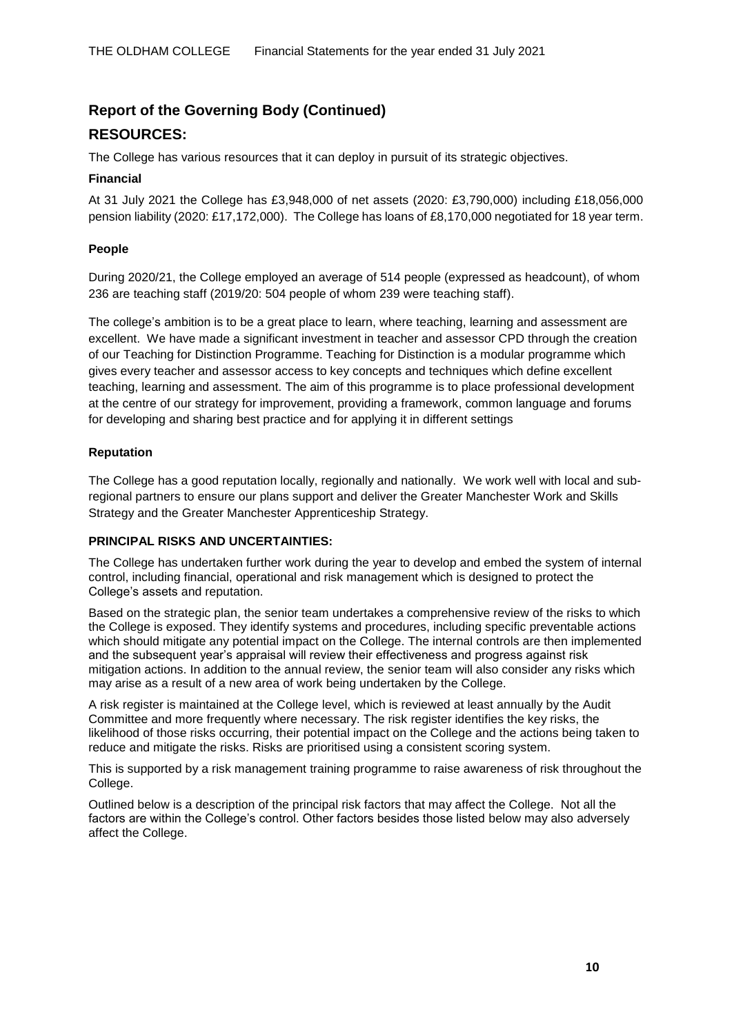## Report of the Governing Body (Continued)

## RESOURCES:

The College has various resources that it can deploy in pursuit of its strategic objectives.

### Financial

At 31 July 2021 the College has £3,948,000 of net assets (2020: £3,790,000) including £18,056,000 pension liability (2020: £17,172,000). The College has loans of £8,170,000 negotiated for 18 year term.

### People

During 2020/21, the College employed an average of 514 people (expressed as headcount), of whom 236 are teaching staff (2019/20: 504 people of whom 239 were teaching staff).

The college's ambition is to be a great place to learn, where teaching, learning and assessment are excellent. We have made a significant investment in teacher and assessor CPD through the creation of our Teaching for Distinction Programme. Teaching for Distinction is a modular programme which gives every teacher and assessor access to key concepts and techniques which define excellent teaching, learning and assessment. The aim of this programme is to place professional development at the centre of our strategy for improvement, providing a framework, common language and forums for developing and sharing best practice and for applying it in different settings

### Reputation

The College has a good reputation locally, regionally and nationally. We work well with local and sub-regional partners to ensure our plans support and deliver the Greater Manchester Work and Skills Strategy and the Greater Manchester Apprenticeship Strategy.

### PRINCIPAL RISKS AND UNCERTAINTIES:

The College has undertaken further work during the year to develop and embed the system of internal control, including financial, operational and risk management which is designed to protect the College's assets and reputation.

Based on the strategic plan, the senior team undertakes a comprehensive review of the risks to which the College is exposed. They identify systems and procedures, including specific preventable actions which should mitigate any potential impact on the College. The internal controls are then implemented and the subsequent year's appraisal will review their effectiveness and progress against risk mitigation actions. In addition to the annual review, the senior team will also consider any risks which may arise as a result of a new area of work being undertaken by the College.

A risk register is maintained at the College level, which is reviewed at least annually by the Audit Committee and more frequently where necessary. The risk register identifies the key risks, the likelihood of those risks occurring, their potential impact on the College and the actions being taken to reduce and mitigate the risks. Risks are prioritised using a consistent scoring system.

This is supported by a risk management training programme to raise awareness of risk throughout the College.

Outlined below is a description of the principal risk factors that may affect the College. Not all the factors are within the College's control. Other factors besides those listed below may also adversely affect the College.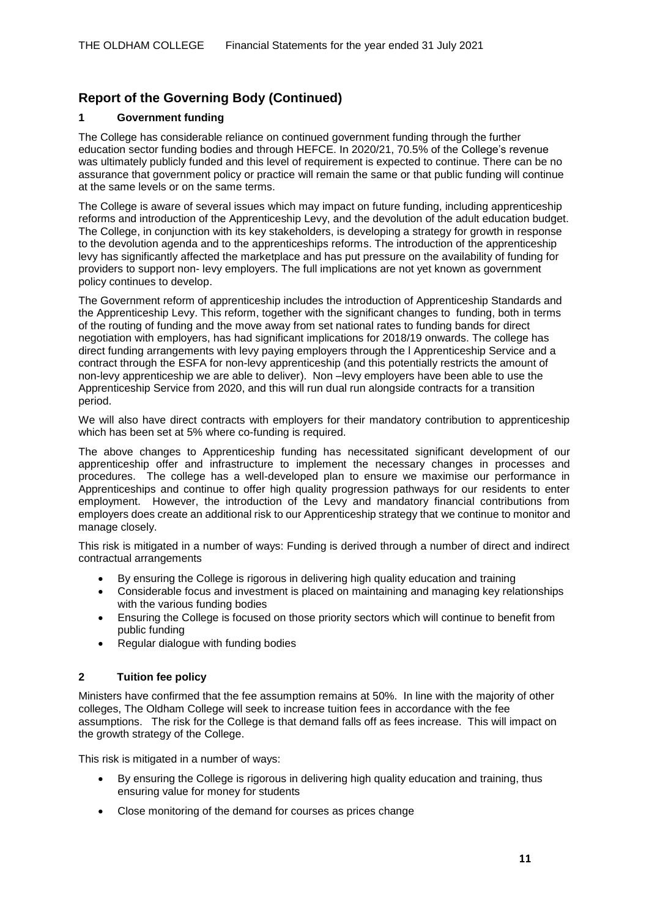## Report of the Governing Body (Continued)

### 1 Government funding

The College has considerable reliance on continued government funding through the further education sector funding bodies and through HEFCE. In 2020/21, 70.5% of the College's revenue was ultimately publicly funded and this level of requirement is expected to continue. There can be no assurance that government policy or practice will remain the same or that public funding will continue at the same levels or on the same terms.

The College is aware of several issues which may impact on future funding, including apprenticeship reforms and introduction of the Apprenticeship Levy, and the devolution of the adult education budget. The College, in conjunction with its key stakeholders, is developing a strategy for growth in response to the devolution agenda and to the apprenticeships reforms. The introduction of the apprenticeship levy has significantly affected the marketplace and has put pressure on the availability of funding for providers to support non- levy employers. The full implications are not yet known as government policy continues to develop.

The Government reform of apprenticeship includes the introduction of Apprenticeship Standards and the Apprenticeship Levy. This reform, together with the significant changes to funding, both in terms of the routing of funding and the move away from set national rates to funding bands for direct negotiation with employers, has had significant implications for 2018/19 onwards. The college has direct funding arrangements with levy paying employers through the l Apprenticeship Service and a contract through the ESFA for non-levy apprenticeship (and this potentially restricts the amount of non-levy apprenticeship we are able to deliver). Non –levy employers have been able to use the Apprenticeship Service from 2020, and this will run dual run alongside contracts for a transition period.

We will also have direct contracts with employers for their mandatory contribution to apprenticeship which has been set at 5% where co-funding is required.

The above changes to Apprenticeship funding has necessitated significant development of our apprenticeship offer and infrastructure to implement the necessary changes in processes and procedures. The college has a well-developed plan to ensure we maximise our performance in Apprenticeships and continue to offer high quality progression pathways for our residents to enter employment. However, the introduction of the Levy and mandatory financial contributions from employers does create an additional risk to our Apprenticeship strategy that we continue to monitor and manage closely.

This risk is mitigated in a number of ways: Funding is derived through a number of direct and indirect contractual arrangements

- By ensuring the College is rigorous in delivering high quality education and training
- Considerable focus and investment is placed on maintaining and managing key relationships with the various funding bodies
- Ensuring the College is focused on those priority sectors which will continue to benefit from public funding
- Regular dialogue with funding bodies

### 2 Tuition fee policy

Ministers have confirmed that the fee assumption remains at 50%. In line with the majority of other colleges, The Oldham College will seek to increase tuition fees in accordance with the fee assumptions. The risk for the College is that demand falls off as fees increase. This will impact on the growth strategy of the College.

This risk is mitigated in a number of ways:

- By ensuring the College is rigorous in delivering high quality education and training, thus ensuring value for money for students
- Close monitoring of the demand for courses as prices change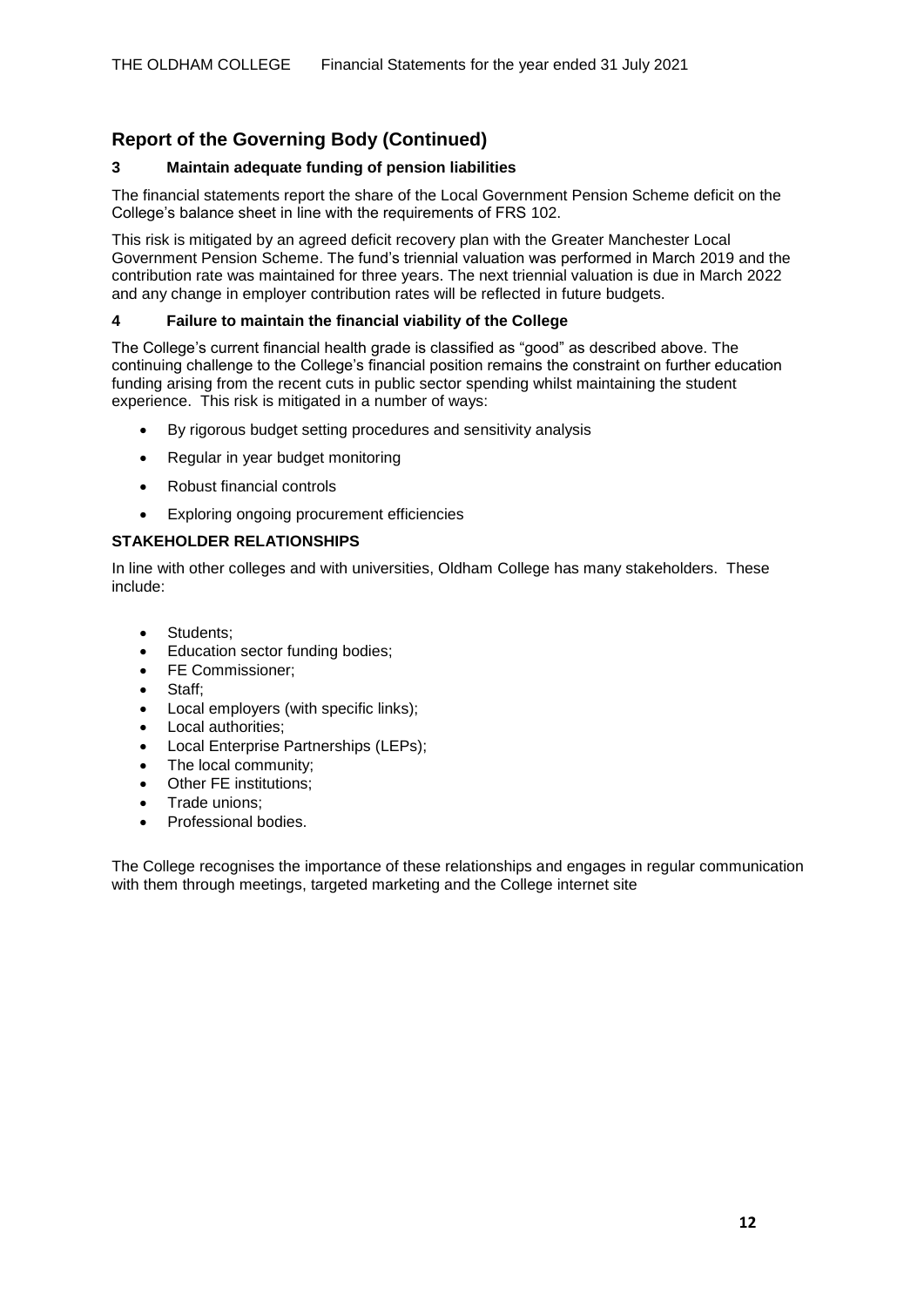## Report of the Governing Body (Continued)

### 3 Maintain adequate funding of pension liabilities

The financial statements report the share of the Local Government Pension Scheme deficit on the College's balance sheet in line with the requirements of FRS 102.

This risk is mitigated by an agreed deficit recovery plan with the Greater Manchester Local Government Pension Scheme. The fund's triennial valuation was performed in March 2019 and the contribution rate was maintained for three years. The next triennial valuation is due in March 2022 and any change in employer contribution rates will be reflected in future budgets.

### 4 Failure to maintain the financial viability of the College

The College's current financial health grade is classified as "good" as described above. The continuing challenge to the College's financial position remains the constraint on further education funding arising from the recent cuts in public sector spending whilst maintaining the student experience. This risk is mitigated in a number of ways:

- By rigorous budget setting procedures and sensitivity analysis
- Regular in year budget monitoring
- Robust financial controls
- Exploring ongoing procurement efficiencies

### STAKEHOLDER RELATIONSHIPS

In line with other colleges and with universities, Oldham College has many stakeholders. These include:

- Students;
- Education sector funding bodies;
- FE Commissioner;
- Staff;
- Local employers (with specific links);
- Local authorities;
- Local Enterprise Partnerships (LEPs);
- The local community;
- Other FE institutions;
- Trade unions;
- Professional bodies.

The College recognises the importance of these relationships and engages in regular communication with them through meetings, targeted marketing and the College internet site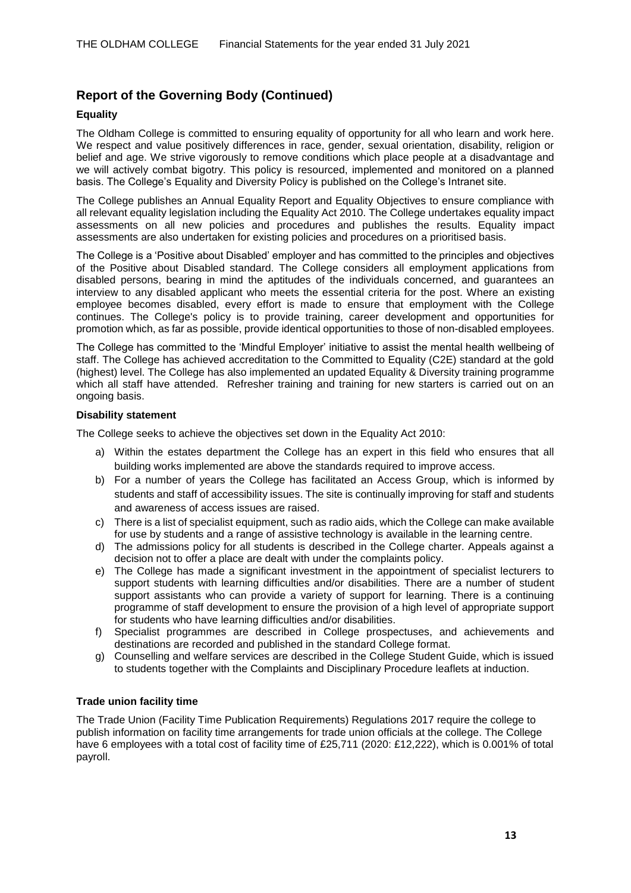## Report of the Governing Body (Continued)

### Equality

The Oldham College is committed to ensuring equality of opportunity for all who learn and work here. We respect and value positively differences in race, gender, sexual orientation, disability, religion or belief and age. We strive vigorously to remove conditions which place people at a disadvantage and we will actively combat bigotry. This policy is resourced, implemented and monitored on a planned basis. The College's Equality and Diversity Policy is published on the College's Intranet site.

The College publishes an Annual Equality Report and Equality Objectives to ensure compliance with all relevant equality legislation including the Equality Act 2010. The College undertakes equality impact assessments on all new policies and procedures and publishes the results. Equality impact assessments are also undertaken for existing policies and procedures on a prioritised basis.

The College is a 'Positive about Disabled' employer and has committed to the principles and objectives of the Positive about Disabled standard. The College considers all employment applications from disabled persons, bearing in mind the aptitudes of the individuals concerned, and guarantees an interview to any disabled applicant who meets the essential criteria for the post. Where an existing employee becomes disabled, every effort is made to ensure that employment with the College continues. The College's policy is to provide training, career development and opportunities for promotion which, as far as possible, provide identical opportunities to those of non-disabled employees.

The College has committed to the 'Mindful Employer' initiative to assist the mental health wellbeing of staff. The College has achieved accreditation to the Committed to Equality (C2E) standard at the gold (highest) level. The College has also implemented an updated Equality & Diversity training programme which all staff have attended. Refresher training and training for new starters is carried out on an ongoing basis.

### Disability statement

The College seeks to achieve the objectives set down in the Equality Act 2010:

a) Within the estates department the College has an expert in this field who ensures that all building works implemented are above the standards required to improve access.
b) For a number of years the College has facilitated an Access Group, which is informed by students and staff of accessibility issues. The site is continually improving for staff and students and awareness of access issues are raised.
c) There is a list of specialist equipment, such as radio aids, which the College can make available for use by students and a range of assistive technology is available in the learning centre.
d) The admissions policy for all students is described in the College charter. Appeals against a decision not to offer a place are dealt with under the complaints policy.
e) The College has made a significant investment in the appointment of specialist lecturers to support students with learning difficulties and/or disabilities. There are a number of student support assistants who can provide a variety of support for learning. There is a continuing programme of staff development to ensure the provision of a high level of appropriate support for students who have learning difficulties and/or disabilities.
f) Specialist programmes are described in College prospectuses, and achievements and destinations are recorded and published in the standard College format.
g) Counselling and welfare services are described in the College Student Guide, which is issued to students together with the Complaints and Disciplinary Procedure leaflets at induction.

### Trade union facility time

The Trade Union (Facility Time Publication Requirements) Regulations 2017 require the college to publish information on facility time arrangements for trade union officials at the college. The College have 6 employees with a total cost of facility time of £25,711 (2020: £12,222), which is 0.001% of total payroll.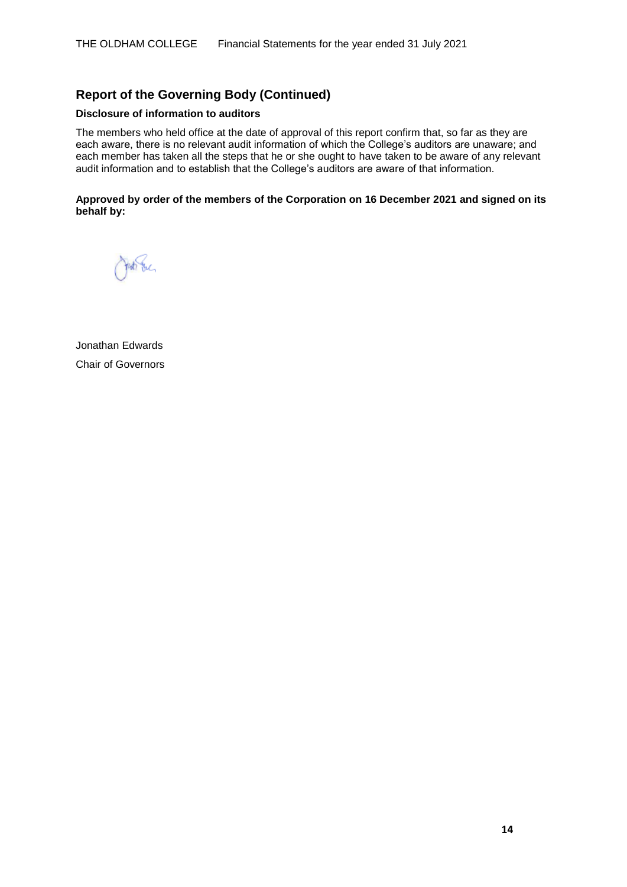## Report of the Governing Body (Continued)

### Disclosure of information to auditors

The members who held office at the date of approval of this report confirm that, so far as they are each aware, there is no relevant audit information of which the College's auditors are unaware; and each member has taken all the steps that he or she ought to have taken to be aware of any relevant audit information and to establish that the College's auditors are aware of that information.

**Approved by order of the members of the Corporation on 16 December 2021 and signed on its behalf by:**

Jonathan Edwards
Chair of Governors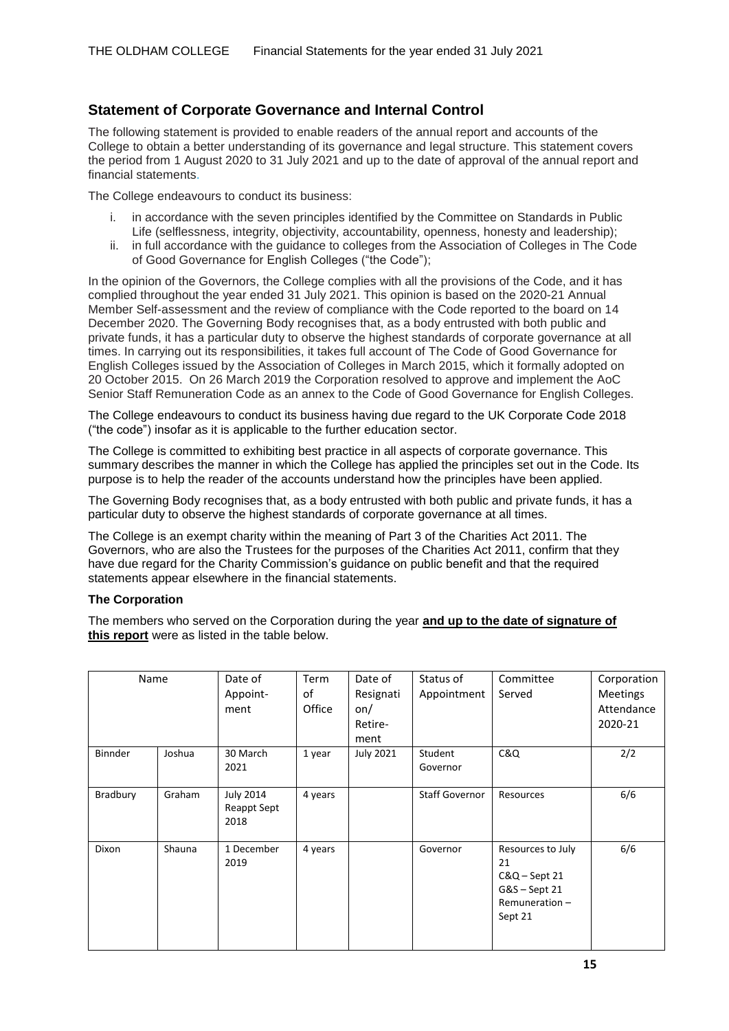## Statement of Corporate Governance and Internal Control

The following statement is provided to enable readers of the annual report and accounts of the College to obtain a better understanding of its governance and legal structure. This statement covers the period from 1 August 2020 to 31 July 2021 and up to the date of approval of the annual report and financial statements.

The College endeavours to conduct its business:

i. in accordance with the seven principles identified by the Committee on Standards in Public Life (selflessness, integrity, objectivity, accountability, openness, honesty and leadership);
ii. in full accordance with the guidance to colleges from the Association of Colleges in The Code of Good Governance for English Colleges ("the Code");

In the opinion of the Governors, the College complies with all the provisions of the Code, and it has complied throughout the year ended 31 July 2021. This opinion is based on the 2020-21 Annual Member Self-assessment and the review of compliance with the Code reported to the board on 14 December 2020. The Governing Body recognises that, as a body entrusted with both public and private funds, it has a particular duty to observe the highest standards of corporate governance at all times. In carrying out its responsibilities, it takes full account of The Code of Good Governance for English Colleges issued by the Association of Colleges in March 2015, which it formally adopted on 20 October 2015. On 26 March 2019 the Corporation resolved to approve and implement the AoC Senior Staff Remuneration Code as an annex to the Code of Good Governance for English Colleges.

The College endeavours to conduct its business having due regard to the UK Corporate Code 2018 ("the code") insofar as it is applicable to the further education sector.

The College is committed to exhibiting best practice in all aspects of corporate governance. This summary describes the manner in which the College has applied the principles set out in the Code. Its purpose is to help the reader of the accounts understand how the principles have been applied.

The Governing Body recognises that, as a body entrusted with both public and private funds, it has a particular duty to observe the highest standards of corporate governance at all times.

The College is an exempt charity within the meaning of Part 3 of the Charities Act 2011. The Governors, who are also the Trustees for the purposes of the Charities Act 2011, confirm that they have due regard for the Charity Commission's guidance on public benefit and that the required statements appear elsewhere in the financial statements.

**The Corporation**

The members who served on the Corporation during the year **and up to the date of signature of this report** were as listed in the table below.

| Name | | Date of Appoint-ment | Term of Office | Date of Resignation/ Retire-ment | Status of Appointment | Committee Served | Corporation Meetings Attendance 2020-21 |
|---|---|---|---|---|---|---|---|
| Binnder | Joshua | 30 March 2021 | 1 year | July 2021 | Student Governor | C&Q | 2/2 |
| Bradbury | Graham | July 2014 Reappt Sept 2018 | 4 years | | Staff Governor | Resources | 6/6 |
| Dixon | Shauna | 1 December 2019 | 4 years | | Governor | Resources to July 21<br>C&Q – Sept 21<br>G&S – Sept 21<br>Remuneration – Sept 21 | 6/6 |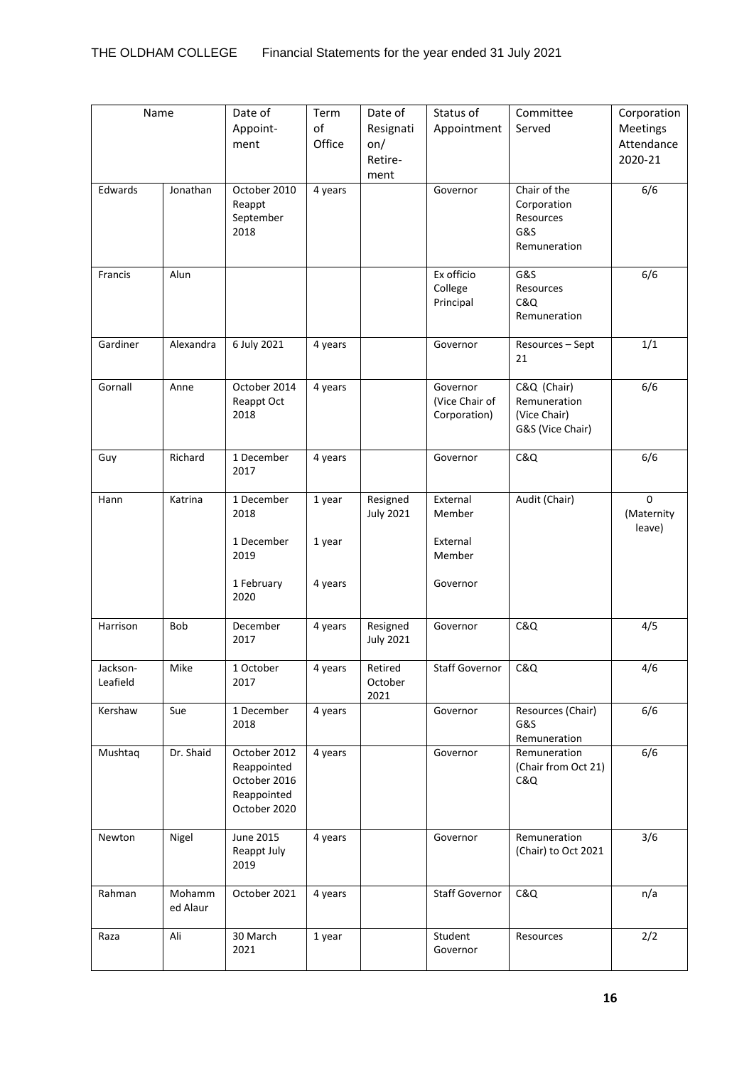| Name | | Date of Appoint-ment | Term of Office | Date of Resignation/ Retire-ment | Status of Appointment | Committee Served | Corporation Meetings Attendance 2020-21 |
|---|---|---|---|---|---|---|---|
| Edwards | Jonathan | October 2010 Reappt September 2018 | 4 years | | Governor | Chair of the Corporation Resources G&S Remuneration | 6/6 |
| Francis | Alun | | | | Ex officio College Principal | G&S Resources C&Q Remuneration | 6/6 |
| Gardiner | Alexandra | 6 July 2021 | 4 years | | Governor | Resources – Sept 21 | 1/1 |
| Gornall | Anne | October 2014 Reappt Oct 2018 | 4 years | | Governor (Vice Chair of Corporation) | C&Q (Chair) Remuneration (Vice Chair) G&S (Vice Chair) | 6/6 |
| Guy | Richard | 1 December 2017 | 4 years | | Governor | C&Q | 6/6 |
| Hann | Katrina | 1 December 2018<br><br>1 December 2019<br><br>1 February 2020 | 1 year<br><br>1 year<br><br>4 years | Resigned July 2021 | External Member<br><br>External Member<br><br>Governor | Audit (Chair) | 0 (Maternity leave) |
| Harrison | Bob | December 2017 | 4 years | Resigned July 2021 | Governor | C&Q | 4/5 |
| Jackson-Leafield | Mike | 1 October 2017 | 4 years | Retired October 2021 | Staff Governor | C&Q | 4/6 |
| Kershaw | Sue | 1 December 2018 | 4 years | | Governor | Resources (Chair) G&S Remuneration | 6/6 |
| Mushtaq | Dr. Shaid | October 2012 Reappointed October 2016 Reappointed October 2020 | 4 years | | Governor | Remuneration (Chair from Oct 21) C&Q | 6/6 |
| Newton | Nigel | June 2015 Reappt July 2019 | 4 years | | Governor | Remuneration (Chair) to Oct 2021 | 3/6 |
| Rahman | Mohammed Alaur | October 2021 | 4 years | | Staff Governor | C&Q | n/a |
| Raza | Ali | 30 March 2021 | 1 year | | Student Governor | Resources | 2/2 |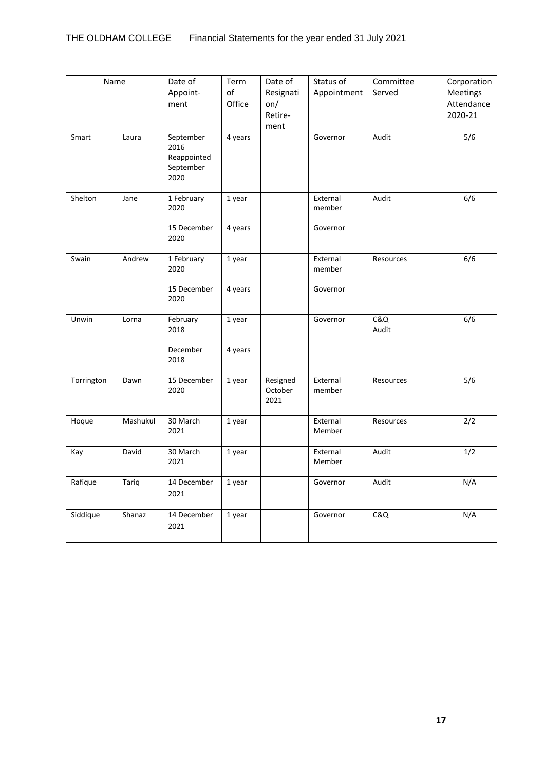| Name | | Date of Appoint-ment | Term of Office | Date of Resignation/ Retire-ment | Status of Appointment | Committee Served | Corporation Meetings Attendance 2020-21 |
|---|---|---|---|---|---|---|---|
| Smart | Laura | September 2016 Reappointed September 2020 | 4 years | | Governor | Audit | 5/6 |
| Shelton | Jane | 1 February 2020<br><br>15 December 2020 | 1 year<br><br>4 years | | External member<br><br>Governor | Audit | 6/6 |
| Swain | Andrew | 1 February 2020<br><br>15 December 2020 | 1 year<br><br>4 years | | External member<br><br>Governor | Resources | 6/6 |
| Unwin | Lorna | February 2018<br><br>December 2018 | 1 year<br><br>4 years | | Governor | C&Q<br>Audit | 6/6 |
| Torrington | Dawn | 15 December 2020 | 1 year | Resigned October 2021 | External member | Resources | 5/6 |
| Hoque | Mashukul | 30 March 2021 | 1 year | | External Member | Resources | 2/2 |
| Kay | David | 30 March 2021 | 1 year | | External Member | Audit | 1/2 |
| Rafique | Tariq | 14 December 2021 | 1 year | | Governor | Audit | N/A |
| Siddique | Shanaz | 14 December 2021 | 1 year | | Governor | C&Q | N/A |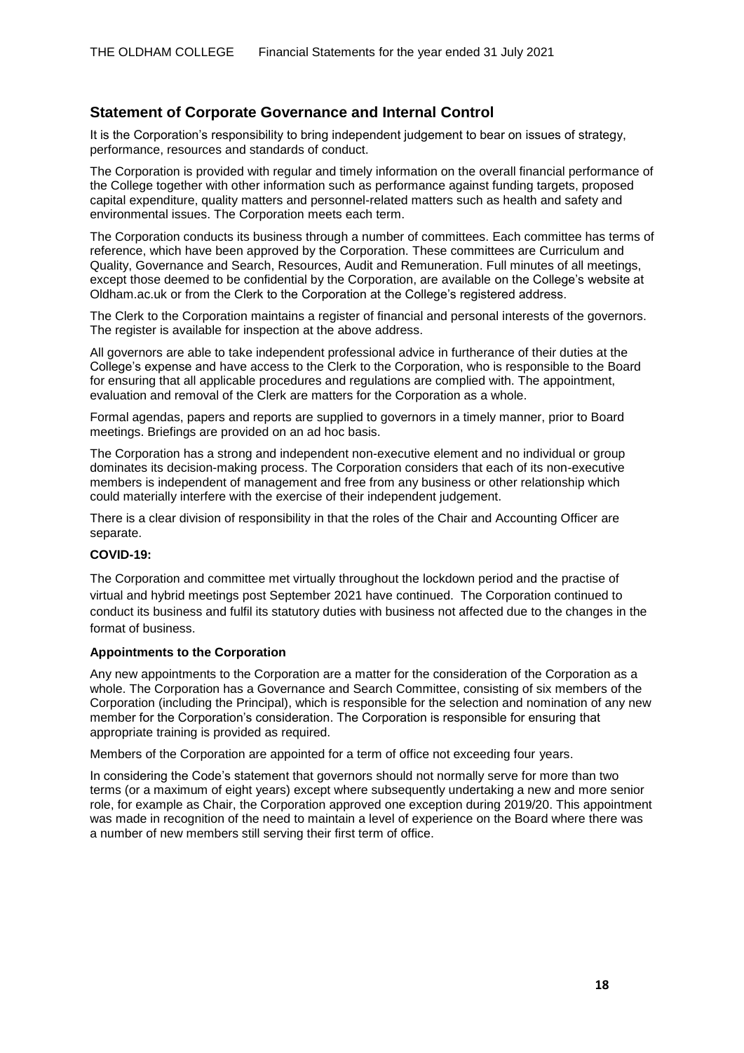## Statement of Corporate Governance and Internal Control

It is the Corporation's responsibility to bring independent judgement to bear on issues of strategy, performance, resources and standards of conduct.

The Corporation is provided with regular and timely information on the overall financial performance of the College together with other information such as performance against funding targets, proposed capital expenditure, quality matters and personnel-related matters such as health and safety and environmental issues. The Corporation meets each term.

The Corporation conducts its business through a number of committees. Each committee has terms of reference, which have been approved by the Corporation. These committees are Curriculum and Quality, Governance and Search, Resources, Audit and Remuneration. Full minutes of all meetings, except those deemed to be confidential by the Corporation, are available on the College's website at Oldham.ac.uk or from the Clerk to the Corporation at the College's registered address.

The Clerk to the Corporation maintains a register of financial and personal interests of the governors. The register is available for inspection at the above address.

All governors are able to take independent professional advice in furtherance of their duties at the College's expense and have access to the Clerk to the Corporation, who is responsible to the Board for ensuring that all applicable procedures and regulations are complied with. The appointment, evaluation and removal of the Clerk are matters for the Corporation as a whole.

Formal agendas, papers and reports are supplied to governors in a timely manner, prior to Board meetings. Briefings are provided on an ad hoc basis.

The Corporation has a strong and independent non-executive element and no individual or group dominates its decision-making process. The Corporation considers that each of its non-executive members is independent of management and free from any business or other relationship which could materially interfere with the exercise of their independent judgement.

There is a clear division of responsibility in that the roles of the Chair and Accounting Officer are separate.

**COVID-19:**

The Corporation and committee met virtually throughout the lockdown period and the practise of virtual and hybrid meetings post September 2021 have continued. The Corporation continued to conduct its business and fulfil its statutory duties with business not affected due to the changes in the format of business.

**Appointments to the Corporation**

Any new appointments to the Corporation are a matter for the consideration of the Corporation as a whole. The Corporation has a Governance and Search Committee, consisting of six members of the Corporation (including the Principal), which is responsible for the selection and nomination of any new member for the Corporation's consideration. The Corporation is responsible for ensuring that appropriate training is provided as required.

Members of the Corporation are appointed for a term of office not exceeding four years.

In considering the Code's statement that governors should not normally serve for more than two terms (or a maximum of eight years) except where subsequently undertaking a new and more senior role, for example as Chair, the Corporation approved one exception during 2019/20. This appointment was made in recognition of the need to maintain a level of experience on the Board where there was a number of new members still serving their first term of office.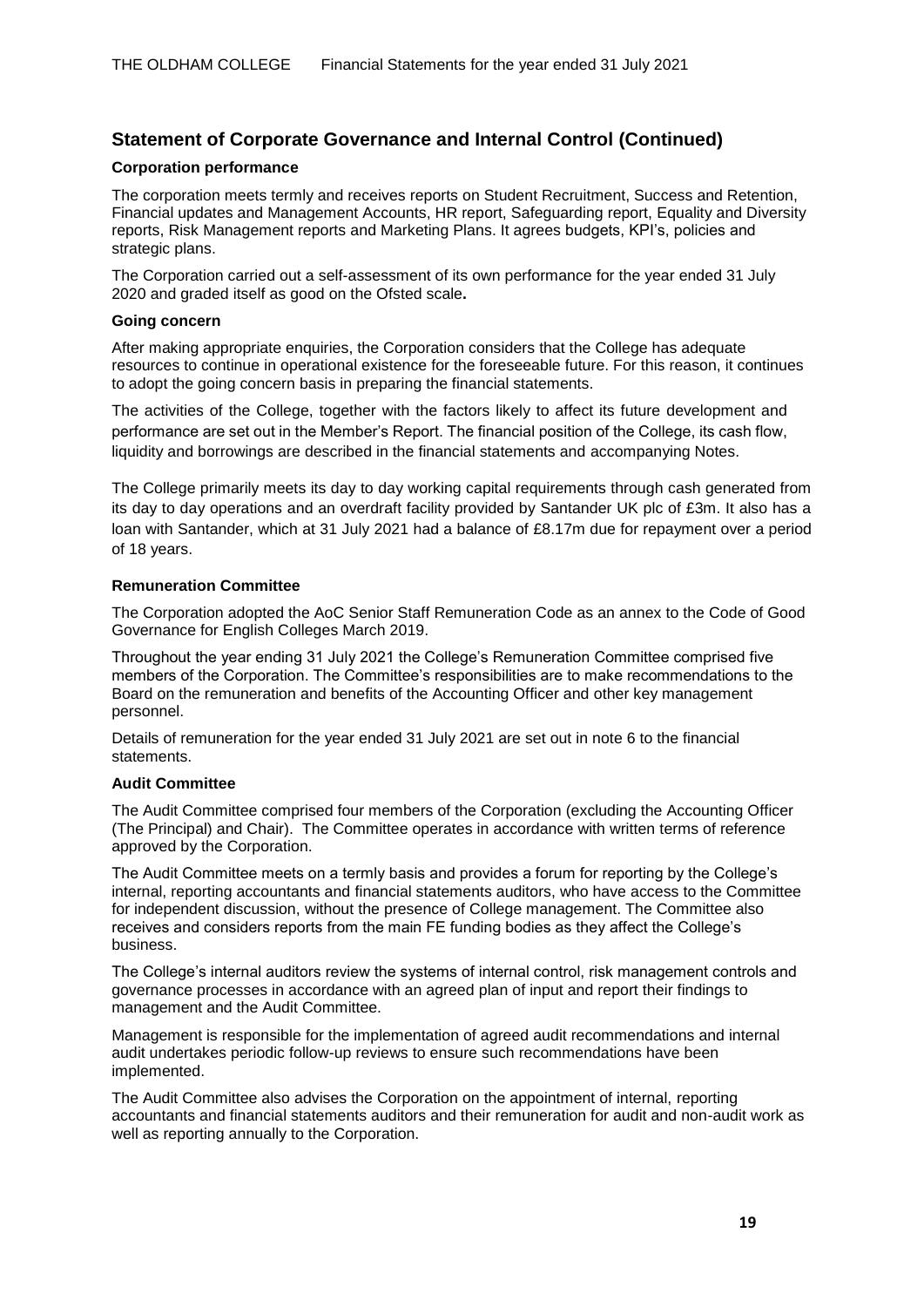## Statement of Corporate Governance and Internal Control (Continued)

### Corporation performance

The corporation meets termly and receives reports on Student Recruitment, Success and Retention, Financial updates and Management Accounts, HR report, Safeguarding report, Equality and Diversity reports, Risk Management reports and Marketing Plans. It agrees budgets, KPI's, policies and strategic plans.

The Corporation carried out a self-assessment of its own performance for the year ended 31 July 2020 and graded itself as good on the Ofsted scale**.**

### Going concern

After making appropriate enquiries, the Corporation considers that the College has adequate resources to continue in operational existence for the foreseeable future. For this reason, it continues to adopt the going concern basis in preparing the financial statements.

The activities of the College, together with the factors likely to affect its future development and performance are set out in the Member's Report. The financial position of the College, its cash flow, liquidity and borrowings are described in the financial statements and accompanying Notes.

The College primarily meets its day to day working capital requirements through cash generated from its day to day operations and an overdraft facility provided by Santander UK plc of £3m. It also has a loan with Santander, which at 31 July 2021 had a balance of £8.17m due for repayment over a period of 18 years.

### Remuneration Committee

The Corporation adopted the AoC Senior Staff Remuneration Code as an annex to the Code of Good Governance for English Colleges March 2019.

Throughout the year ending 31 July 2021 the College's Remuneration Committee comprised five members of the Corporation. The Committee's responsibilities are to make recommendations to the Board on the remuneration and benefits of the Accounting Officer and other key management personnel.

Details of remuneration for the year ended 31 July 2021 are set out in note 6 to the financial statements.

### Audit Committee

The Audit Committee comprised four members of the Corporation (excluding the Accounting Officer (The Principal) and Chair). The Committee operates in accordance with written terms of reference approved by the Corporation.

The Audit Committee meets on a termly basis and provides a forum for reporting by the College's internal, reporting accountants and financial statements auditors, who have access to the Committee for independent discussion, without the presence of College management. The Committee also receives and considers reports from the main FE funding bodies as they affect the College's business.

The College's internal auditors review the systems of internal control, risk management controls and governance processes in accordance with an agreed plan of input and report their findings to management and the Audit Committee.

Management is responsible for the implementation of agreed audit recommendations and internal audit undertakes periodic follow-up reviews to ensure such recommendations have been implemented.

The Audit Committee also advises the Corporation on the appointment of internal, reporting accountants and financial statements auditors and their remuneration for audit and non-audit work as well as reporting annually to the Corporation.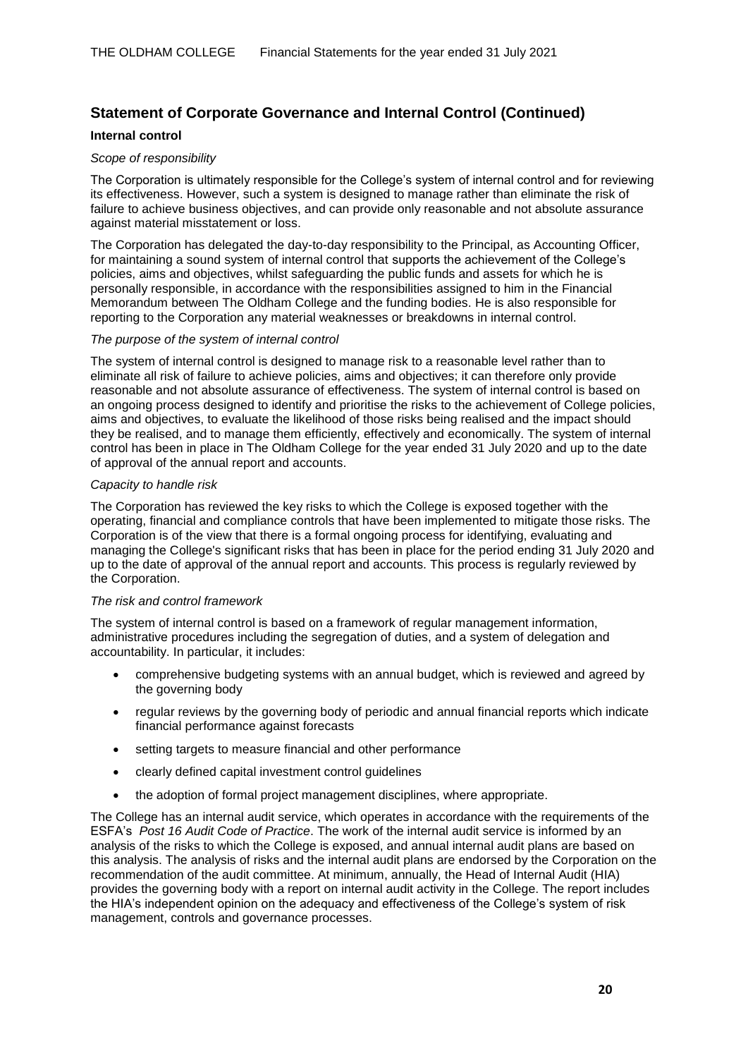## Statement of Corporate Governance and Internal Control (Continued)

### Internal control

*Scope of responsibility*

The Corporation is ultimately responsible for the College's system of internal control and for reviewing its effectiveness. However, such a system is designed to manage rather than eliminate the risk of failure to achieve business objectives, and can provide only reasonable and not absolute assurance against material misstatement or loss.

The Corporation has delegated the day-to-day responsibility to the Principal, as Accounting Officer, for maintaining a sound system of internal control that supports the achievement of the College's policies, aims and objectives, whilst safeguarding the public funds and assets for which he is personally responsible, in accordance with the responsibilities assigned to him in the Financial Memorandum between The Oldham College and the funding bodies. He is also responsible for reporting to the Corporation any material weaknesses or breakdowns in internal control.

*The purpose of the system of internal control*

The system of internal control is designed to manage risk to a reasonable level rather than to eliminate all risk of failure to achieve policies, aims and objectives; it can therefore only provide reasonable and not absolute assurance of effectiveness. The system of internal control is based on an ongoing process designed to identify and prioritise the risks to the achievement of College policies, aims and objectives, to evaluate the likelihood of those risks being realised and the impact should they be realised, and to manage them efficiently, effectively and economically. The system of internal control has been in place in The Oldham College for the year ended 31 July 2020 and up to the date of approval of the annual report and accounts.

*Capacity to handle risk*

The Corporation has reviewed the key risks to which the College is exposed together with the operating, financial and compliance controls that have been implemented to mitigate those risks. The Corporation is of the view that there is a formal ongoing process for identifying, evaluating and managing the College's significant risks that has been in place for the period ending 31 July 2020 and up to the date of approval of the annual report and accounts. This process is regularly reviewed by the Corporation.

*The risk and control framework*

The system of internal control is based on a framework of regular management information, administrative procedures including the segregation of duties, and a system of delegation and accountability. In particular, it includes:

- comprehensive budgeting systems with an annual budget, which is reviewed and agreed by the governing body
- regular reviews by the governing body of periodic and annual financial reports which indicate financial performance against forecasts
- setting targets to measure financial and other performance
- clearly defined capital investment control guidelines
- the adoption of formal project management disciplines, where appropriate.

The College has an internal audit service, which operates in accordance with the requirements of the ESFA's *Post 16 Audit Code of Practice*. The work of the internal audit service is informed by an analysis of the risks to which the College is exposed, and annual internal audit plans are based on this analysis. The analysis of risks and the internal audit plans are endorsed by the Corporation on the recommendation of the audit committee. At minimum, annually, the Head of Internal Audit (HIA) provides the governing body with a report on internal audit activity in the College. The report includes the HIA's independent opinion on the adequacy and effectiveness of the College's system of risk management, controls and governance processes.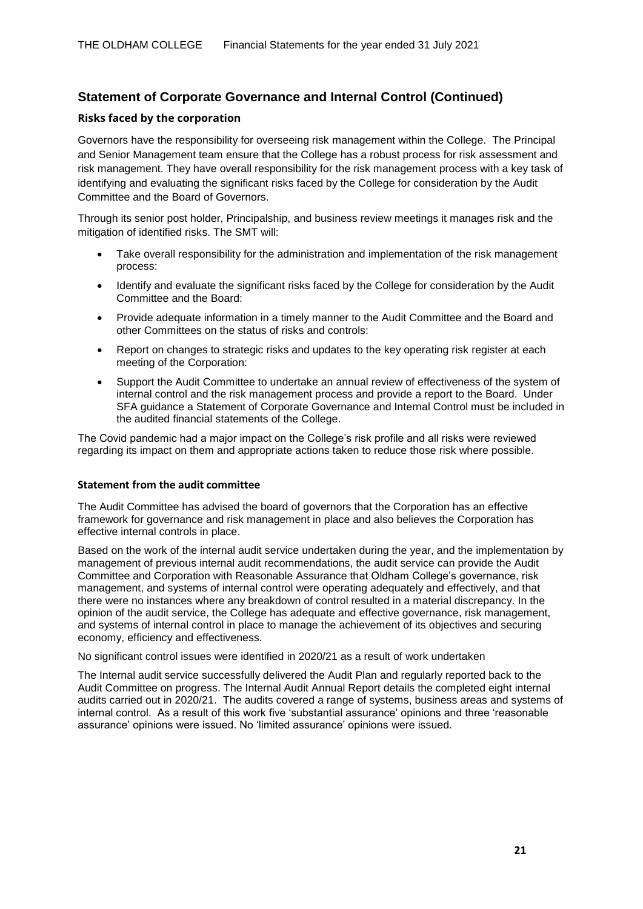## Statement of Corporate Governance and Internal Control (Continued)

### Risks faced by the corporation

Governors have the responsibility for overseeing risk management within the College. The Principal and Senior Management team ensure that the College has a robust process for risk assessment and risk management. They have overall responsibility for the risk management process with a key task of identifying and evaluating the significant risks faced by the College for consideration by the Audit Committee and the Board of Governors.

Through its senior post holder, Principalship, and business review meetings it manages risk and the mitigation of identified risks. The SMT will:

- Take overall responsibility for the administration and implementation of the risk management process:
- Identify and evaluate the significant risks faced by the College for consideration by the Audit Committee and the Board:
- Provide adequate information in a timely manner to the Audit Committee and the Board and other Committees on the status of risks and controls:
- Report on changes to strategic risks and updates to the key operating risk register at each meeting of the Corporation:
- Support the Audit Committee to undertake an annual review of effectiveness of the system of internal control and the risk management process and provide a report to the Board. Under SFA guidance a Statement of Corporate Governance and Internal Control must be included in the audited financial statements of the College.

The Covid pandemic had a major impact on the College's risk profile and all risks were reviewed regarding its impact on them and appropriate actions taken to reduce those risk where possible.

### Statement from the audit committee

The Audit Committee has advised the board of governors that the Corporation has an effective framework for governance and risk management in place and also believes the Corporation has effective internal controls in place.

Based on the work of the internal audit service undertaken during the year, and the implementation by management of previous internal audit recommendations, the audit service can provide the Audit Committee and Corporation with Reasonable Assurance that Oldham College's governance, risk management, and systems of internal control were operating adequately and effectively, and that there were no instances where any breakdown of control resulted in a material discrepancy. In the opinion of the audit service, the College has adequate and effective governance, risk management, and systems of internal control in place to manage the achievement of its objectives and securing economy, efficiency and effectiveness.

No significant control issues were identified in 2020/21 as a result of work undertaken

The Internal audit service successfully delivered the Audit Plan and regularly reported back to the Audit Committee on progress. The Internal Audit Annual Report details the completed eight internal audits carried out in 2020/21. The audits covered a range of systems, business areas and systems of internal control. As a result of this work five 'substantial assurance' opinions and three 'reasonable assurance' opinions were issued. No 'limited assurance' opinions were issued.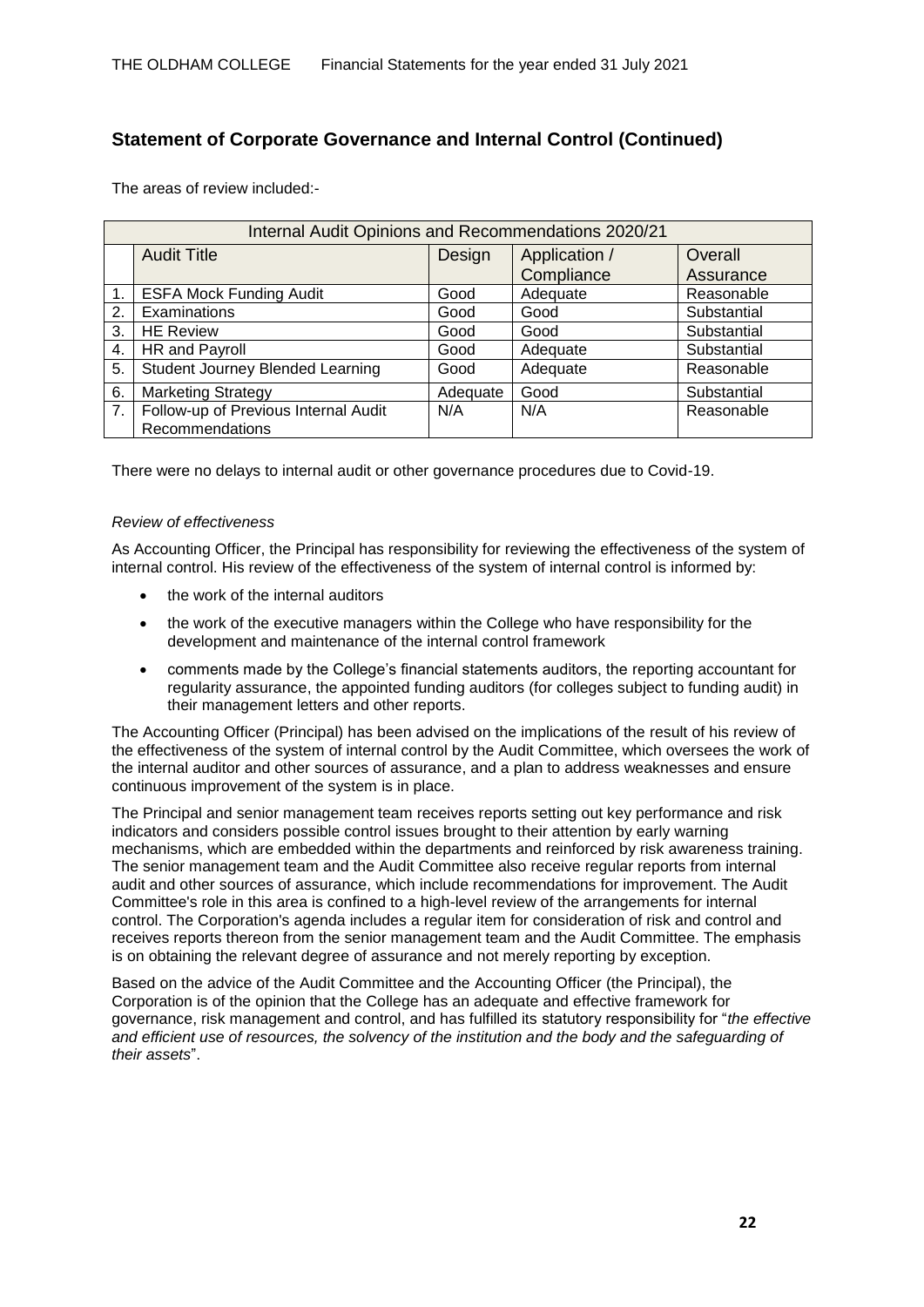## Statement of Corporate Governance and Internal Control (Continued)

The areas of review included:-

| Internal Audit Opinions and Recommendations 2020/21 | | | | |
|---|---|---|---|---|
| | Audit Title | Design | Application / Compliance | Overall Assurance |
| 1. | ESFA Mock Funding Audit | Good | Adequate | Reasonable |
| 2. | Examinations | Good | Good | Substantial |
| 3. | HE Review | Good | Good | Substantial |
| 4. | HR and Payroll | Good | Adequate | Substantial |
| 5. | Student Journey Blended Learning | Good | Adequate | Reasonable |
| 6. | Marketing Strategy | Adequate | Good | Substantial |
| 7. | Follow-up of Previous Internal Audit Recommendations | N/A | N/A | Reasonable |

There were no delays to internal audit or other governance procedures due to Covid-19.

*Review of effectiveness*

As Accounting Officer, the Principal has responsibility for reviewing the effectiveness of the system of internal control. His review of the effectiveness of the system of internal control is informed by:

- the work of the internal auditors
- the work of the executive managers within the College who have responsibility for the development and maintenance of the internal control framework
- comments made by the College's financial statements auditors, the reporting accountant for regularity assurance, the appointed funding auditors (for colleges subject to funding audit) in their management letters and other reports.

The Accounting Officer (Principal) has been advised on the implications of the result of his review of the effectiveness of the system of internal control by the Audit Committee, which oversees the work of the internal auditor and other sources of assurance, and a plan to address weaknesses and ensure continuous improvement of the system is in place.

The Principal and senior management team receives reports setting out key performance and risk indicators and considers possible control issues brought to their attention by early warning mechanisms, which are embedded within the departments and reinforced by risk awareness training. The senior management team and the Audit Committee also receive regular reports from internal audit and other sources of assurance, which include recommendations for improvement. The Audit Committee's role in this area is confined to a high-level review of the arrangements for internal control. The Corporation's agenda includes a regular item for consideration of risk and control and receives reports thereon from the senior management team and the Audit Committee. The emphasis is on obtaining the relevant degree of assurance and not merely reporting by exception.

Based on the advice of the Audit Committee and the Accounting Officer (the Principal), the Corporation is of the opinion that the College has an adequate and effective framework for governance, risk management and control, and has fulfilled its statutory responsibility for "*the effective and efficient use of resources, the solvency of the institution and the body and the safeguarding of their assets*".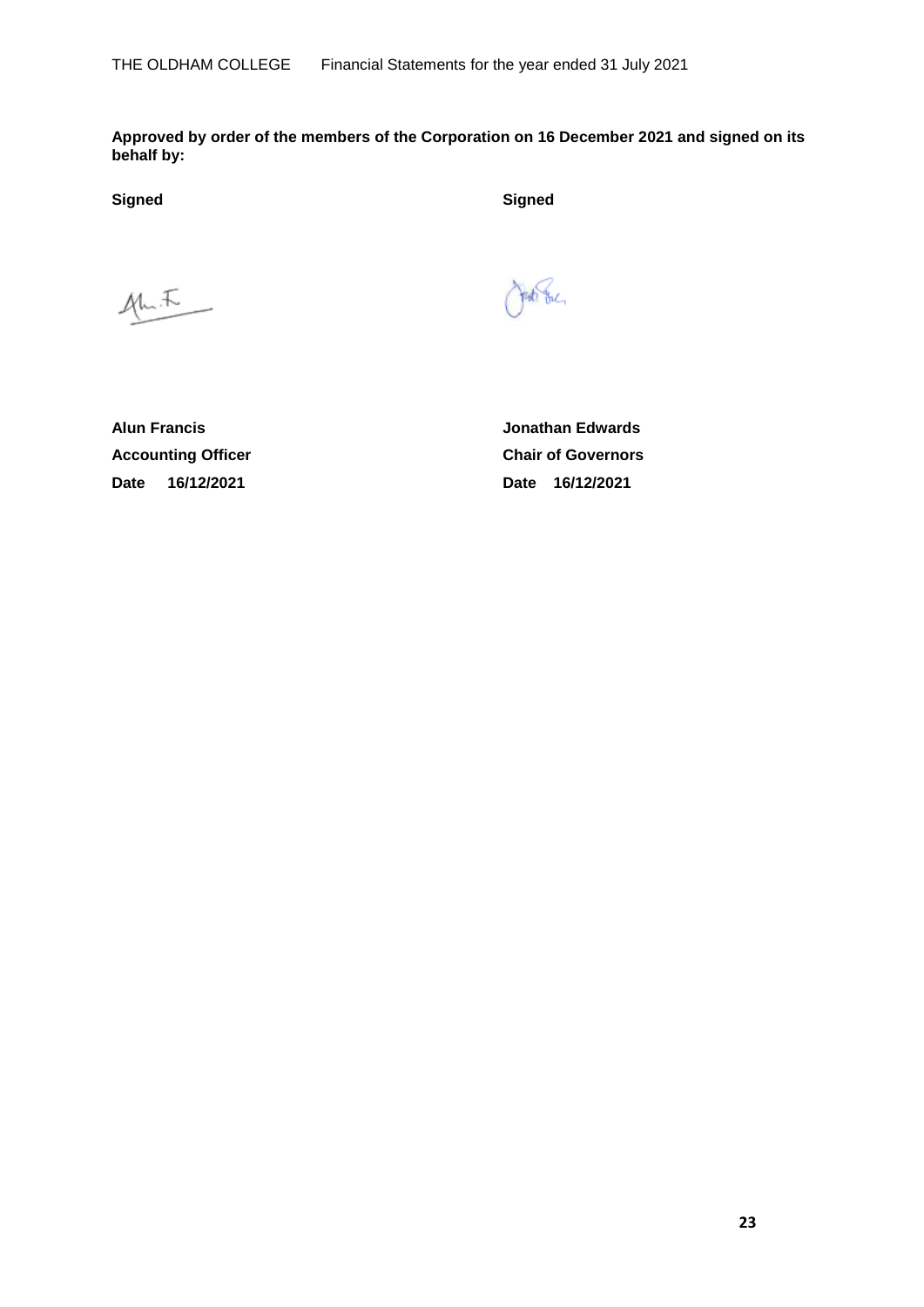**Approved by order of the members of the Corporation on 16 December 2021 and signed on its behalf by:**

| **Signed** | **Signed** |
|---|---|
| | |
| **Alun Francis** | **Jonathan Edwards** |
| **Accounting Officer** | **Chair of Governors** |
| **Date 16/12/2021** | **Date 16/12/2021** |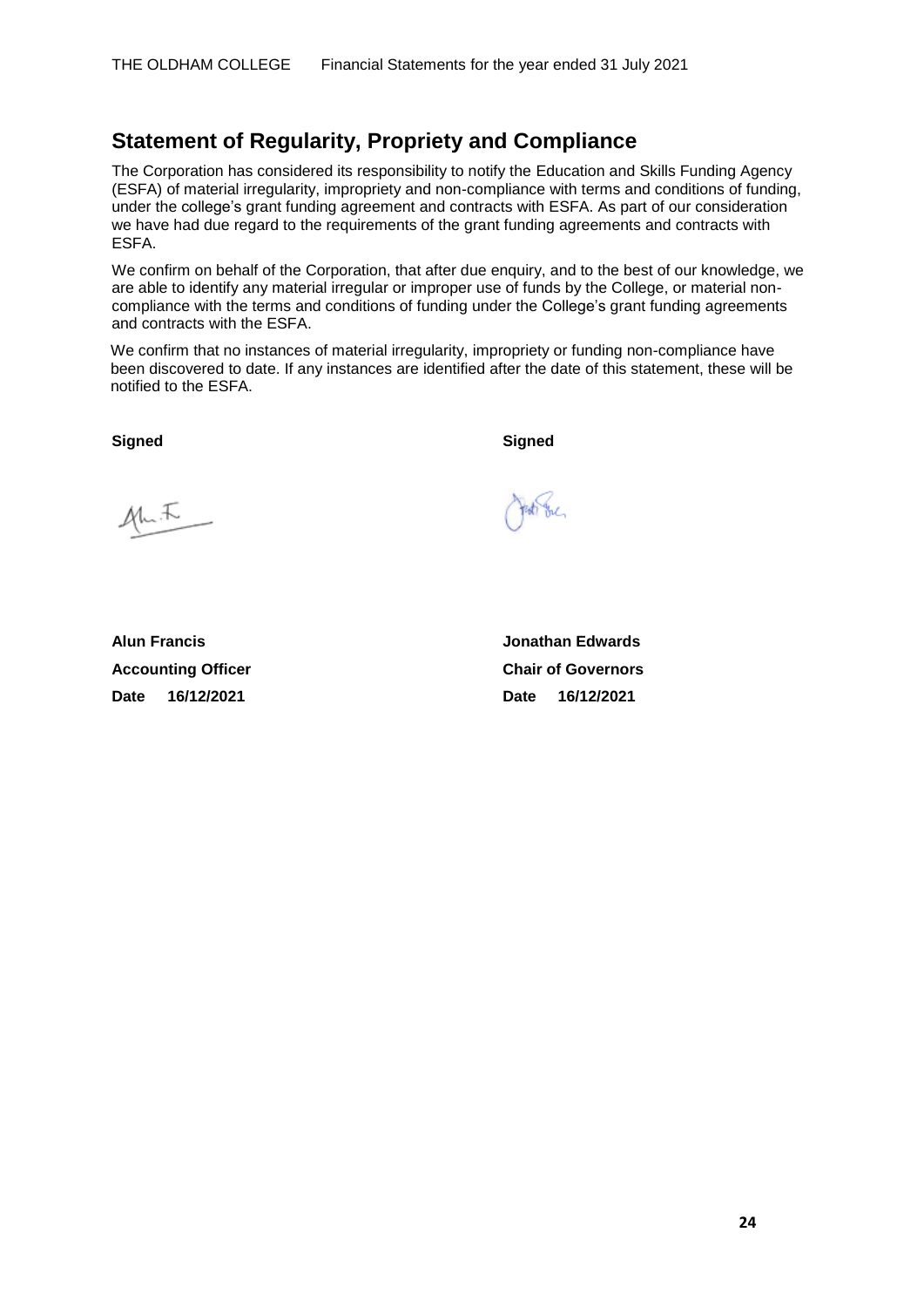## Statement of Regularity, Propriety and Compliance

The Corporation has considered its responsibility to notify the Education and Skills Funding Agency (ESFA) of material irregularity, impropriety and non-compliance with terms and conditions of funding, under the college's grant funding agreement and contracts with ESFA. As part of our consideration we have had due regard to the requirements of the grant funding agreements and contracts with ESFA.

We confirm on behalf of the Corporation, that after due enquiry, and to the best of our knowledge, we are able to identify any material irregular or improper use of funds by the College, or material non-compliance with the terms and conditions of funding under the College's grant funding agreements and contracts with the ESFA.

We confirm that no instances of material irregularity, impropriety or funding non-compliance have been discovered to date. If any instances are identified after the date of this statement, these will be notified to the ESFA.

| **Signed** | **Signed** |
| --- | --- |
| **Alun Francis** | **Jonathan Edwards** |
| **Accounting Officer** | **Chair of Governors** |
| **Date 16/12/2021** | **Date 16/12/2021** |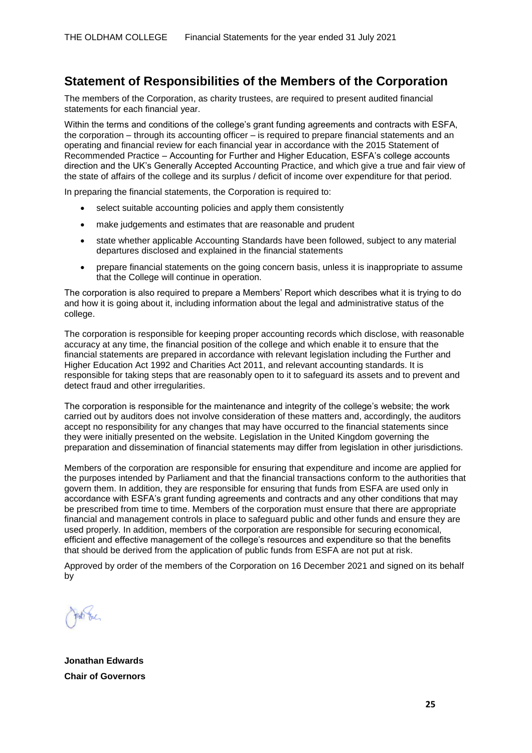## Statement of Responsibilities of the Members of the Corporation

The members of the Corporation, as charity trustees, are required to present audited financial statements for each financial year.

Within the terms and conditions of the college's grant funding agreements and contracts with ESFA, the corporation – through its accounting officer – is required to prepare financial statements and an operating and financial review for each financial year in accordance with the 2015 Statement of Recommended Practice – Accounting for Further and Higher Education, ESFA's college accounts direction and the UK's Generally Accepted Accounting Practice, and which give a true and fair view of the state of affairs of the college and its surplus / deficit of income over expenditure for that period.

In preparing the financial statements, the Corporation is required to:

- select suitable accounting policies and apply them consistently
- make judgements and estimates that are reasonable and prudent
- state whether applicable Accounting Standards have been followed, subject to any material departures disclosed and explained in the financial statements
- prepare financial statements on the going concern basis, unless it is inappropriate to assume that the College will continue in operation.

The corporation is also required to prepare a Members' Report which describes what it is trying to do and how it is going about it, including information about the legal and administrative status of the college.

The corporation is responsible for keeping proper accounting records which disclose, with reasonable accuracy at any time, the financial position of the college and which enable it to ensure that the financial statements are prepared in accordance with relevant legislation including the Further and Higher Education Act 1992 and Charities Act 2011, and relevant accounting standards. It is responsible for taking steps that are reasonably open to it to safeguard its assets and to prevent and detect fraud and other irregularities.

The corporation is responsible for the maintenance and integrity of the college's website; the work carried out by auditors does not involve consideration of these matters and, accordingly, the auditors accept no responsibility for any changes that may have occurred to the financial statements since they were initially presented on the website. Legislation in the United Kingdom governing the preparation and dissemination of financial statements may differ from legislation in other jurisdictions.

Members of the corporation are responsible for ensuring that expenditure and income are applied for the purposes intended by Parliament and that the financial transactions conform to the authorities that govern them. In addition, they are responsible for ensuring that funds from ESFA are used only in accordance with ESFA's grant funding agreements and contracts and any other conditions that may be prescribed from time to time. Members of the corporation must ensure that there are appropriate financial and management controls in place to safeguard public and other funds and ensure they are used properly. In addition, members of the corporation are responsible for securing economical, efficient and effective management of the college's resources and expenditure so that the benefits that should be derived from the application of public funds from ESFA are not put at risk.

Approved by order of the members of the Corporation on 16 December 2021 and signed on its behalf by

**Jonathan Edwards**
**Chair of Governors**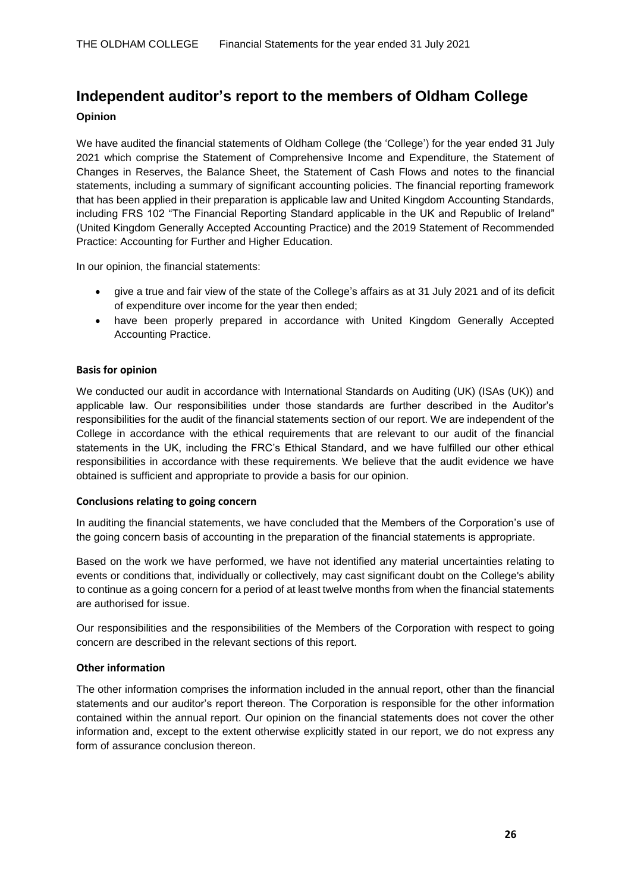# Independent auditor's report to the members of Oldham College

### Opinion

We have audited the financial statements of Oldham College (the 'College') for the year ended 31 July 2021 which comprise the Statement of Comprehensive Income and Expenditure, the Statement of Changes in Reserves, the Balance Sheet, the Statement of Cash Flows and notes to the financial statements, including a summary of significant accounting policies. The financial reporting framework that has been applied in their preparation is applicable law and United Kingdom Accounting Standards, including FRS 102 "The Financial Reporting Standard applicable in the UK and Republic of Ireland" (United Kingdom Generally Accepted Accounting Practice) and the 2019 Statement of Recommended Practice: Accounting for Further and Higher Education.

In our opinion, the financial statements:

- give a true and fair view of the state of the College's affairs as at 31 July 2021 and of its deficit of expenditure over income for the year then ended;
- have been properly prepared in accordance with United Kingdom Generally Accepted Accounting Practice.

### Basis for opinion

We conducted our audit in accordance with International Standards on Auditing (UK) (ISAs (UK)) and applicable law. Our responsibilities under those standards are further described in the Auditor's responsibilities for the audit of the financial statements section of our report. We are independent of the College in accordance with the ethical requirements that are relevant to our audit of the financial statements in the UK, including the FRC's Ethical Standard, and we have fulfilled our other ethical responsibilities in accordance with these requirements. We believe that the audit evidence we have obtained is sufficient and appropriate to provide a basis for our opinion.

### Conclusions relating to going concern

In auditing the financial statements, we have concluded that the Members of the Corporation's use of the going concern basis of accounting in the preparation of the financial statements is appropriate.

Based on the work we have performed, we have not identified any material uncertainties relating to events or conditions that, individually or collectively, may cast significant doubt on the College's ability to continue as a going concern for a period of at least twelve months from when the financial statements are authorised for issue.

Our responsibilities and the responsibilities of the Members of the Corporation with respect to going concern are described in the relevant sections of this report.

### Other information

The other information comprises the information included in the annual report, other than the financial statements and our auditor's report thereon. The Corporation is responsible for the other information contained within the annual report. Our opinion on the financial statements does not cover the other information and, except to the extent otherwise explicitly stated in our report, we do not express any form of assurance conclusion thereon.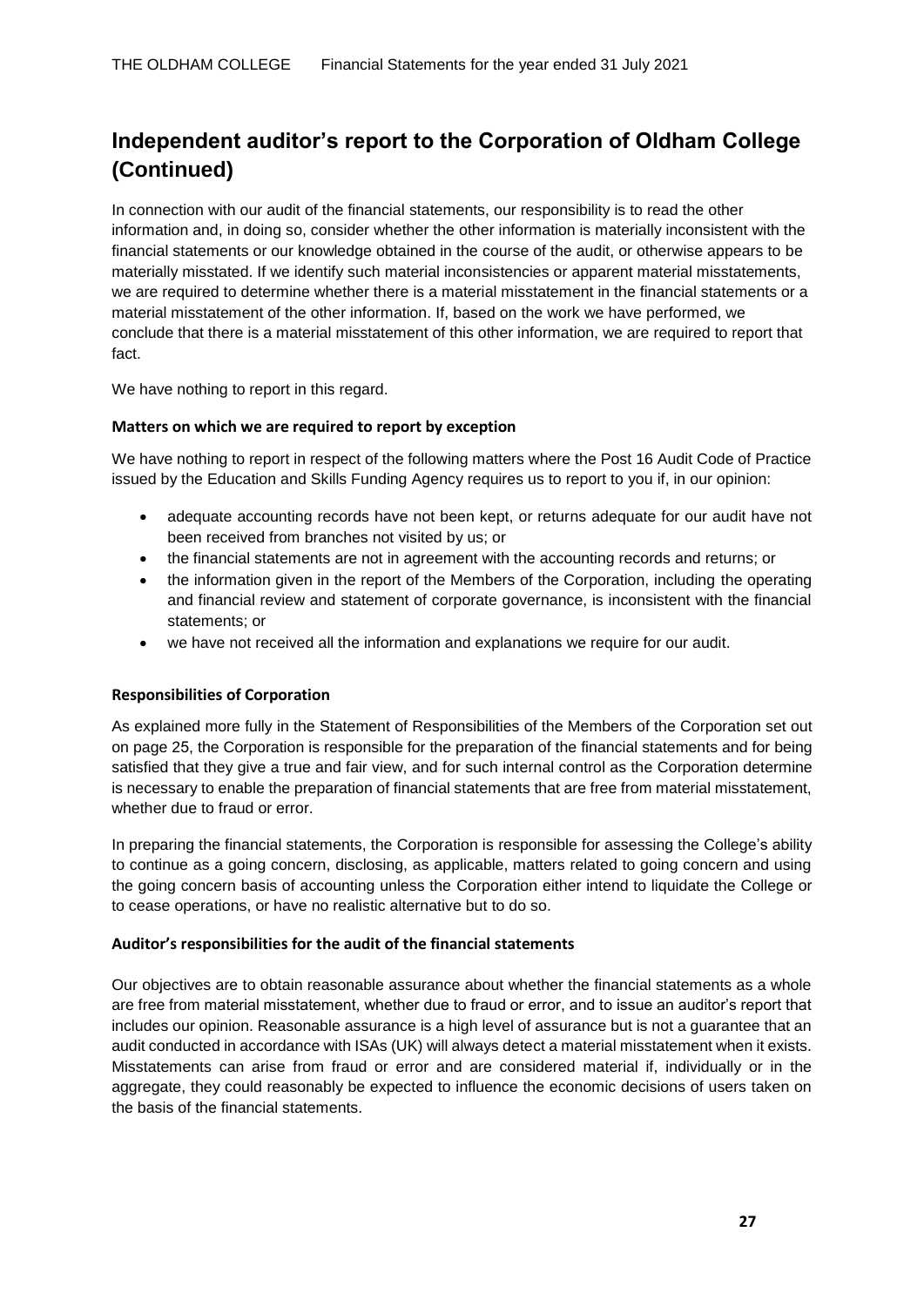## Independent auditor's report to the Corporation of Oldham College (Continued)

In connection with our audit of the financial statements, our responsibility is to read the other information and, in doing so, consider whether the other information is materially inconsistent with the financial statements or our knowledge obtained in the course of the audit, or otherwise appears to be materially misstated. If we identify such material inconsistencies or apparent material misstatements, we are required to determine whether there is a material misstatement in the financial statements or a material misstatement of the other information. If, based on the work we have performed, we conclude that there is a material misstatement of this other information, we are required to report that fact.

We have nothing to report in this regard.

### Matters on which we are required to report by exception

We have nothing to report in respect of the following matters where the Post 16 Audit Code of Practice issued by the Education and Skills Funding Agency requires us to report to you if, in our opinion:

- adequate accounting records have not been kept, or returns adequate for our audit have not been received from branches not visited by us; or
- the financial statements are not in agreement with the accounting records and returns; or
- the information given in the report of the Members of the Corporation, including the operating and financial review and statement of corporate governance, is inconsistent with the financial statements; or
- we have not received all the information and explanations we require for our audit.

### Responsibilities of Corporation

As explained more fully in the Statement of Responsibilities of the Members of the Corporation set out on page 25, the Corporation is responsible for the preparation of the financial statements and for being satisfied that they give a true and fair view, and for such internal control as the Corporation determine is necessary to enable the preparation of financial statements that are free from material misstatement, whether due to fraud or error.

In preparing the financial statements, the Corporation is responsible for assessing the College's ability to continue as a going concern, disclosing, as applicable, matters related to going concern and using the going concern basis of accounting unless the Corporation either intend to liquidate the College or to cease operations, or have no realistic alternative but to do so.

### Auditor's responsibilities for the audit of the financial statements

Our objectives are to obtain reasonable assurance about whether the financial statements as a whole are free from material misstatement, whether due to fraud or error, and to issue an auditor's report that includes our opinion. Reasonable assurance is a high level of assurance but is not a guarantee that an audit conducted in accordance with ISAs (UK) will always detect a material misstatement when it exists. Misstatements can arise from fraud or error and are considered material if, individually or in the aggregate, they could reasonably be expected to influence the economic decisions of users taken on the basis of the financial statements.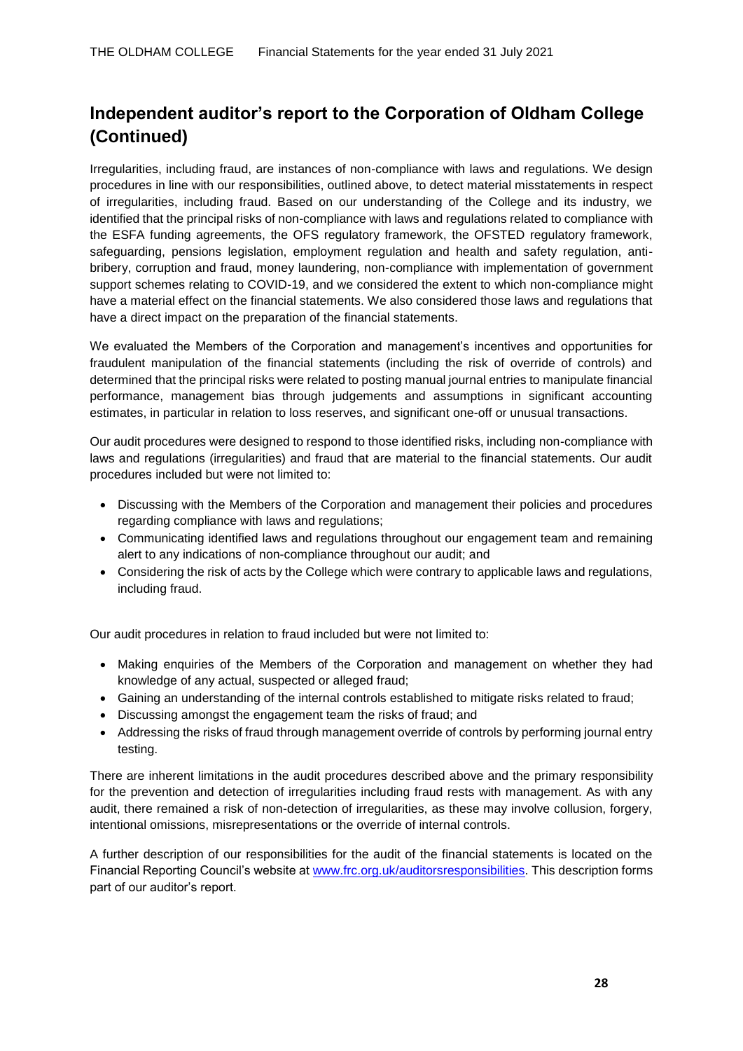## Independent auditor's report to the Corporation of Oldham College (Continued)

Irregularities, including fraud, are instances of non-compliance with laws and regulations. We design procedures in line with our responsibilities, outlined above, to detect material misstatements in respect of irregularities, including fraud. Based on our understanding of the College and its industry, we identified that the principal risks of non-compliance with laws and regulations related to compliance with the ESFA funding agreements, the OFS regulatory framework, the OFSTED regulatory framework, safeguarding, pensions legislation, employment regulation and health and safety regulation, anti-bribery, corruption and fraud, money laundering, non-compliance with implementation of government support schemes relating to COVID-19, and we considered the extent to which non-compliance might have a material effect on the financial statements. We also considered those laws and regulations that have a direct impact on the preparation of the financial statements.

We evaluated the Members of the Corporation and management's incentives and opportunities for fraudulent manipulation of the financial statements (including the risk of override of controls) and determined that the principal risks were related to posting manual journal entries to manipulate financial performance, management bias through judgements and assumptions in significant accounting estimates, in particular in relation to loss reserves, and significant one-off or unusual transactions.

Our audit procedures were designed to respond to those identified risks, including non-compliance with laws and regulations (irregularities) and fraud that are material to the financial statements. Our audit procedures included but were not limited to:

- Discussing with the Members of the Corporation and management their policies and procedures regarding compliance with laws and regulations;
- Communicating identified laws and regulations throughout our engagement team and remaining alert to any indications of non-compliance throughout our audit; and
- Considering the risk of acts by the College which were contrary to applicable laws and regulations, including fraud.

Our audit procedures in relation to fraud included but were not limited to:

- Making enquiries of the Members of the Corporation and management on whether they had knowledge of any actual, suspected or alleged fraud;
- Gaining an understanding of the internal controls established to mitigate risks related to fraud;
- Discussing amongst the engagement team the risks of fraud; and
- Addressing the risks of fraud through management override of controls by performing journal entry testing.

There are inherent limitations in the audit procedures described above and the primary responsibility for the prevention and detection of irregularities including fraud rests with management. As with any audit, there remained a risk of non-detection of irregularities, as these may involve collusion, forgery, intentional omissions, misrepresentations or the override of internal controls.

A further description of our responsibilities for the audit of the financial statements is located on the Financial Reporting Council's website at [www.frc.org.uk/auditorsresponsibilities](http://www.frc.org.uk/auditorsresponsibilities). This description forms part of our auditor's report.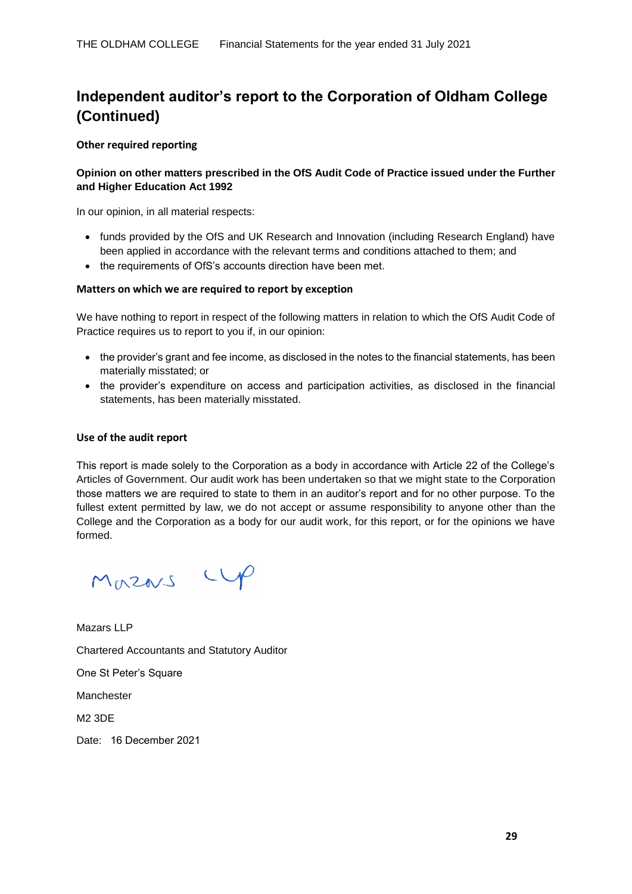# Independent auditor's report to the Corporation of Oldham College (Continued)

**Other required reporting**

**Opinion on other matters prescribed in the OfS Audit Code of Practice issued under the Further and Higher Education Act 1992**

In our opinion, in all material respects:

- funds provided by the OfS and UK Research and Innovation (including Research England) have been applied in accordance with the relevant terms and conditions attached to them; and
- the requirements of OfS's accounts direction have been met.

**Matters on which we are required to report by exception**

We have nothing to report in respect of the following matters in relation to which the OfS Audit Code of Practice requires us to report to you if, in our opinion:

- the provider's grant and fee income, as disclosed in the notes to the financial statements, has been materially misstated; or
- the provider's expenditure on access and participation activities, as disclosed in the financial statements, has been materially misstated.

**Use of the audit report**

This report is made solely to the Corporation as a body in accordance with Article 22 of the College's Articles of Government. Our audit work has been undertaken so that we might state to the Corporation those matters we are required to state to them in an auditor's report and for no other purpose. To the fullest extent permitted by law, we do not accept or assume responsibility to anyone other than the College and the Corporation as a body for our audit work, for this report, or for the opinions we have formed.

Mazars LLP

Mazars LLP

Chartered Accountants and Statutory Auditor

One St Peter's Square

Manchester

M2 3DE

Date: 16 December 2021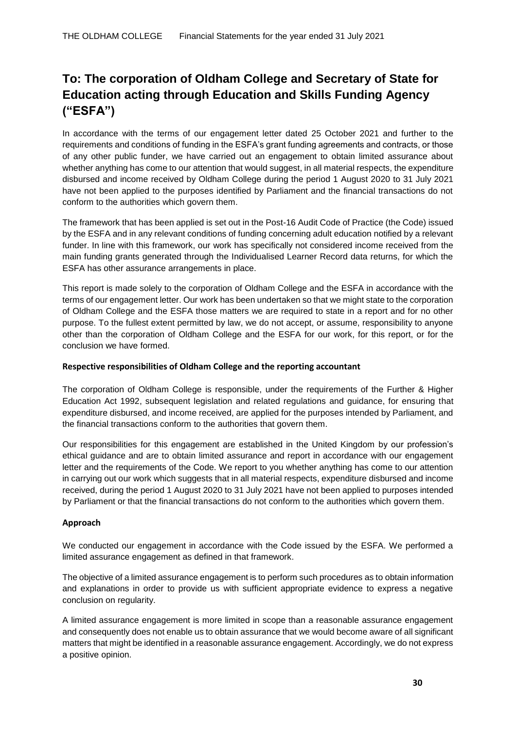# To: The corporation of Oldham College and Secretary of State for Education acting through Education and Skills Funding Agency ("ESFA")

In accordance with the terms of our engagement letter dated 25 October 2021 and further to the requirements and conditions of funding in the ESFA's grant funding agreements and contracts, or those of any other public funder, we have carried out an engagement to obtain limited assurance about whether anything has come to our attention that would suggest, in all material respects, the expenditure disbursed and income received by Oldham College during the period 1 August 2020 to 31 July 2021 have not been applied to the purposes identified by Parliament and the financial transactions do not conform to the authorities which govern them.

The framework that has been applied is set out in the Post-16 Audit Code of Practice (the Code) issued by the ESFA and in any relevant conditions of funding concerning adult education notified by a relevant funder. In line with this framework, our work has specifically not considered income received from the main funding grants generated through the Individualised Learner Record data returns, for which the ESFA has other assurance arrangements in place.

This report is made solely to the corporation of Oldham College and the ESFA in accordance with the terms of our engagement letter. Our work has been undertaken so that we might state to the corporation of Oldham College and the ESFA those matters we are required to state in a report and for no other purpose. To the fullest extent permitted by law, we do not accept, or assume, responsibility to anyone other than the corporation of Oldham College and the ESFA for our work, for this report, or for the conclusion we have formed.

**Respective responsibilities of Oldham College and the reporting accountant**

The corporation of Oldham College is responsible, under the requirements of the Further & Higher Education Act 1992, subsequent legislation and related regulations and guidance, for ensuring that expenditure disbursed, and income received, are applied for the purposes intended by Parliament, and the financial transactions conform to the authorities that govern them.

Our responsibilities for this engagement are established in the United Kingdom by our profession's ethical guidance and are to obtain limited assurance and report in accordance with our engagement letter and the requirements of the Code. We report to you whether anything has come to our attention in carrying out our work which suggests that in all material respects, expenditure disbursed and income received, during the period 1 August 2020 to 31 July 2021 have not been applied to purposes intended by Parliament or that the financial transactions do not conform to the authorities which govern them.

**Approach**

We conducted our engagement in accordance with the Code issued by the ESFA. We performed a limited assurance engagement as defined in that framework.

The objective of a limited assurance engagement is to perform such procedures as to obtain information and explanations in order to provide us with sufficient appropriate evidence to express a negative conclusion on regularity.

A limited assurance engagement is more limited in scope than a reasonable assurance engagement and consequently does not enable us to obtain assurance that we would become aware of all significant matters that might be identified in a reasonable assurance engagement. Accordingly, we do not express a positive opinion.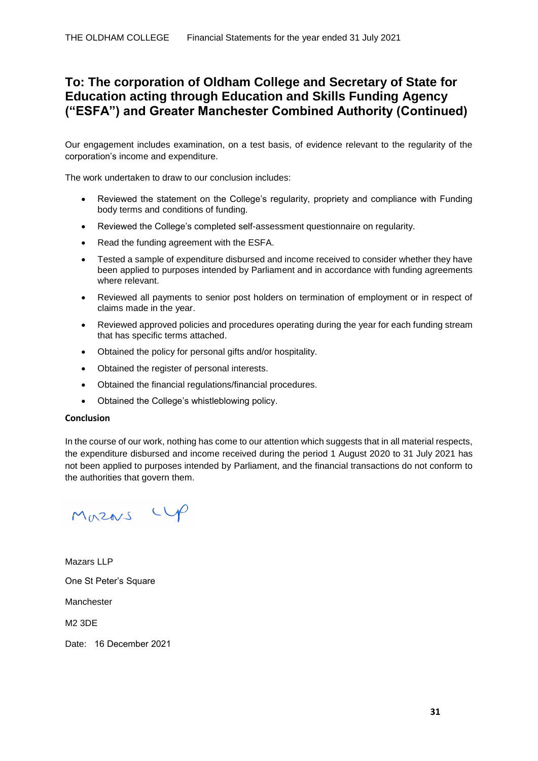## To: The corporation of Oldham College and Secretary of State for Education acting through Education and Skills Funding Agency ("ESFA") and Greater Manchester Combined Authority (Continued)

Our engagement includes examination, on a test basis, of evidence relevant to the regularity of the corporation's income and expenditure.

The work undertaken to draw to our conclusion includes:

- Reviewed the statement on the College's regularity, propriety and compliance with Funding body terms and conditions of funding.
- Reviewed the College's completed self-assessment questionnaire on regularity.
- Read the funding agreement with the ESFA.
- Tested a sample of expenditure disbursed and income received to consider whether they have been applied to purposes intended by Parliament and in accordance with funding agreements where relevant.
- Reviewed all payments to senior post holders on termination of employment or in respect of claims made in the year.
- Reviewed approved policies and procedures operating during the year for each funding stream that has specific terms attached.
- Obtained the policy for personal gifts and/or hospitality.
- Obtained the register of personal interests.
- Obtained the financial regulations/financial procedures.
- Obtained the College's whistleblowing policy.

**Conclusion**

In the course of our work, nothing has come to our attention which suggests that in all material respects, the expenditure disbursed and income received during the period 1 August 2020 to 31 July 2021 has not been applied to purposes intended by Parliament, and the financial transactions do not conform to the authorities that govern them.

Mazars LLP

Mazars LLP

One St Peter's Square

Manchester

M2 3DE

Date: 16 December 2021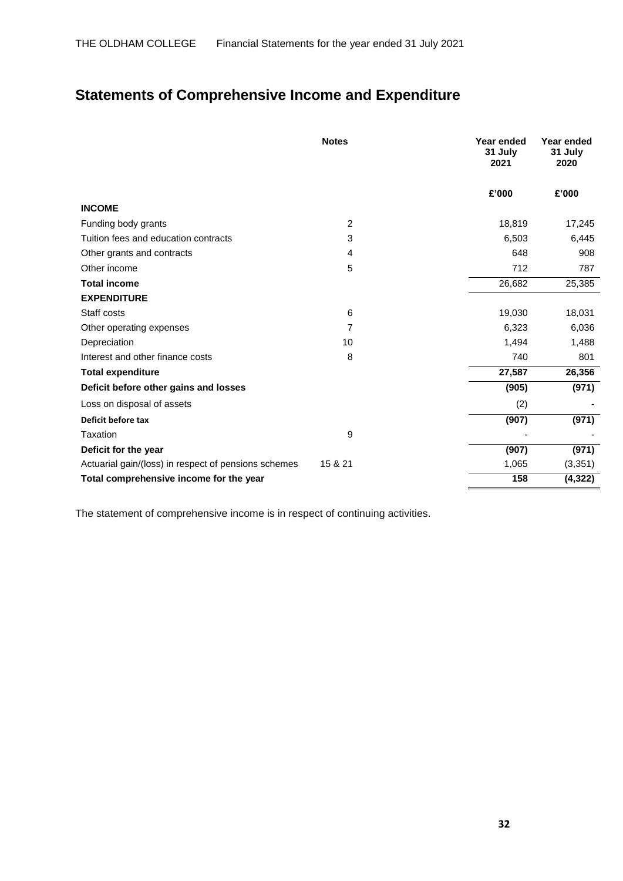# Statements of Comprehensive Income and Expenditure

| | Notes | Year ended 31 July 2021 | Year ended 31 July 2020 |
|---|---|---|---|
| | | £'000 | £'000 |
| **INCOME** | | | |
| Funding body grants | 2 | 18,819 | 17,245 |
| Tuition fees and education contracts | 3 | 6,503 | 6,445 |
| Other grants and contracts | 4 | 648 | 908 |
| Other income | 5 | 712 | 787 |
| **Total income** | | 26,682 | 25,385 |
| **EXPENDITURE** | | | |
| Staff costs | 6 | 19,030 | 18,031 |
| Other operating expenses | 7 | 6,323 | 6,036 |
| Depreciation | 10 | 1,494 | 1,488 |
| Interest and other finance costs | 8 | 740 | 801 |
| **Total expenditure** | | **27,587** | **26,356** |
| **Deficit before other gains and losses** | | **(905)** | **(971)** |
| Loss on disposal of assets | | (2) | **-** |
| **Deficit before tax** | | **(907)** | **(971)** |
| Taxation | 9 | - | - |
| **Deficit for the year** | | **(907)** | **(971)** |
| Actuarial gain/(loss) in respect of pensions schemes | 15 & 21 | 1,065 | (3,351) |
| **Total comprehensive income for the year** | | **158** | **(4,322)** |

The statement of comprehensive income is in respect of continuing activities.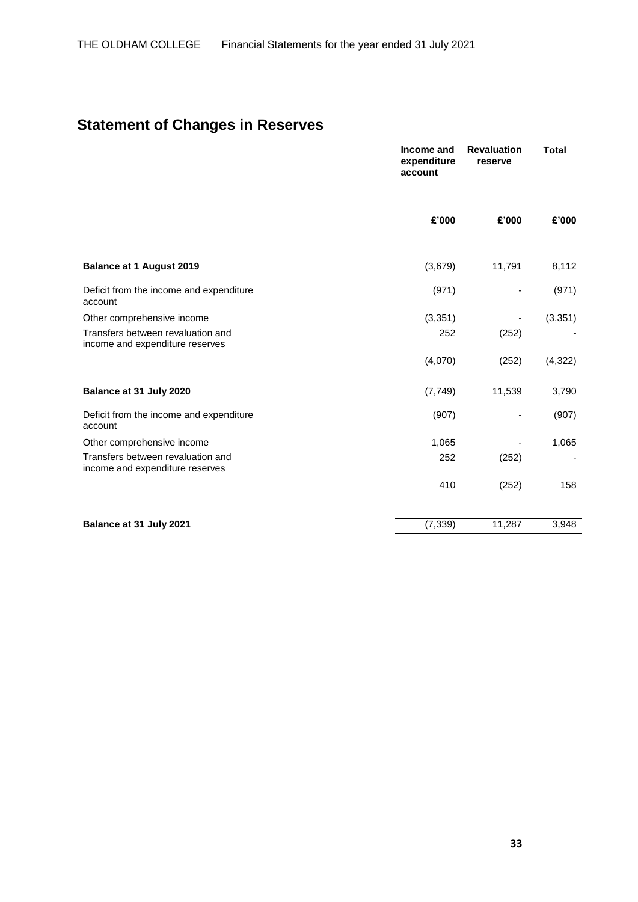# Statement of Changes in Reserves

| | Income and expenditure account | Revaluation reserve | Total |
|---|---|---|---|
| | £'000 | £'000 | £'000 |
| **Balance at 1 August 2019** | (3,679) | 11,791 | 8,112 |
| Deficit from the income and expenditure account | (971) | - | (971) |
| Other comprehensive income | (3,351) | - | (3,351) |
| Transfers between revaluation and income and expenditure reserves | 252 | (252) | - |
| | (4,070) | (252) | (4,322) |
| **Balance at 31 July 2020** | (7,749) | 11,539 | 3,790 |
| Deficit from the income and expenditure account | (907) | - | (907) |
| Other comprehensive income | 1,065 | - | 1,065 |
| Transfers between revaluation and income and expenditure reserves | 252 | (252) | - |
| | 410 | (252) | 158 |
| **Balance at 31 July 2021** | (7,339) | 11,287 | 3,948 |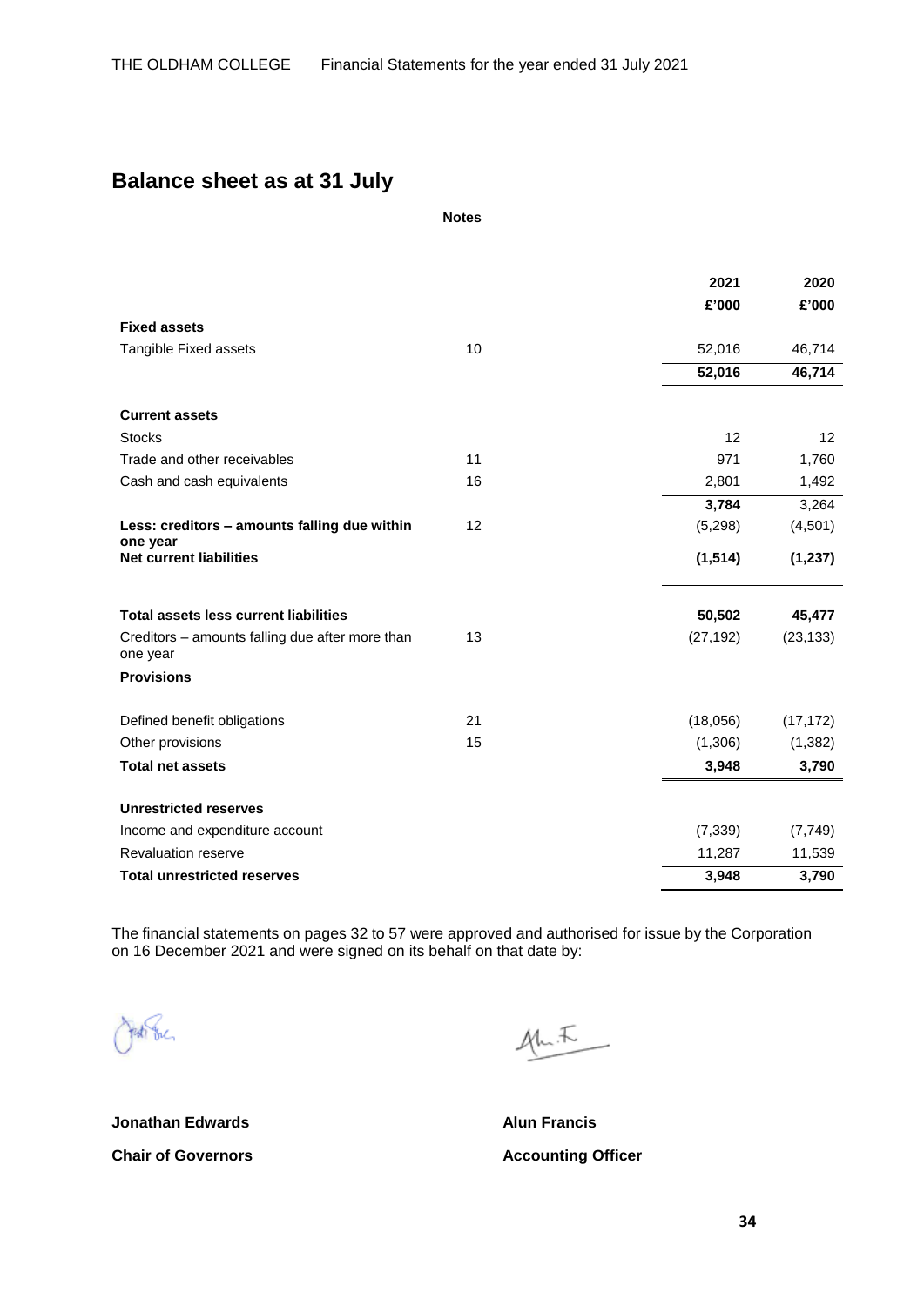## Balance sheet as at 31 July

| | Notes | 2021 | 2020 |
|---|---|---|---|
| | | £'000 | £'000 |
| **Fixed assets** | | | |
| Tangible Fixed assets | 10 | 52,016 | 46,714 |
| | | **52,016** | **46,714** |
| **Current assets** | | | |
| Stocks | | 12 | 12 |
| Trade and other receivables | 11 | 971 | 1,760 |
| Cash and cash equivalents | 16 | 2,801 | 1,492 |
| | | **3,784** | 3,264 |
| **Less: creditors – amounts falling due within one year** | 12 | (5,298) | (4,501) |
| **Net current liabilities** | | **(1,514)** | **(1,237)** |
| **Total assets less current liabilities** | | **50,502** | **45,477** |
| Creditors – amounts falling due after more than one year | 13 | (27,192) | (23,133) |
| **Provisions** | | | |
| Defined benefit obligations | 21 | (18,056) | (17,172) |
| Other provisions | 15 | (1,306) | (1,382) |
| **Total net assets** | | **3,948** | **3,790** |
| **Unrestricted reserves** | | | |
| Income and expenditure account | | (7,339) | (7,749) |
| Revaluation reserve | | 11,287 | 11,539 |
| **Total unrestricted reserves** | | **3,948** | **3,790** |

The financial statements on pages 32 to 57 were approved and authorised for issue by the Corporation on 16 December 2021 and were signed on its behalf on that date by:

**Jonathan Edwards**
**Chair of Governors**

**Alun Francis**
**Accounting Officer**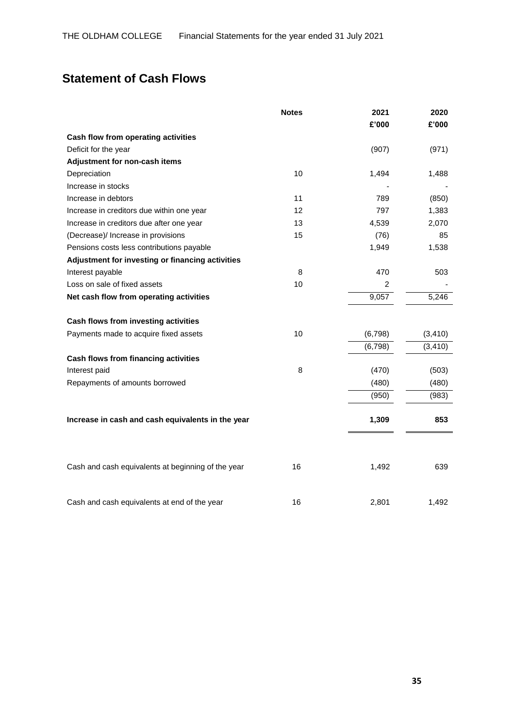# Statement of Cash Flows

| | Notes | 2021 | 2020 |
|---|---|---|---|
| | | £'000 | £'000 |
| **Cash flow from operating activities** | | | |
| Deficit for the year | | (907) | (971) |
| **Adjustment for non-cash items** | | | |
| Depreciation | 10 | 1,494 | 1,488 |
| Increase in stocks | | - | - |
| Increase in debtors | 11 | 789 | (850) |
| Increase in creditors due within one year | 12 | 797 | 1,383 |
| Increase in creditors due after one year | 13 | 4,539 | 2,070 |
| (Decrease)/ Increase in provisions | 15 | (76) | 85 |
| Pensions costs less contributions payable | | 1,949 | 1,538 |
| **Adjustment for investing or financing activities** | | | |
| Interest payable | 8 | 470 | 503 |
| Loss on sale of fixed assets | 10 | 2 | - |
| **Net cash flow from operating activities** | | 9,057 | 5,246 |
| | | | |
| **Cash flows from investing activities** | | | |
| Payments made to acquire fixed assets | 10 | (6,798) | (3,410) |
| | | (6,798) | (3,410) |
| **Cash flows from financing activities** | | | |
| Interest paid | 8 | (470) | (503) |
| Repayments of amounts borrowed | | (480) | (480) |
| | | (950) | (983) |
| | | | |
| **Increase in cash and cash equivalents in the year** | | **1,309** | **853** |
| | | | |
| Cash and cash equivalents at beginning of the year | 16 | 1,492 | 639 |
| | | | |
| Cash and cash equivalents at end of the year | 16 | 2,801 | 1,492 |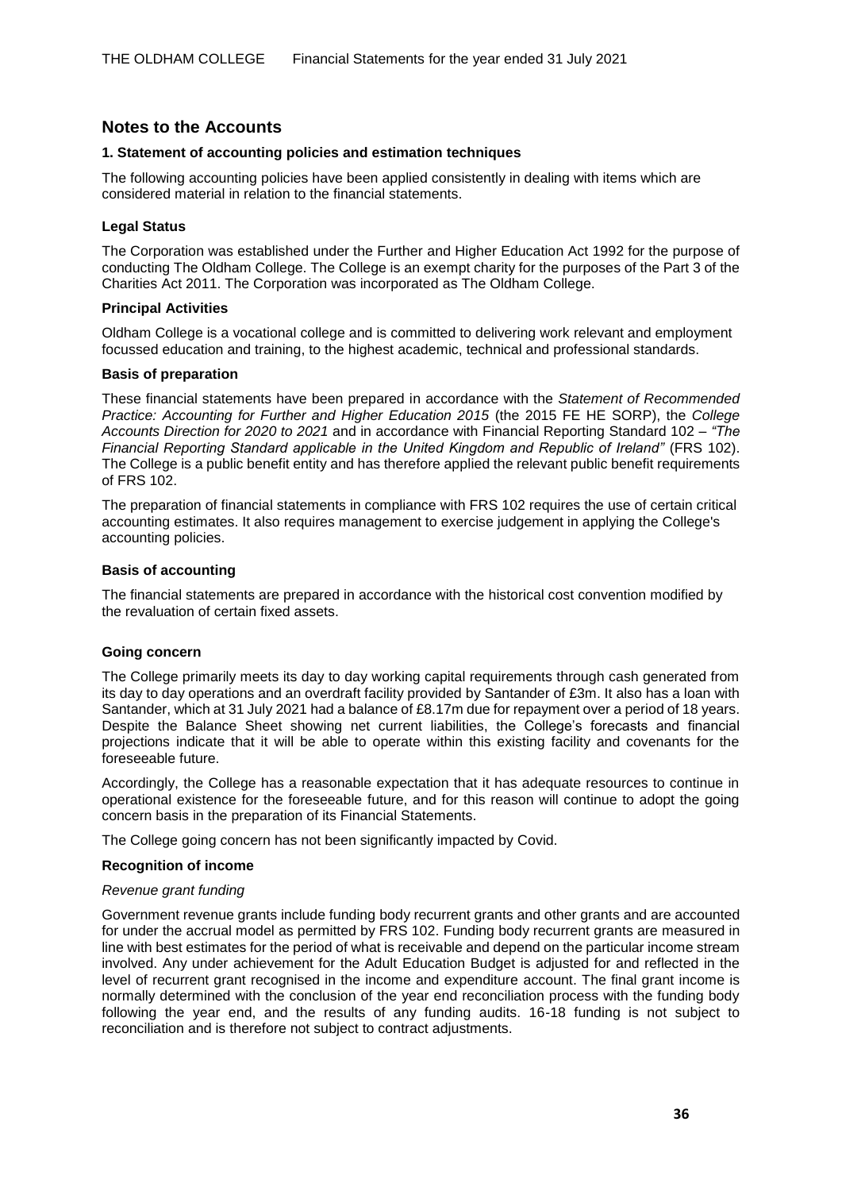## Notes to the Accounts

### 1. Statement of accounting policies and estimation techniques

The following accounting policies have been applied consistently in dealing with items which are considered material in relation to the financial statements.

#### Legal Status

The Corporation was established under the Further and Higher Education Act 1992 for the purpose of conducting The Oldham College. The College is an exempt charity for the purposes of the Part 3 of the Charities Act 2011. The Corporation was incorporated as The Oldham College.

#### Principal Activities

Oldham College is a vocational college and is committed to delivering work relevant and employment focussed education and training, to the highest academic, technical and professional standards.

#### Basis of preparation

These financial statements have been prepared in accordance with the *Statement of Recommended Practice: Accounting for Further and Higher Education 2015* (the 2015 FE HE SORP), the *College Accounts Direction for 2020 to 2021* and in accordance with Financial Reporting Standard 102 – *"The Financial Reporting Standard applicable in the United Kingdom and Republic of Ireland"* (FRS 102). The College is a public benefit entity and has therefore applied the relevant public benefit requirements of FRS 102.

The preparation of financial statements in compliance with FRS 102 requires the use of certain critical accounting estimates. It also requires management to exercise judgement in applying the College's accounting policies.

#### Basis of accounting

The financial statements are prepared in accordance with the historical cost convention modified by the revaluation of certain fixed assets.

#### Going concern

The College primarily meets its day to day working capital requirements through cash generated from its day to day operations and an overdraft facility provided by Santander of £3m. It also has a loan with Santander, which at 31 July 2021 had a balance of £8.17m due for repayment over a period of 18 years. Despite the Balance Sheet showing net current liabilities, the College's forecasts and financial projections indicate that it will be able to operate within this existing facility and covenants for the foreseeable future.

Accordingly, the College has a reasonable expectation that it has adequate resources to continue in operational existence for the foreseeable future, and for this reason will continue to adopt the going concern basis in the preparation of its Financial Statements.

The College going concern has not been significantly impacted by Covid.

#### Recognition of income

*Revenue grant funding*

Government revenue grants include funding body recurrent grants and other grants and are accounted for under the accrual model as permitted by FRS 102. Funding body recurrent grants are measured in line with best estimates for the period of what is receivable and depend on the particular income stream involved. Any under achievement for the Adult Education Budget is adjusted for and reflected in the level of recurrent grant recognised in the income and expenditure account. The final grant income is normally determined with the conclusion of the year end reconciliation process with the funding body following the year end, and the results of any funding audits. 16-18 funding is not subject to reconciliation and is therefore not subject to contract adjustments.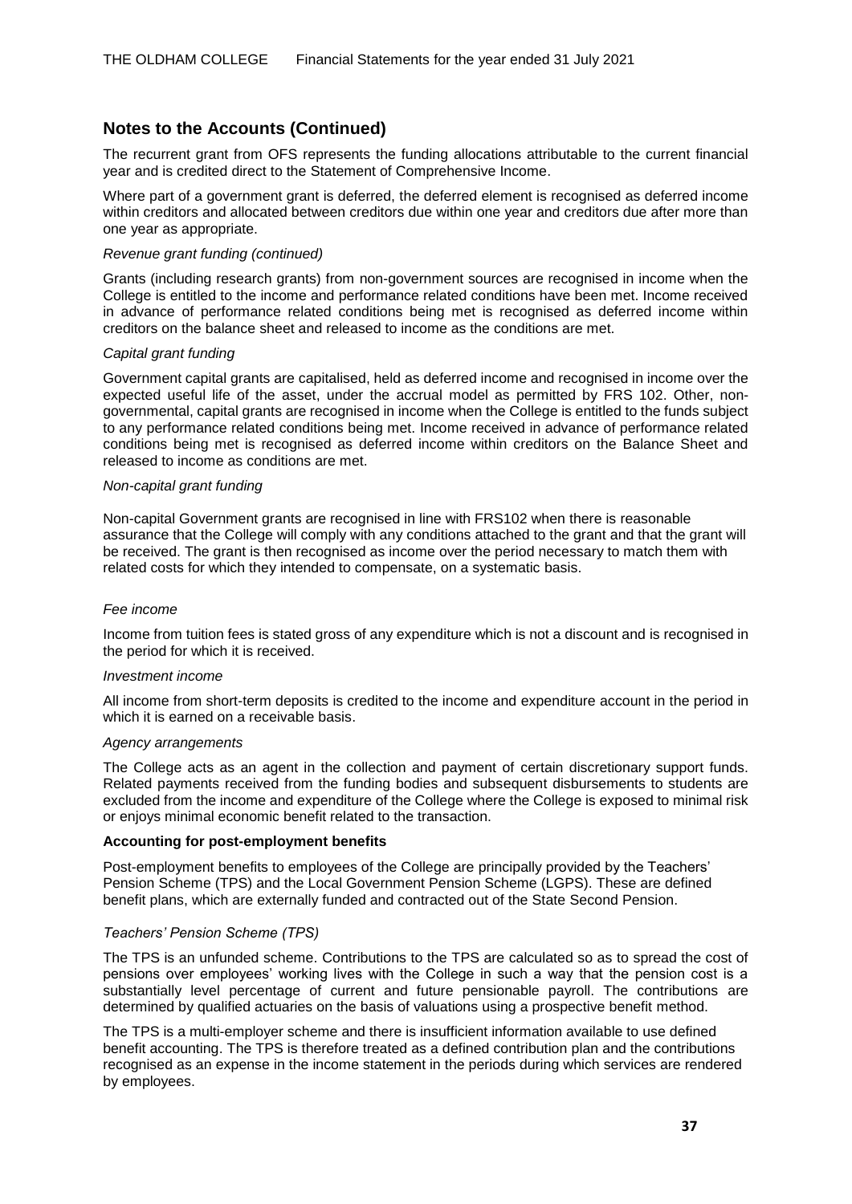## Notes to the Accounts (Continued)

The recurrent grant from OFS represents the funding allocations attributable to the current financial year and is credited direct to the Statement of Comprehensive Income.

Where part of a government grant is deferred, the deferred element is recognised as deferred income within creditors and allocated between creditors due within one year and creditors due after more than one year as appropriate.

*Revenue grant funding (continued)*

Grants (including research grants) from non-government sources are recognised in income when the College is entitled to the income and performance related conditions have been met. Income received in advance of performance related conditions being met is recognised as deferred income within creditors on the balance sheet and released to income as the conditions are met.

*Capital grant funding*

Government capital grants are capitalised, held as deferred income and recognised in income over the expected useful life of the asset, under the accrual model as permitted by FRS 102. Other, non-governmental, capital grants are recognised in income when the College is entitled to the funds subject to any performance related conditions being met. Income received in advance of performance related conditions being met is recognised as deferred income within creditors on the Balance Sheet and released to income as conditions are met.

*Non-capital grant funding*

Non-capital Government grants are recognised in line with FRS102 when there is reasonable assurance that the College will comply with any conditions attached to the grant and that the grant will be received. The grant is then recognised as income over the period necessary to match them with related costs for which they intended to compensate, on a systematic basis.

*Fee income*

Income from tuition fees is stated gross of any expenditure which is not a discount and is recognised in the period for which it is received.

*Investment income*

All income from short-term deposits is credited to the income and expenditure account in the period in which it is earned on a receivable basis.

*Agency arrangements*

The College acts as an agent in the collection and payment of certain discretionary support funds. Related payments received from the funding bodies and subsequent disbursements to students are excluded from the income and expenditure of the College where the College is exposed to minimal risk or enjoys minimal economic benefit related to the transaction.

**Accounting for post-employment benefits**

Post-employment benefits to employees of the College are principally provided by the Teachers' Pension Scheme (TPS) and the Local Government Pension Scheme (LGPS). These are defined benefit plans, which are externally funded and contracted out of the State Second Pension.

*Teachers' Pension Scheme (TPS)*

The TPS is an unfunded scheme. Contributions to the TPS are calculated so as to spread the cost of pensions over employees' working lives with the College in such a way that the pension cost is a substantially level percentage of current and future pensionable payroll. The contributions are determined by qualified actuaries on the basis of valuations using a prospective benefit method.

The TPS is a multi-employer scheme and there is insufficient information available to use defined benefit accounting. The TPS is therefore treated as a defined contribution plan and the contributions recognised as an expense in the income statement in the periods during which services are rendered by employees.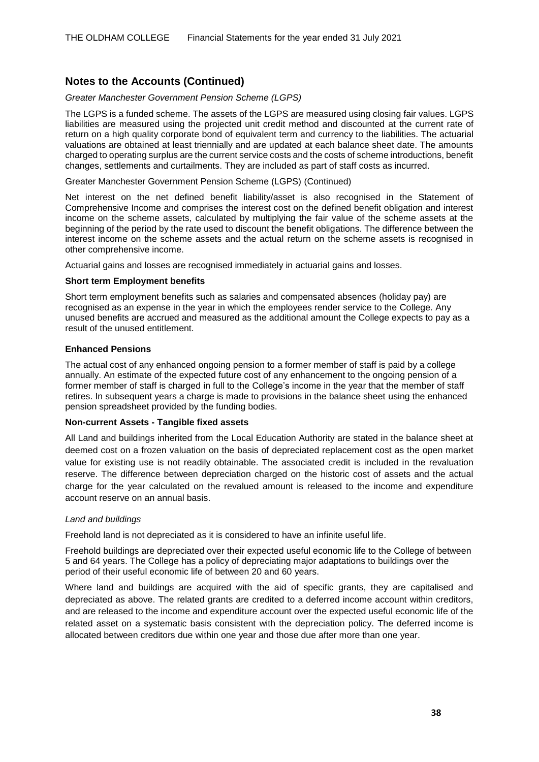## Notes to the Accounts (Continued)

*Greater Manchester Government Pension Scheme (LGPS)*

The LGPS is a funded scheme. The assets of the LGPS are measured using closing fair values. LGPS liabilities are measured using the projected unit credit method and discounted at the current rate of return on a high quality corporate bond of equivalent term and currency to the liabilities. The actuarial valuations are obtained at least triennially and are updated at each balance sheet date. The amounts charged to operating surplus are the current service costs and the costs of scheme introductions, benefit changes, settlements and curtailments. They are included as part of staff costs as incurred.

Greater Manchester Government Pension Scheme (LGPS) (Continued)

Net interest on the net defined benefit liability/asset is also recognised in the Statement of Comprehensive Income and comprises the interest cost on the defined benefit obligation and interest income on the scheme assets, calculated by multiplying the fair value of the scheme assets at the beginning of the period by the rate used to discount the benefit obligations. The difference between the interest income on the scheme assets and the actual return on the scheme assets is recognised in other comprehensive income.

Actuarial gains and losses are recognised immediately in actuarial gains and losses.

**Short term Employment benefits**

Short term employment benefits such as salaries and compensated absences (holiday pay) are recognised as an expense in the year in which the employees render service to the College. Any unused benefits are accrued and measured as the additional amount the College expects to pay as a result of the unused entitlement.

**Enhanced Pensions**

The actual cost of any enhanced ongoing pension to a former member of staff is paid by a college annually. An estimate of the expected future cost of any enhancement to the ongoing pension of a former member of staff is charged in full to the College's income in the year that the member of staff retires. In subsequent years a charge is made to provisions in the balance sheet using the enhanced pension spreadsheet provided by the funding bodies.

**Non-current Assets - Tangible fixed assets**

All Land and buildings inherited from the Local Education Authority are stated in the balance sheet at deemed cost on a frozen valuation on the basis of depreciated replacement cost as the open market value for existing use is not readily obtainable. The associated credit is included in the revaluation reserve. The difference between depreciation charged on the historic cost of assets and the actual charge for the year calculated on the revalued amount is released to the income and expenditure account reserve on an annual basis.

*Land and buildings*

Freehold land is not depreciated as it is considered to have an infinite useful life.

Freehold buildings are depreciated over their expected useful economic life to the College of between 5 and 64 years. The College has a policy of depreciating major adaptations to buildings over the period of their useful economic life of between 20 and 60 years.

Where land and buildings are acquired with the aid of specific grants, they are capitalised and depreciated as above. The related grants are credited to a deferred income account within creditors, and are released to the income and expenditure account over the expected useful economic life of the related asset on a systematic basis consistent with the depreciation policy. The deferred income is allocated between creditors due within one year and those due after more than one year.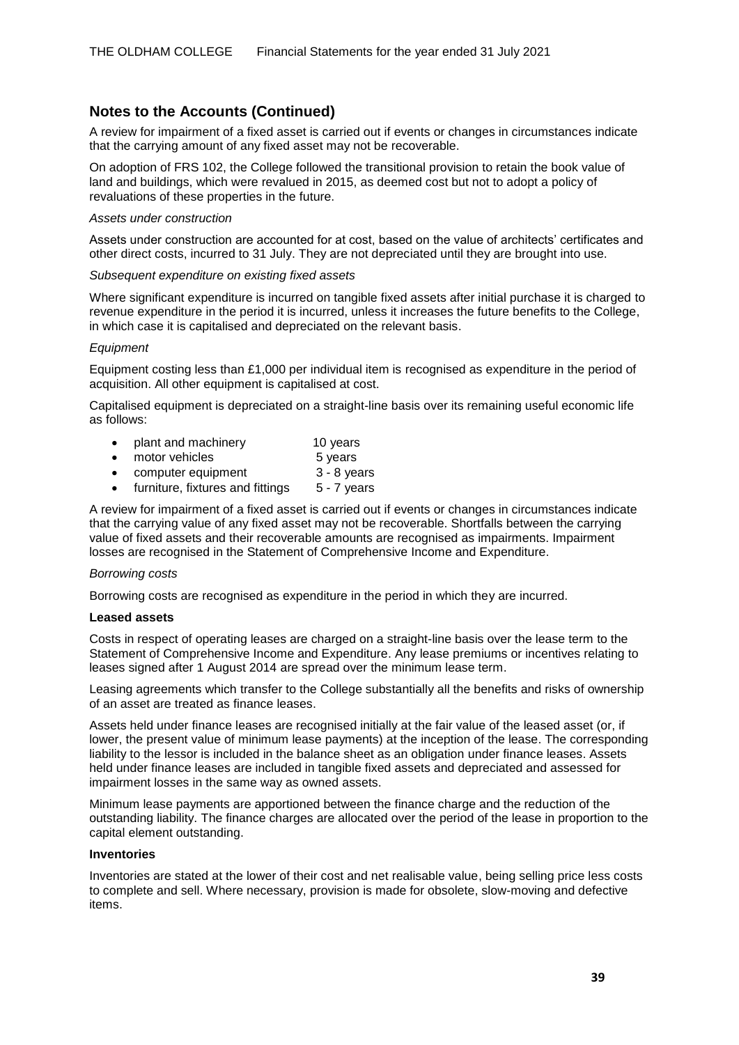## Notes to the Accounts (Continued)

A review for impairment of a fixed asset is carried out if events or changes in circumstances indicate that the carrying amount of any fixed asset may not be recoverable.

On adoption of FRS 102, the College followed the transitional provision to retain the book value of land and buildings, which were revalued in 2015, as deemed cost but not to adopt a policy of revaluations of these properties in the future.

*Assets under construction*

Assets under construction are accounted for at cost, based on the value of architects' certificates and other direct costs, incurred to 31 July. They are not depreciated until they are brought into use.

*Subsequent expenditure on existing fixed assets*

Where significant expenditure is incurred on tangible fixed assets after initial purchase it is charged to revenue expenditure in the period it is incurred, unless it increases the future benefits to the College, in which case it is capitalised and depreciated on the relevant basis.

*Equipment*

Equipment costing less than £1,000 per individual item is recognised as expenditure in the period of acquisition. All other equipment is capitalised at cost.

Capitalised equipment is depreciated on a straight-line basis over its remaining useful economic life as follows:

- plant and machinery 10 years
- motor vehicles 5 years
- computer equipment 3 - 8 years
- furniture, fixtures and fittings 5 - 7 years

A review for impairment of a fixed asset is carried out if events or changes in circumstances indicate that the carrying value of any fixed asset may not be recoverable. Shortfalls between the carrying value of fixed assets and their recoverable amounts are recognised as impairments. Impairment losses are recognised in the Statement of Comprehensive Income and Expenditure.

*Borrowing costs*

Borrowing costs are recognised as expenditure in the period in which they are incurred.

**Leased assets**

Costs in respect of operating leases are charged on a straight-line basis over the lease term to the Statement of Comprehensive Income and Expenditure. Any lease premiums or incentives relating to leases signed after 1 August 2014 are spread over the minimum lease term.

Leasing agreements which transfer to the College substantially all the benefits and risks of ownership of an asset are treated as finance leases.

Assets held under finance leases are recognised initially at the fair value of the leased asset (or, if lower, the present value of minimum lease payments) at the inception of the lease. The corresponding liability to the lessor is included in the balance sheet as an obligation under finance leases. Assets held under finance leases are included in tangible fixed assets and depreciated and assessed for impairment losses in the same way as owned assets.

Minimum lease payments are apportioned between the finance charge and the reduction of the outstanding liability. The finance charges are allocated over the period of the lease in proportion to the capital element outstanding.

**Inventories**

Inventories are stated at the lower of their cost and net realisable value, being selling price less costs to complete and sell. Where necessary, provision is made for obsolete, slow-moving and defective items.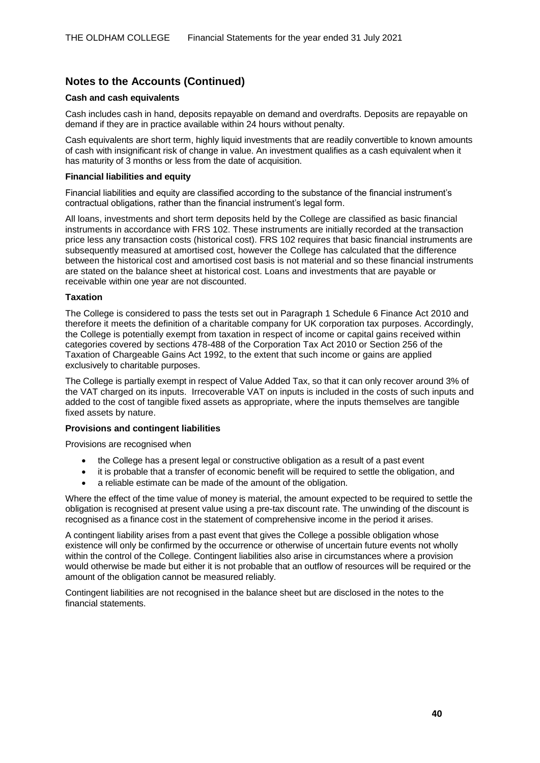## Notes to the Accounts (Continued)

**Cash and cash equivalents**

Cash includes cash in hand, deposits repayable on demand and overdrafts. Deposits are repayable on demand if they are in practice available within 24 hours without penalty.

Cash equivalents are short term, highly liquid investments that are readily convertible to known amounts of cash with insignificant risk of change in value. An investment qualifies as a cash equivalent when it has maturity of 3 months or less from the date of acquisition.

**Financial liabilities and equity**

Financial liabilities and equity are classified according to the substance of the financial instrument's contractual obligations, rather than the financial instrument's legal form.

All loans, investments and short term deposits held by the College are classified as basic financial instruments in accordance with FRS 102. These instruments are initially recorded at the transaction price less any transaction costs (historical cost). FRS 102 requires that basic financial instruments are subsequently measured at amortised cost, however the College has calculated that the difference between the historical cost and amortised cost basis is not material and so these financial instruments are stated on the balance sheet at historical cost. Loans and investments that are payable or receivable within one year are not discounted.

**Taxation**

The College is considered to pass the tests set out in Paragraph 1 Schedule 6 Finance Act 2010 and therefore it meets the definition of a charitable company for UK corporation tax purposes. Accordingly, the College is potentially exempt from taxation in respect of income or capital gains received within categories covered by sections 478-488 of the Corporation Tax Act 2010 or Section 256 of the Taxation of Chargeable Gains Act 1992, to the extent that such income or gains are applied exclusively to charitable purposes.

The College is partially exempt in respect of Value Added Tax, so that it can only recover around 3% of the VAT charged on its inputs. Irrecoverable VAT on inputs is included in the costs of such inputs and added to the cost of tangible fixed assets as appropriate, where the inputs themselves are tangible fixed assets by nature.

**Provisions and contingent liabilities**

Provisions are recognised when

- the College has a present legal or constructive obligation as a result of a past event
- it is probable that a transfer of economic benefit will be required to settle the obligation, and
- a reliable estimate can be made of the amount of the obligation.

Where the effect of the time value of money is material, the amount expected to be required to settle the obligation is recognised at present value using a pre-tax discount rate. The unwinding of the discount is recognised as a finance cost in the statement of comprehensive income in the period it arises.

A contingent liability arises from a past event that gives the College a possible obligation whose existence will only be confirmed by the occurrence or otherwise of uncertain future events not wholly within the control of the College. Contingent liabilities also arise in circumstances where a provision would otherwise be made but either it is not probable that an outflow of resources will be required or the amount of the obligation cannot be measured reliably.

Contingent liabilities are not recognised in the balance sheet but are disclosed in the notes to the financial statements.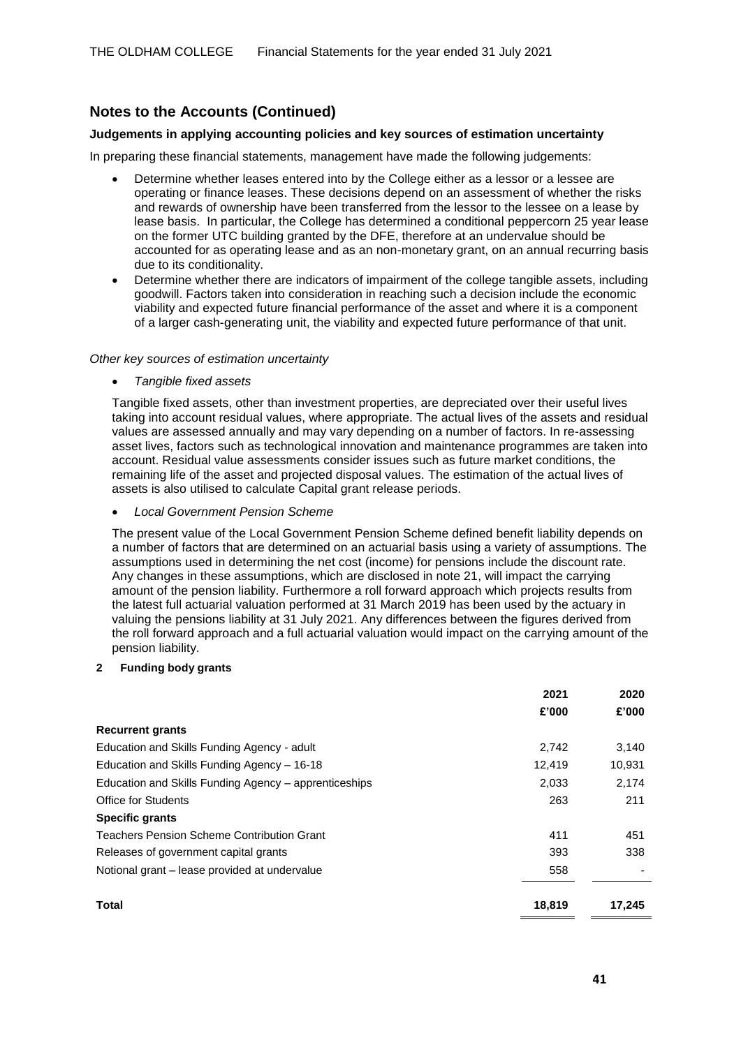## Notes to the Accounts (Continued)

**Judgements in applying accounting policies and key sources of estimation uncertainty**

In preparing these financial statements, management have made the following judgements:

- Determine whether leases entered into by the College either as a lessor or a lessee are operating or finance leases. These decisions depend on an assessment of whether the risks and rewards of ownership have been transferred from the lessor to the lessee on a lease by lease basis. In particular, the College has determined a conditional peppercorn 25 year lease on the former UTC building granted by the DFE, therefore at an undervalue should be accounted for as operating lease and as an non-monetary grant, on an annual recurring basis due to its conditionality.
- Determine whether there are indicators of impairment of the college tangible assets, including goodwill. Factors taken into consideration in reaching such a decision include the economic viability and expected future financial performance of the asset and where it is a component of a larger cash-generating unit, the viability and expected future performance of that unit.

*Other key sources of estimation uncertainty*

- *Tangible fixed assets*

Tangible fixed assets, other than investment properties, are depreciated over their useful lives taking into account residual values, where appropriate. The actual lives of the assets and residual values are assessed annually and may vary depending on a number of factors. In re-assessing asset lives, factors such as technological innovation and maintenance programmes are taken into account. Residual value assessments consider issues such as future market conditions, the remaining life of the asset and projected disposal values. The estimation of the actual lives of assets is also utilised to calculate Capital grant release periods.

- *Local Government Pension Scheme*

The present value of the Local Government Pension Scheme defined benefit liability depends on a number of factors that are determined on an actuarial basis using a variety of assumptions. The assumptions used in determining the net cost (income) for pensions include the discount rate. Any changes in these assumptions, which are disclosed in note 21, will impact the carrying amount of the pension liability. Furthermore a roll forward approach which projects results from the latest full actuarial valuation performed at 31 March 2019 has been used by the actuary in valuing the pensions liability at 31 July 2021. Any differences between the figures derived from the roll forward approach and a full actuarial valuation would impact on the carrying amount of the pension liability.

### 2 Funding body grants

| | 2021 | 2020 |
|---|---|---|
| | £'000 | £'000 |
| **Recurrent grants** | | |
| Education and Skills Funding Agency - adult | 2,742 | 3,140 |
| Education and Skills Funding Agency – 16-18 | 12,419 | 10,931 |
| Education and Skills Funding Agency – apprenticeships | 2,033 | 2,174 |
| Office for Students | 263 | 211 |
| **Specific grants** | | |
| Teachers Pension Scheme Contribution Grant | 411 | 451 |
| Releases of government capital grants | 393 | 338 |
| Notional grant – lease provided at undervalue | 558 | - |
| **Total** | **18,819** | **17,245** |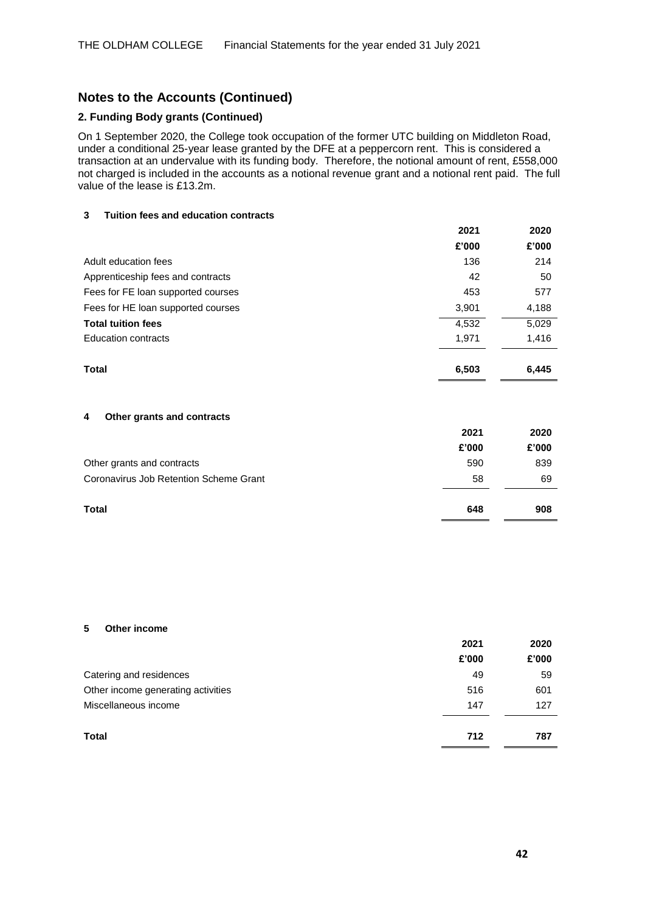## Notes to the Accounts (Continued)

### 2. Funding Body grants (Continued)

On 1 September 2020, the College took occupation of the former UTC building on Middleton Road, under a conditional 25-year lease granted by the DFE at a peppercorn rent. This is considered a transaction at an undervalue with its funding body. Therefore, the notional amount of rent, £558,000 not charged is included in the accounts as a notional revenue grant and a notional rent paid. The full value of the lease is £13.2m.

### 3 Tuition fees and education contracts

| | 2021 | 2020 |
|---|---|---|
| | £'000 | £'000 |
| Adult education fees | 136 | 214 |
| Apprenticeship fees and contracts | 42 | 50 |
| Fees for FE loan supported courses | 453 | 577 |
| Fees for HE loan supported courses | 3,901 | 4,188 |
| **Total tuition fees** | 4,532 | 5,029 |
| Education contracts | 1,971 | 1,416 |
| **Total** | **6,503** | **6,445** |

### 4 Other grants and contracts

| | 2021 | 2020 |
|---|---|---|
| | £'000 | £'000 |
| Other grants and contracts | 590 | 839 |
| Coronavirus Job Retention Scheme Grant | 58 | 69 |
| **Total** | **648** | **908** |

### 5 Other income

| | 2021 | 2020 |
|---|---|---|
| | £'000 | £'000 |
| Catering and residences | 49 | 59 |
| Other income generating activities | 516 | 601 |
| Miscellaneous income | 147 | 127 |
| **Total** | **712** | **787** |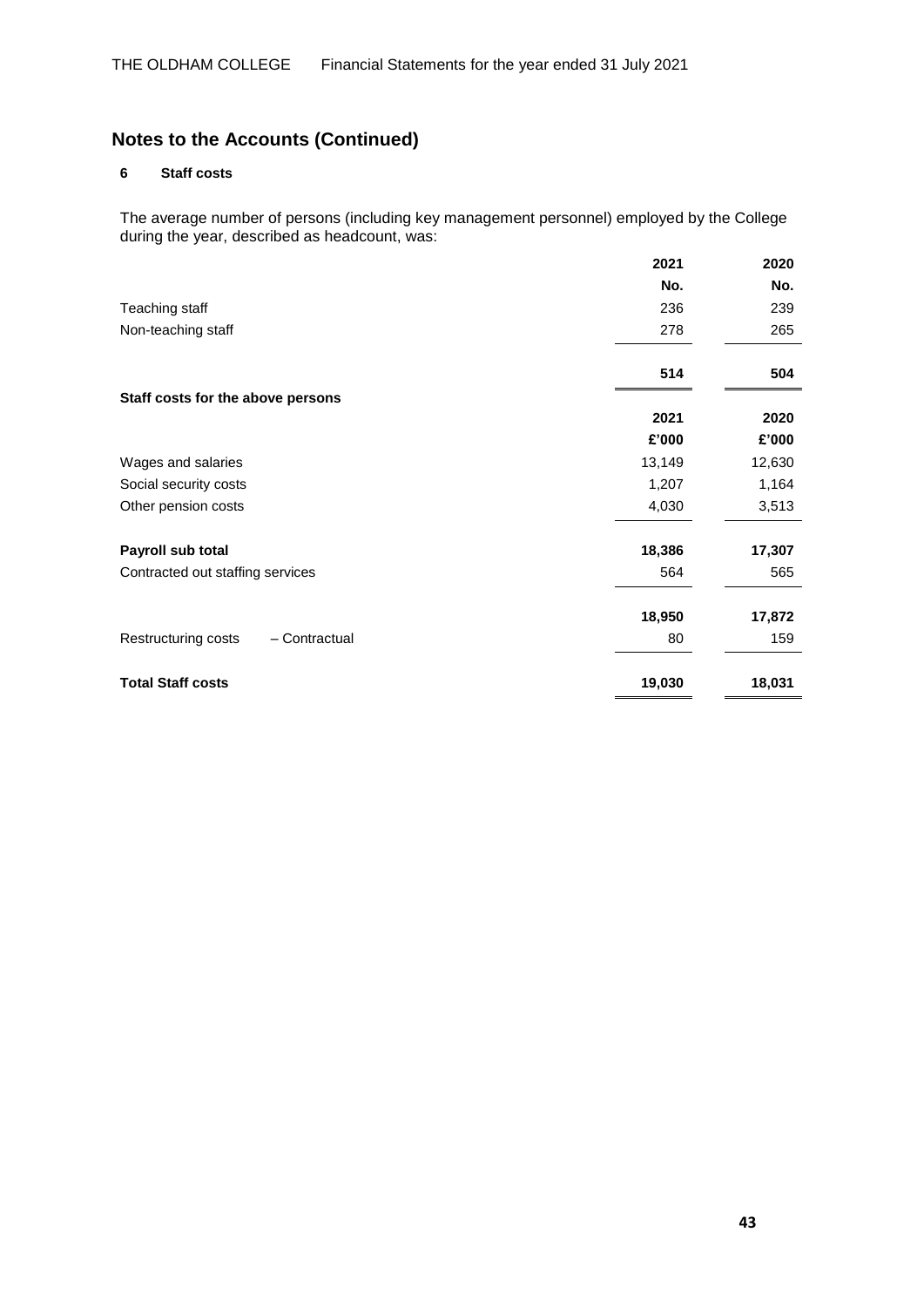## Notes to the Accounts (Continued)

### 6 Staff costs

The average number of persons (including key management personnel) employed by the College during the year, described as headcount, was:

| | 2021 | 2020 |
|---|---|---|
| | No. | No. |
| Teaching staff | 236 | 239 |
| Non-teaching staff | 278 | 265 |
| | **514** | **504** |

**Staff costs for the above persons**

| | 2021 | 2020 |
|---|---|---|
| | £'000 | £'000 |
| Wages and salaries | 13,149 | 12,630 |
| Social security costs | 1,207 | 1,164 |
| Other pension costs | 4,030 | 3,513 |
| **Payroll sub total** | **18,386** | **17,307** |
| Contracted out staffing services | 564 | 565 |
| | **18,950** | **17,872** |
| Restructuring costs – Contractual | 80 | 159 |
| **Total Staff costs** | **19,030** | **18,031** |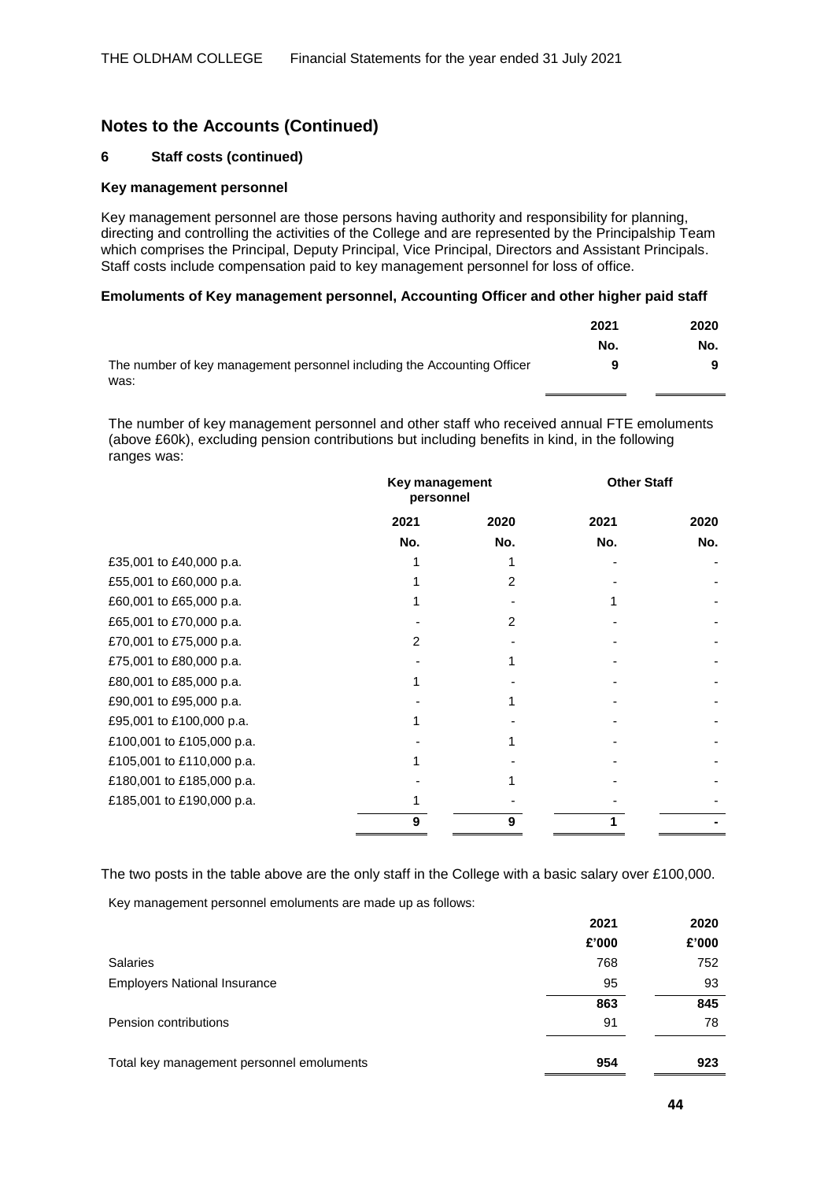## Notes to the Accounts (Continued)

### 6 Staff costs (continued)

**Key management personnel**

Key management personnel are those persons having authority and responsibility for planning, directing and controlling the activities of the College and are represented by the Principalship Team which comprises the Principal, Deputy Principal, Vice Principal, Directors and Assistant Principals. Staff costs include compensation paid to key management personnel for loss of office.

**Emoluments of Key management personnel, Accounting Officer and other higher paid staff**

| | 2021 | 2020 |
|---|---|---|
| | No. | No. |
| The number of key management personnel including the Accounting Officer was: | **9** | **9** |

The number of key management personnel and other staff who received annual FTE emoluments (above £60k), excluding pension contributions but including benefits in kind, in the following ranges was:

| | Key management personnel | | Other Staff | |
|---|---|---|---|---|
| | 2021 | 2020 | 2021 | 2020 |
| | No. | No. | No. | No. |
| £35,001 to £40,000 p.a. | 1 | 1 | - | - |
| £55,001 to £60,000 p.a. | 1 | 2 | - | - |
| £60,001 to £65,000 p.a. | 1 | - | 1 | - |
| £65,001 to £70,000 p.a. | - | 2 | - | - |
| £70,001 to £75,000 p.a. | 2 | - | - | - |
| £75,001 to £80,000 p.a. | - | 1 | - | - |
| £80,001 to £85,000 p.a. | 1 | - | - | - |
| £90,001 to £95,000 p.a. | - | 1 | - | - |
| £95,001 to £100,000 p.a. | 1 | - | - | - |
| £100,001 to £105,000 p.a. | - | 1 | - | - |
| £105,001 to £110,000 p.a. | 1 | - | - | - |
| £180,001 to £185,000 p.a. | - | 1 | - | - |
| £185,001 to £190,000 p.a. | 1 | - | - | - |
| | **9** | **9** | **1** | **-** |

The two posts in the table above are the only staff in the College with a basic salary over £100,000.

Key management personnel emoluments are made up as follows:

| | 2021 | 2020 |
|---|---|---|
| | £'000 | £'000 |
| Salaries | 768 | 752 |
| Employers National Insurance | 95 | 93 |
| | **863** | **845** |
| Pension contributions | 91 | 78 |
| Total key management personnel emoluments | **954** | **923** |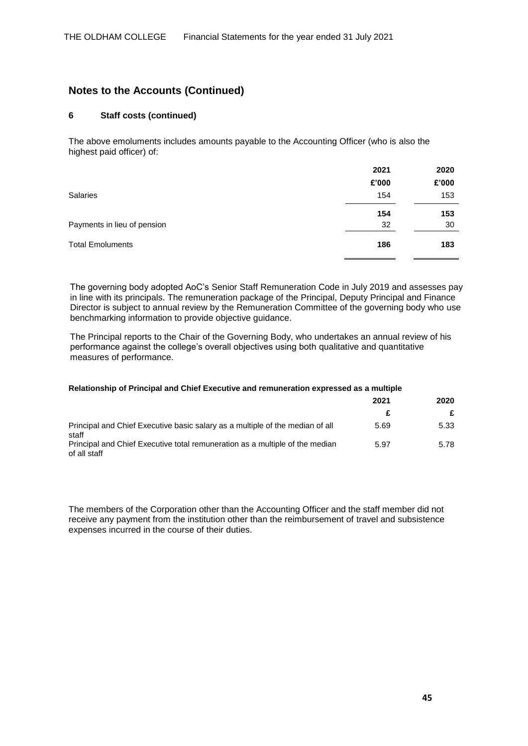## Notes to the Accounts (Continued)

### 6 Staff costs (continued)

The above emoluments includes amounts payable to the Accounting Officer (who is also the highest paid officer) of:

| | 2021 | 2020 |
|---|---|---|
| | £'000 | £'000 |
| Salaries | 154 | 153 |
| | **154** | **153** |
| Payments in lieu of pension | 32 | 30 |
| Total Emoluments | **186** | **183** |

The governing body adopted AoC's Senior Staff Remuneration Code in July 2019 and assesses pay in line with its principals. The remuneration package of the Principal, Deputy Principal and Finance Director is subject to annual review by the Remuneration Committee of the governing body who use benchmarking information to provide objective guidance.

The Principal reports to the Chair of the Governing Body, who undertakes an annual review of his performance against the college's overall objectives using both qualitative and quantitative measures of performance.

**Relationship of Principal and Chief Executive and remuneration expressed as a multiple**

| | 2021 | 2020 |
|---|---|---|
| | £ | £ |
| Principal and Chief Executive basic salary as a multiple of the median of all staff | 5.69 | 5.33 |
| Principal and Chief Executive total remuneration as a multiple of the median of all staff | 5.97 | 5.78 |

The members of the Corporation other than the Accounting Officer and the staff member did not receive any payment from the institution other than the reimbursement of travel and subsistence expenses incurred in the course of their duties.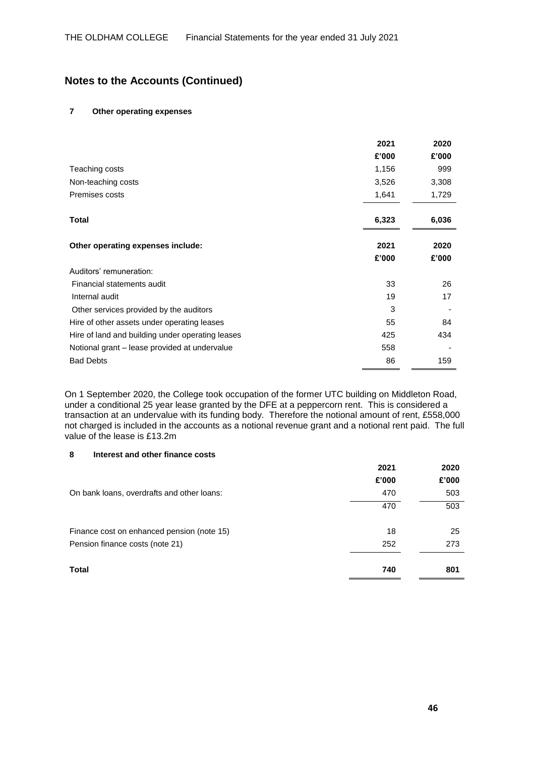# Notes to the Accounts (Continued)

## 7 Other operating expenses

| | 2021 | 2020 |
|---|---|---|
| | £'000 | £'000 |
| Teaching costs | 1,156 | 999 |
| Non-teaching costs | 3,526 | 3,308 |
| Premises costs | 1,641 | 1,729 |
| **Total** | **6,323** | **6,036** |

| **Other operating expenses include:** | **2021** | **2020** |
|---|---|---|
| | **£'000** | **£'000** |
| Auditors' remuneration: | | |
| Financial statements audit | 33 | 26 |
| Internal audit | 19 | 17 |
| Other services provided by the auditors | 3 | - |
| Hire of other assets under operating leases | 55 | 84 |
| Hire of land and building under operating leases | 425 | 434 |
| Notional grant – lease provided at undervalue | 558 | - |
| Bad Debts | 86 | 159 |

On 1 September 2020, the College took occupation of the former UTC building on Middleton Road, under a conditional 25 year lease granted by the DFE at a peppercorn rent. This is considered a transaction at an undervalue with its funding body. Therefore the notional amount of rent, £558,000 not charged is included in the accounts as a notional revenue grant and a notional rent paid. The full value of the lease is £13.2m

## 8 Interest and other finance costs

| | 2021 | 2020 |
|---|---|---|
| | £'000 | £'000 |
| On bank loans, overdrafts and other loans: | 470 | 503 |
| | 470 | 503 |
| Finance cost on enhanced pension (note 15) | 18 | 25 |
| Pension finance costs (note 21) | 252 | 273 |
| **Total** | **740** | **801** |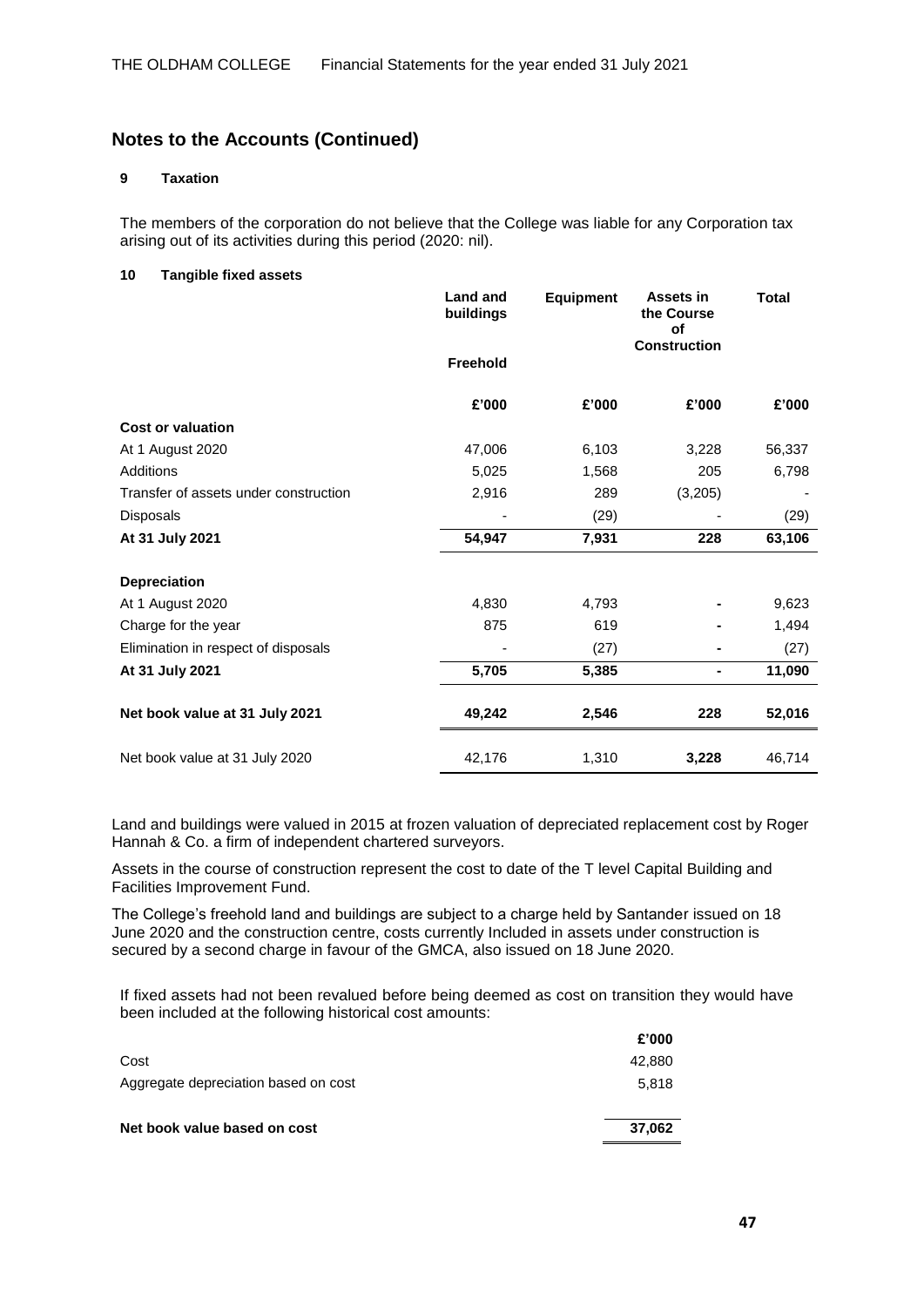## Notes to the Accounts (Continued)

**9 Taxation**

The members of the corporation do not believe that the College was liable for any Corporation tax arising out of its activities during this period (2020: nil).

**10 Tangible fixed assets**

| | Land and buildings Freehold | Equipment | Assets in the Course of Construction | Total |
|---|---|---|---|---|
| | £'000 | £'000 | £'000 | £'000 |
| **Cost or valuation** | | | | |
| At 1 August 2020 | 47,006 | 6,103 | 3,228 | 56,337 |
| Additions | 5,025 | 1,568 | 205 | 6,798 |
| Transfer of assets under construction | 2,916 | 289 | (3,205) | - |
| Disposals | - | (29) | - | (29) |
| **At 31 July 2021** | **54,947** | **7,931** | **228** | **63,106** |
| **Depreciation** | | | | |
| At 1 August 2020 | 4,830 | 4,793 | - | 9,623 |
| Charge for the year | 875 | 619 | - | 1,494 |
| Elimination in respect of disposals | - | (27) | - | (27) |
| **At 31 July 2021** | **5,705** | **5,385** | **-** | **11,090** |
| **Net book value at 31 July 2021** | **49,242** | **2,546** | **228** | **52,016** |
| Net book value at 31 July 2020 | 42,176 | 1,310 | **3,228** | 46,714 |

Land and buildings were valued in 2015 at frozen valuation of depreciated replacement cost by Roger Hannah & Co. a firm of independent chartered surveyors.

Assets in the course of construction represent the cost to date of the T level Capital Building and Facilities Improvement Fund.

The College's freehold land and buildings are subject to a charge held by Santander issued on 18 June 2020 and the construction centre, costs currently Included in assets under construction is secured by a second charge in favour of the GMCA, also issued on 18 June 2020.

If fixed assets had not been revalued before being deemed as cost on transition they would have been included at the following historical cost amounts:

| | £'000 |
|---|---|
| Cost | 42,880 |
| Aggregate depreciation based on cost | 5,818 |
| **Net book value based on cost** | **37,062** |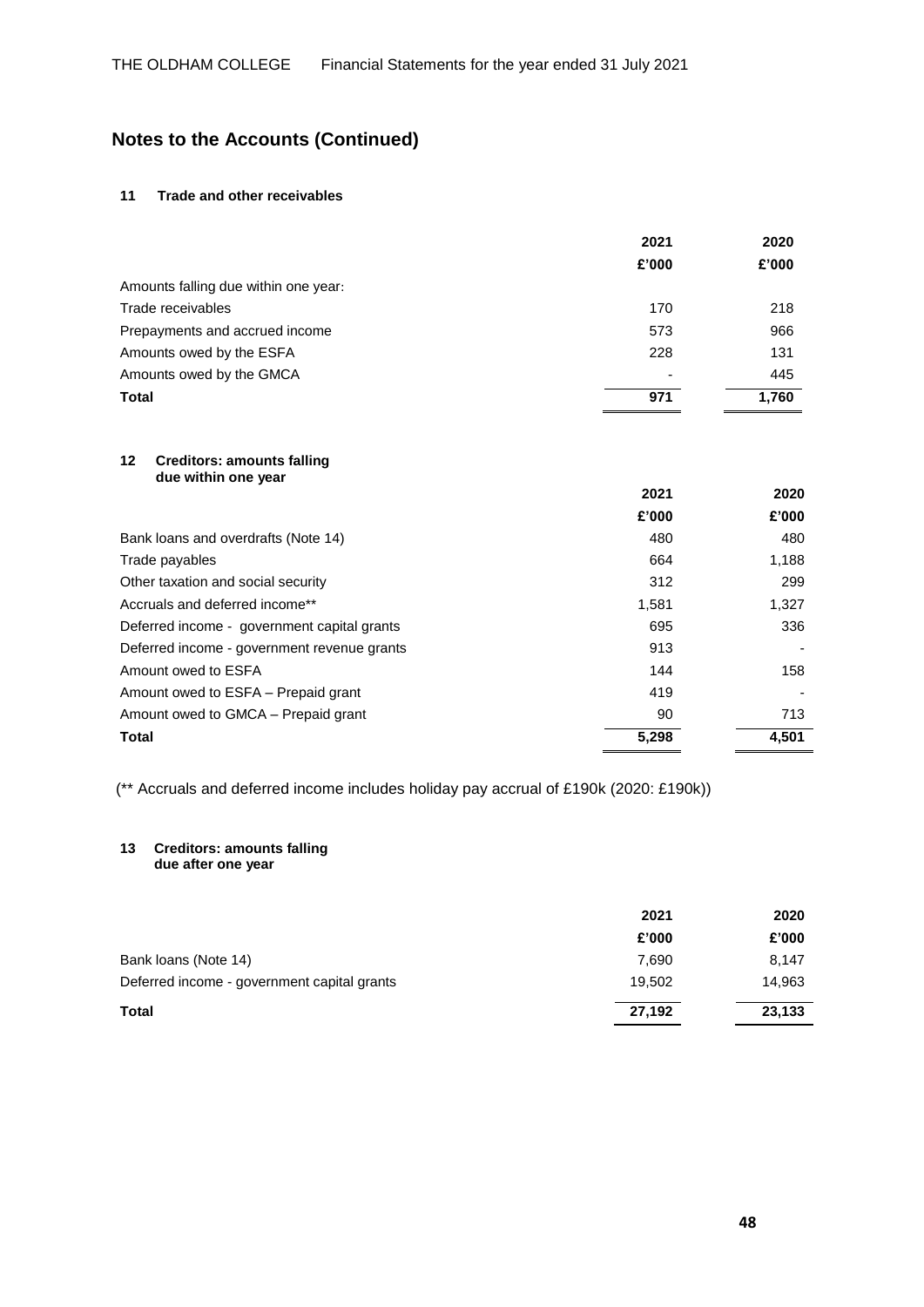# Notes to the Accounts (Continued)

## 11 Trade and other receivables

| | 2021 | 2020 |
|---|---|---|
| | £'000 | £'000 |
| Amounts falling due within one year: | | |
| Trade receivables | 170 | 218 |
| Prepayments and accrued income | 573 | 966 |
| Amounts owed by the ESFA | 228 | 131 |
| Amounts owed by the GMCA | - | 445 |
| **Total** | **971** | **1,760** |

## 12 Creditors: amounts falling due within one year

| | 2021 | 2020 |
|---|---|---|
| | £'000 | £'000 |
| Bank loans and overdrafts (Note 14) | 480 | 480 |
| Trade payables | 664 | 1,188 |
| Other taxation and social security | 312 | 299 |
| Accruals and deferred income** | 1,581 | 1,327 |
| Deferred income - government capital grants | 695 | 336 |
| Deferred income - government revenue grants | 913 | - |
| Amount owed to ESFA | 144 | 158 |
| Amount owed to ESFA – Prepaid grant | 419 | - |
| Amount owed to GMCA – Prepaid grant | 90 | 713 |
| **Total** | **5,298** | **4,501** |

(** Accruals and deferred income includes holiday pay accrual of £190k (2020: £190k))

## 13 Creditors: amounts falling due after one year

| | 2021 | 2020 |
|---|---|---|
| | £'000 | £'000 |
| Bank loans (Note 14) | 7,690 | 8,147 |
| Deferred income - government capital grants | 19,502 | 14,963 |
| **Total** | **27,192** | **23,133** |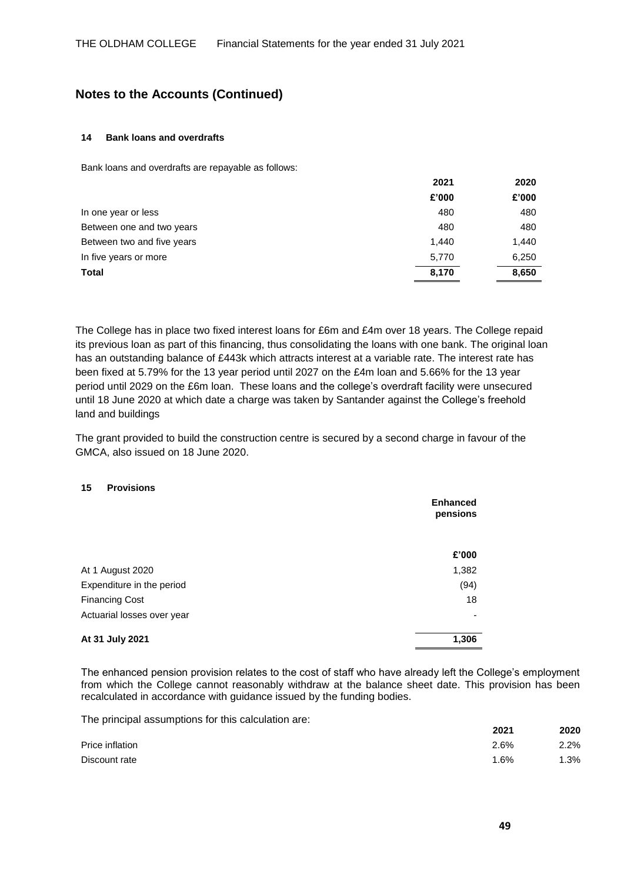# Notes to the Accounts (Continued)

### 14 Bank loans and overdrafts

Bank loans and overdrafts are repayable as follows:

| | 2021 | 2020 |
|---|---|---|
| | £'000 | £'000 |
| In one year or less | 480 | 480 |
| Between one and two years | 480 | 480 |
| Between two and five years | 1,440 | 1,440 |
| In five years or more | 5,770 | 6,250 |
| **Total** | **8,170** | **8,650** |

The College has in place two fixed interest loans for £6m and £4m over 18 years. The College repaid its previous loan as part of this financing, thus consolidating the loans with one bank. The original loan has an outstanding balance of £443k which attracts interest at a variable rate. The interest rate has been fixed at 5.79% for the 13 year period until 2027 on the £4m loan and 5.66% for the 13 year period until 2029 on the £6m loan. These loans and the college's overdraft facility were unsecured until 18 June 2020 at which date a charge was taken by Santander against the College's freehold land and buildings

The grant provided to build the construction centre is secured by a second charge in favour of the GMCA, also issued on 18 June 2020.

### 15 Provisions

| | Enhanced pensions |
|---|---|
| | £'000 |
| At 1 August 2020 | 1,382 |
| Expenditure in the period | (94) |
| Financing Cost | 18 |
| Actuarial losses over year | - |
| **At 31 July 2021** | **1,306** |

The enhanced pension provision relates to the cost of staff who have already left the College's employment from which the College cannot reasonably withdraw at the balance sheet date. This provision has been recalculated in accordance with guidance issued by the funding bodies.

The principal assumptions for this calculation are:

| | 2021 | 2020 |
|---|---|---|
| Price inflation | 2.6% | 2.2% |
| Discount rate | 1.6% | 1.3% |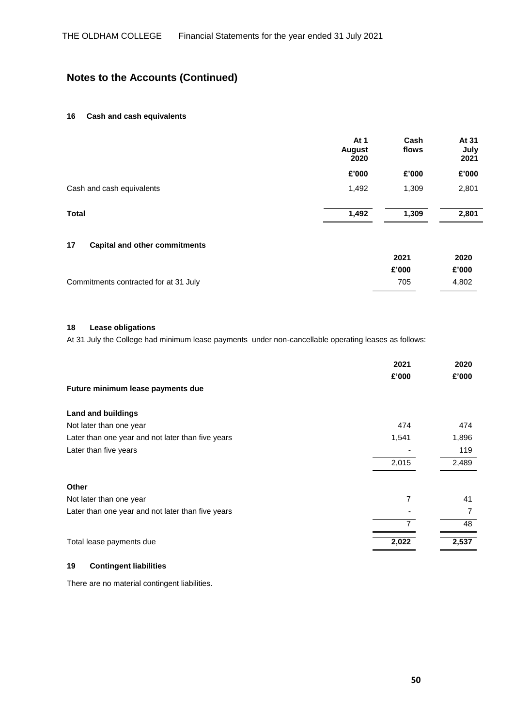# Notes to the Accounts (Continued)

## 16 Cash and cash equivalents

| | At 1 August 2020 | Cash flows | At 31 July 2021 |
|---|---|---|---|
| | £'000 | £'000 | £'000 |
| Cash and cash equivalents | 1,492 | 1,309 | 2,801 |
| **Total** | **1,492** | **1,309** | **2,801** |

## 17 Capital and other commitments

| | 2021 | 2020 |
|---|---|---|
| | £'000 | £'000 |
| Commitments contracted for at 31 July | 705 | 4,802 |

## 18 Lease obligations

At 31 July the College had minimum lease payments under non-cancellable operating leases as follows:

| | 2021 | 2020 |
|---|---|---|
| | £'000 | £'000 |
| **Future minimum lease payments due** | | |
| **Land and buildings** | | |
| Not later than one year | 474 | 474 |
| Later than one year and not later than five years | 1,541 | 1,896 |
| Later than five years | - | 119 |
| | 2,015 | 2,489 |
| **Other** | | |
| Not later than one year | 7 | 41 |
| Later than one year and not later than five years | - | 7 |
| | 7 | 48 |
| Total lease payments due | **2,022** | **2,537** |

## 19 Contingent liabilities

There are no material contingent liabilities.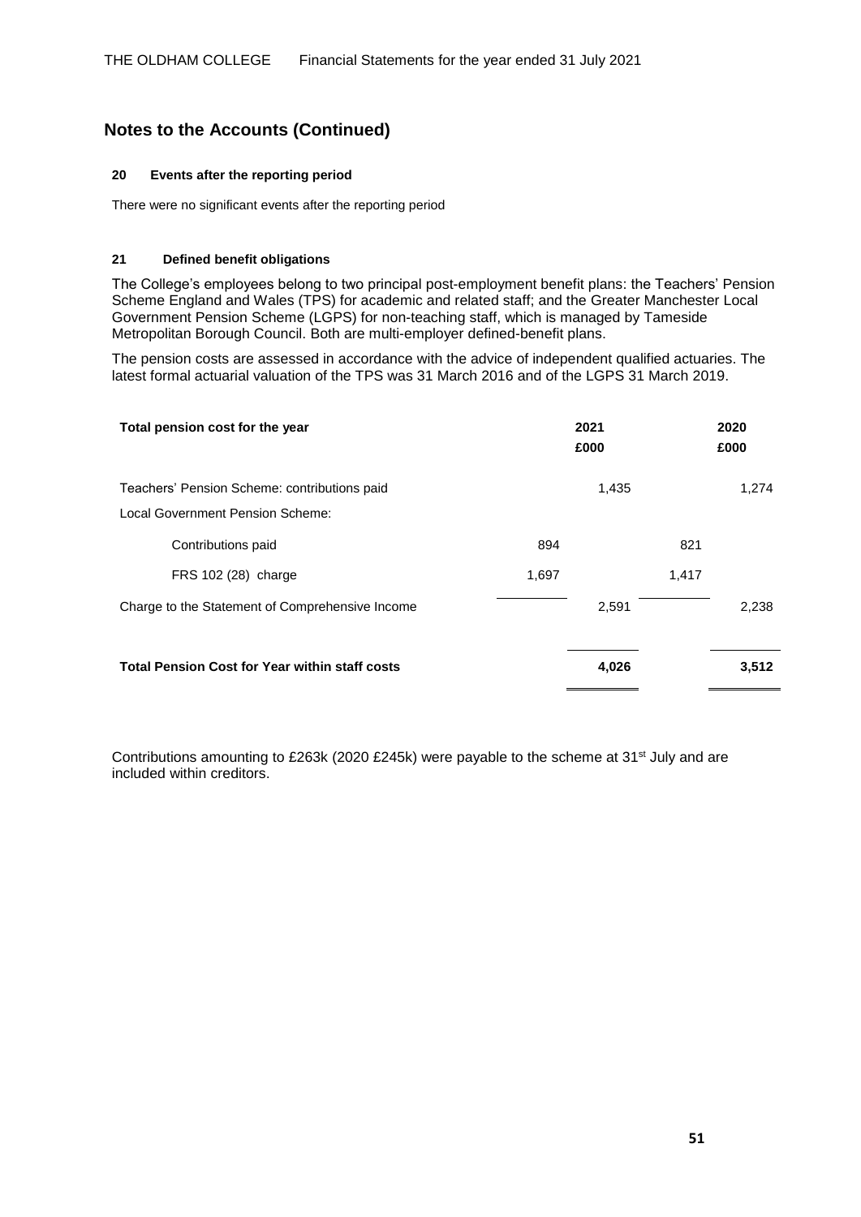## Notes to the Accounts (Continued)

### 20 Events after the reporting period

There were no significant events after the reporting period

### 21 Defined benefit obligations

The College's employees belong to two principal post-employment benefit plans: the Teachers' Pension Scheme England and Wales (TPS) for academic and related staff; and the Greater Manchester Local Government Pension Scheme (LGPS) for non-teaching staff, which is managed by Tameside Metropolitan Borough Council. Both are multi-employer defined-benefit plans.

The pension costs are assessed in accordance with the advice of independent qualified actuaries. The latest formal actuarial valuation of the TPS was 31 March 2016 and of the LGPS 31 March 2019.

| **Total pension cost for the year** | | **2021 £000** | | **2020 £000** |
|---|---|---|---|---|
| Teachers' Pension Scheme: contributions paid | | 1,435 | | 1,274 |
| Local Government Pension Scheme: | | | | |
| Contributions paid | 894 | | 821 | |
| FRS 102 (28) charge | 1,697 | | 1,417 | |
| Charge to the Statement of Comprehensive Income | | 2,591 | | 2,238 |
| **Total Pension Cost for Year within staff costs** | | **4,026** | | **3,512** |

Contributions amounting to £263k (2020 £245k) were payable to the scheme at 31st July and are included within creditors.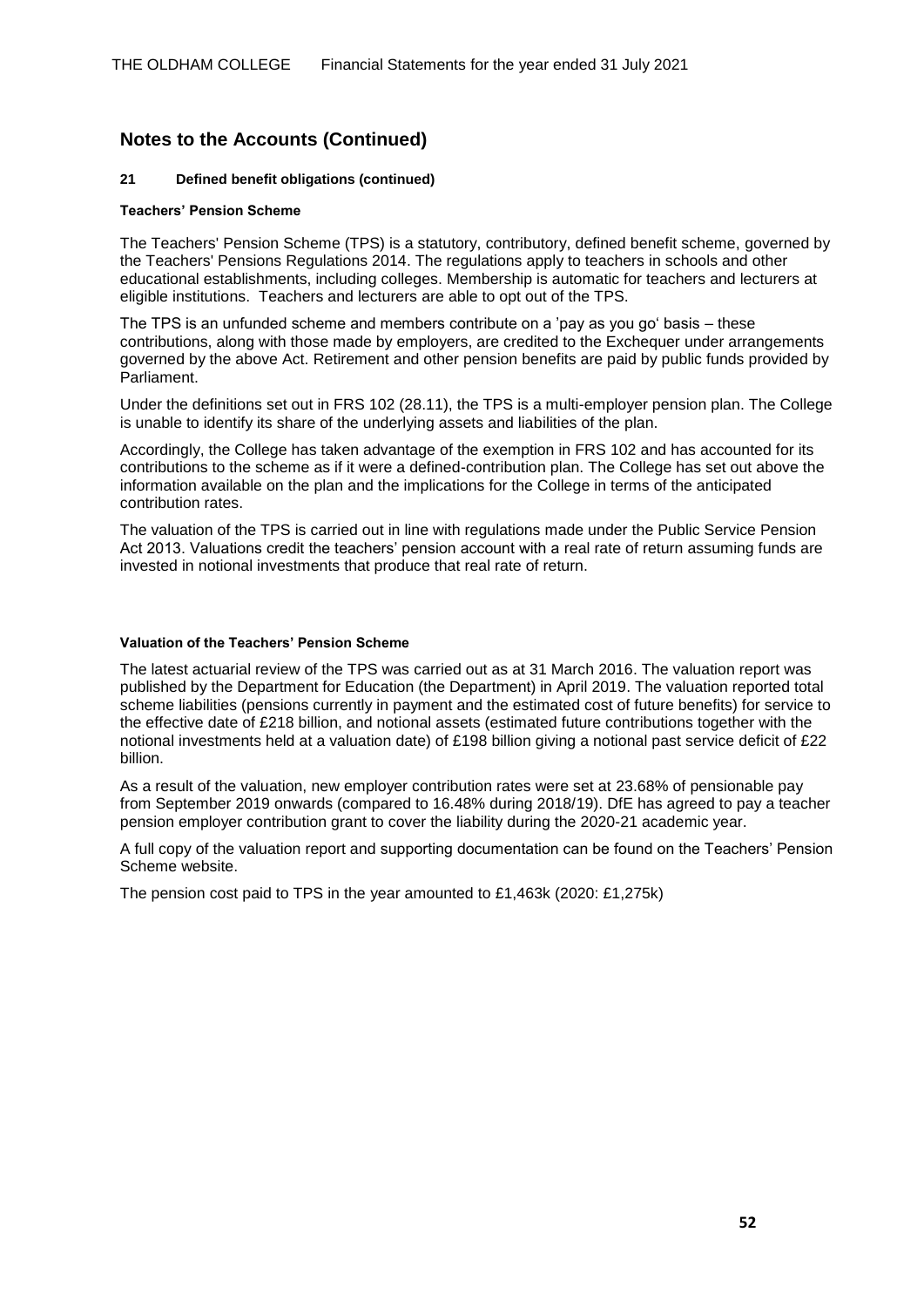## Notes to the Accounts (Continued)

**21 Defined benefit obligations (continued)**

**Teachers' Pension Scheme**

The Teachers' Pension Scheme (TPS) is a statutory, contributory, defined benefit scheme, governed by the Teachers' Pensions Regulations 2014. The regulations apply to teachers in schools and other educational establishments, including colleges. Membership is automatic for teachers and lecturers at eligible institutions. Teachers and lecturers are able to opt out of the TPS.

The TPS is an unfunded scheme and members contribute on a 'pay as you go' basis – these contributions, along with those made by employers, are credited to the Exchequer under arrangements governed by the above Act. Retirement and other pension benefits are paid by public funds provided by Parliament.

Under the definitions set out in FRS 102 (28.11), the TPS is a multi-employer pension plan. The College is unable to identify its share of the underlying assets and liabilities of the plan.

Accordingly, the College has taken advantage of the exemption in FRS 102 and has accounted for its contributions to the scheme as if it were a defined-contribution plan. The College has set out above the information available on the plan and the implications for the College in terms of the anticipated contribution rates.

The valuation of the TPS is carried out in line with regulations made under the Public Service Pension Act 2013. Valuations credit the teachers' pension account with a real rate of return assuming funds are invested in notional investments that produce that real rate of return.

**Valuation of the Teachers' Pension Scheme**

The latest actuarial review of the TPS was carried out as at 31 March 2016. The valuation report was published by the Department for Education (the Department) in April 2019. The valuation reported total scheme liabilities (pensions currently in payment and the estimated cost of future benefits) for service to the effective date of £218 billion, and notional assets (estimated future contributions together with the notional investments held at a valuation date) of £198 billion giving a notional past service deficit of £22 billion.

As a result of the valuation, new employer contribution rates were set at 23.68% of pensionable pay from September 2019 onwards (compared to 16.48% during 2018/19). DfE has agreed to pay a teacher pension employer contribution grant to cover the liability during the 2020-21 academic year.

A full copy of the valuation report and supporting documentation can be found on the Teachers' Pension Scheme website.

The pension cost paid to TPS in the year amounted to £1,463k (2020: £1,275k)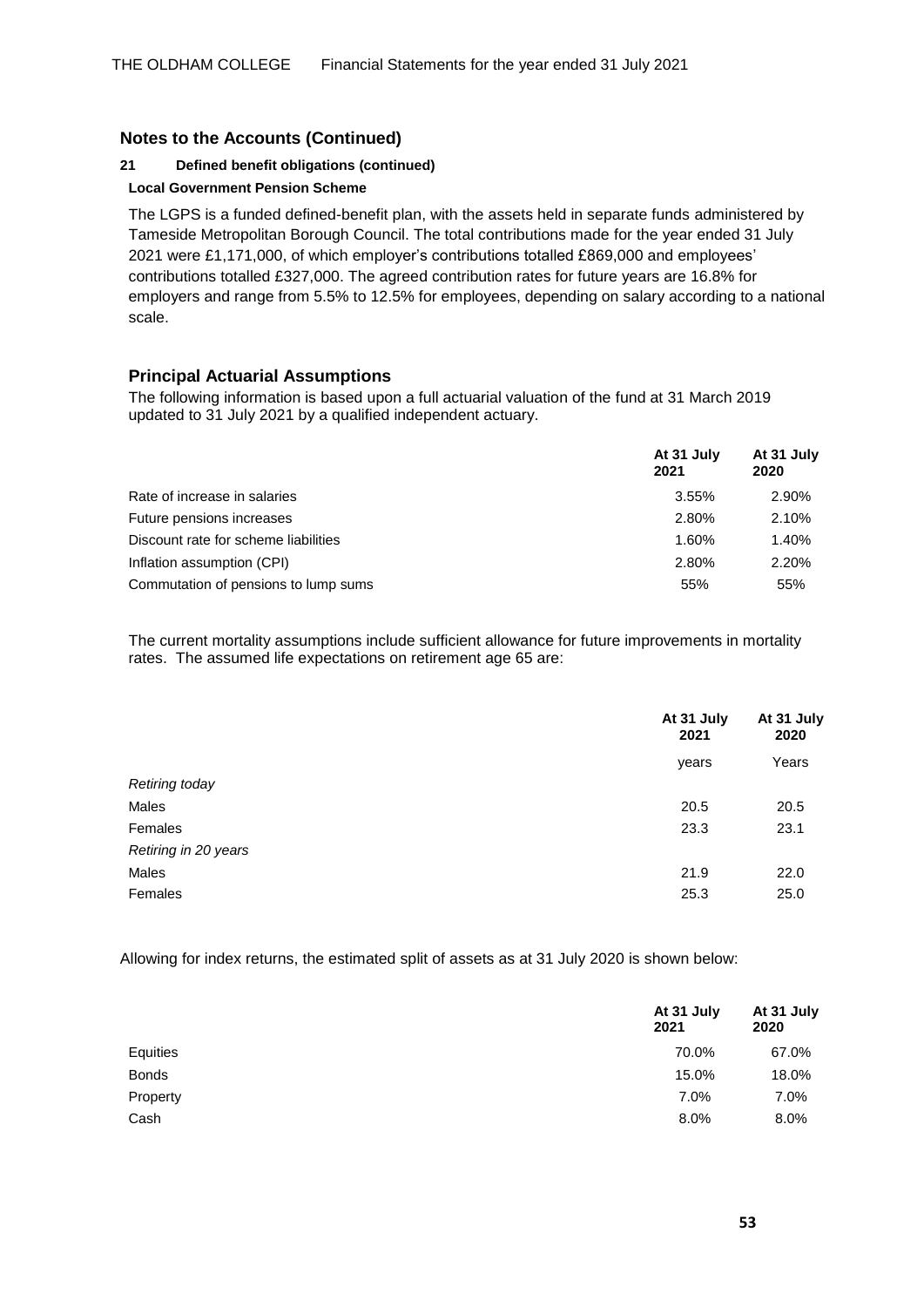## Notes to the Accounts (Continued)

### 21 Defined benefit obligations (continued)

**Local Government Pension Scheme**

The LGPS is a funded defined-benefit plan, with the assets held in separate funds administered by Tameside Metropolitan Borough Council. The total contributions made for the year ended 31 July 2021 were £1,171,000, of which employer's contributions totalled £869,000 and employees' contributions totalled £327,000. The agreed contribution rates for future years are 16.8% for employers and range from 5.5% to 12.5% for employees, depending on salary according to a national scale.

### Principal Actuarial Assumptions

The following information is based upon a full actuarial valuation of the fund at 31 March 2019 updated to 31 July 2021 by a qualified independent actuary.

| | At 31 July 2021 | At 31 July 2020 |
|---|---|---|
| Rate of increase in salaries | 3.55% | 2.90% |
| Future pensions increases | 2.80% | 2.10% |
| Discount rate for scheme liabilities | 1.60% | 1.40% |
| Inflation assumption (CPI) | 2.80% | 2.20% |
| Commutation of pensions to lump sums | 55% | 55% |

The current mortality assumptions include sufficient allowance for future improvements in mortality rates. The assumed life expectations on retirement age 65 are:

| | At 31 July 2021 | At 31 July 2020 |
|---|---|---|
| | years | Years |
| *Retiring today* | | |
| Males | 20.5 | 20.5 |
| Females | 23.3 | 23.1 |
| *Retiring in 20 years* | | |
| Males | 21.9 | 22.0 |
| Females | 25.3 | 25.0 |

Allowing for index returns, the estimated split of assets as at 31 July 2020 is shown below:

| | At 31 July 2021 | At 31 July 2020 |
|---|---|---|
| Equities | 70.0% | 67.0% |
| Bonds | 15.0% | 18.0% |
| Property | 7.0% | 7.0% |
| Cash | 8.0% | 8.0% |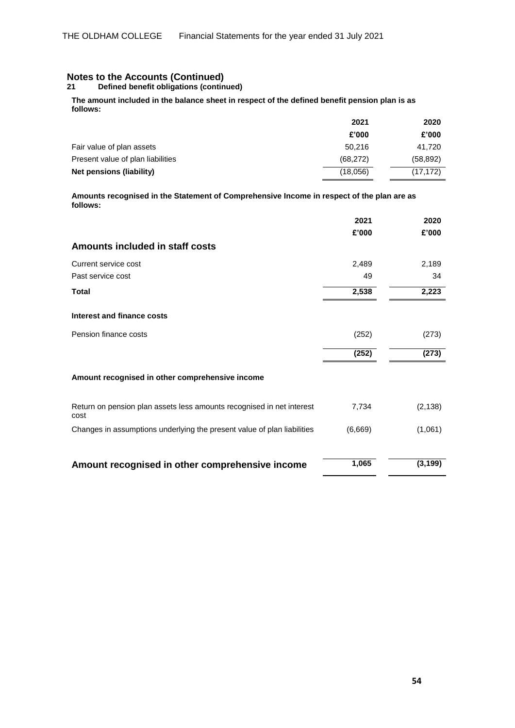## Notes to the Accounts (Continued)

### 21 Defined benefit obligations (continued)

**The amount included in the balance sheet in respect of the defined benefit pension plan is as follows:**

| | 2021 | 2020 |
|---|---|---|
| | £'000 | £'000 |
| Fair value of plan assets | 50,216 | 41,720 |
| Present value of plan liabilities | (68,272) | (58,892) |
| **Net pensions (liability)** | (18,056) | (17,172) |

**Amounts recognised in the Statement of Comprehensive Income in respect of the plan are as follows:**

| | 2021 | 2020 |
|---|---|---|
| | £'000 | £'000 |
| **Amounts included in staff costs** | | |
| Current service cost | 2,489 | 2,189 |
| Past service cost | 49 | 34 |
| **Total** | **2,538** | **2,223** |
| **Interest and finance costs** | | |
| Pension finance costs | (252) | (273) |
| | **(252)** | **(273)** |
| **Amount recognised in other comprehensive income** | | |
| Return on pension plan assets less amounts recognised in net interest cost | 7,734 | (2,138) |
| Changes in assumptions underlying the present value of plan liabilities | (6,669) | (1,061) |
| **Amount recognised in other comprehensive income** | **1,065** | **(3,199)** |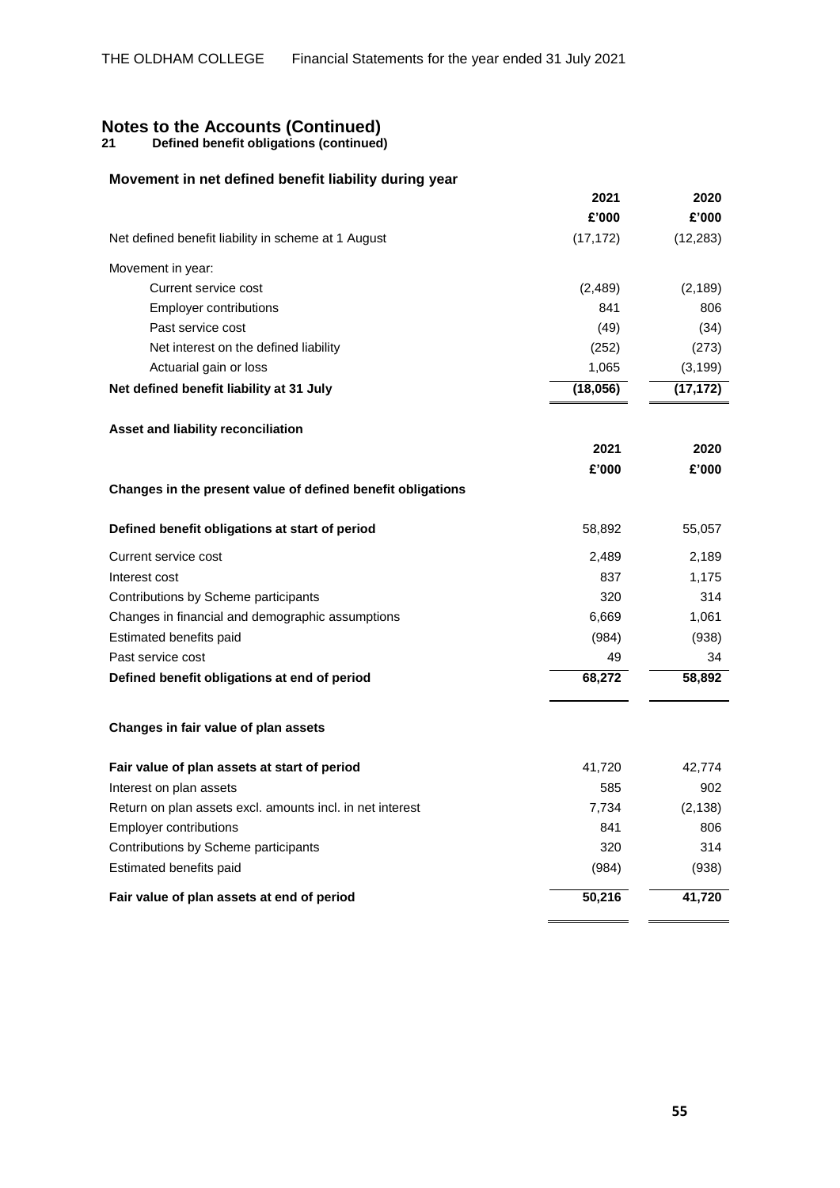# Notes to the Accounts (Continued)

**21 Defined benefit obligations (continued)**

## Movement in net defined benefit liability during year

| | 2021 | 2020 |
|---|---|---|
| | £'000 | £'000 |
| Net defined benefit liability in scheme at 1 August | (17,172) | (12,283) |
| Movement in year: | | |
| Current service cost | (2,489) | (2,189) |
| Employer contributions | 841 | 806 |
| Past service cost | (49) | (34) |
| Net interest on the defined liability | (252) | (273) |
| Actuarial gain or loss | 1,065 | (3,199) |
| **Net defined benefit liability at 31 July** | **(18,056)** | **(17,172)** |

## Asset and liability reconciliation

| | 2021 | 2020 |
|---|---|---|
| | £'000 | £'000 |
| **Changes in the present value of defined benefit obligations** | | |
| **Defined benefit obligations at start of period** | 58,892 | 55,057 |
| Current service cost | 2,489 | 2,189 |
| Interest cost | 837 | 1,175 |
| Contributions by Scheme participants | 320 | 314 |
| Changes in financial and demographic assumptions | 6,669 | 1,061 |
| Estimated benefits paid | (984) | (938) |
| Past service cost | 49 | 34 |
| **Defined benefit obligations at end of period** | **68,272** | **58,892** |

**Changes in fair value of plan assets**

| | 2021 | 2020 |
|---|---|---|
| **Fair value of plan assets at start of period** | 41,720 | 42,774 |
| Interest on plan assets | 585 | 902 |
| Return on plan assets excl. amounts incl. in net interest | 7,734 | (2,138) |
| Employer contributions | 841 | 806 |
| Contributions by Scheme participants | 320 | 314 |
| Estimated benefits paid | (984) | (938) |
| **Fair value of plan assets at end of period** | **50,216** | **41,720** |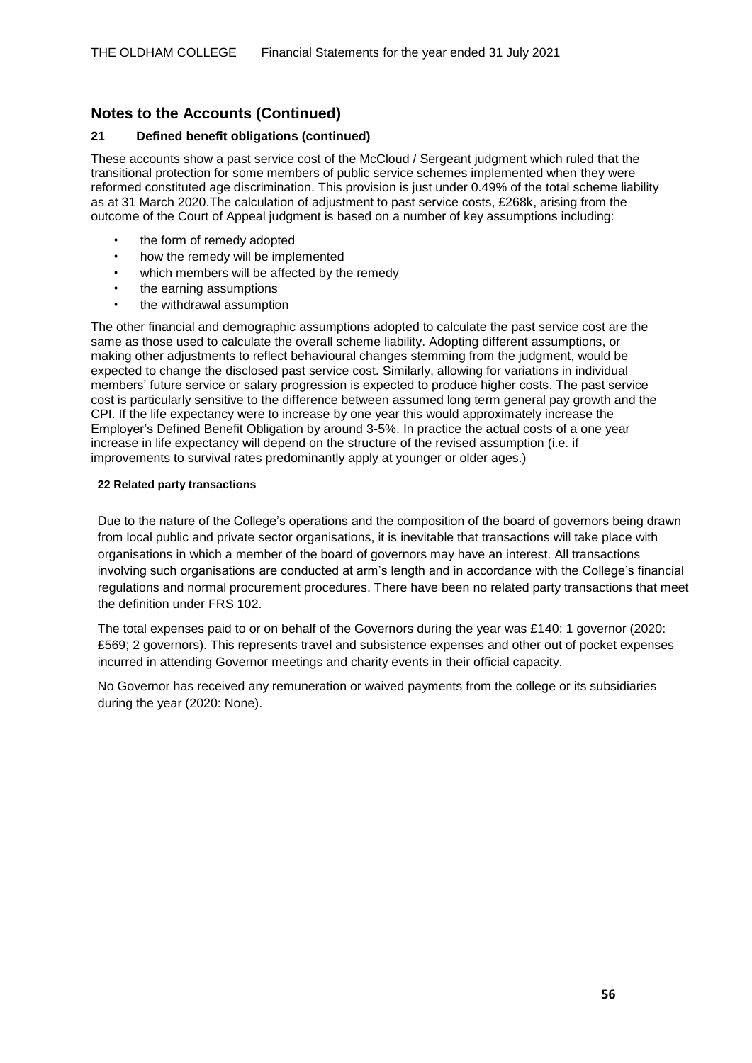## Notes to the Accounts (Continued)

### 21 Defined benefit obligations (continued)

These accounts show a past service cost of the McCloud / Sergeant judgment which ruled that the transitional protection for some members of public service schemes implemented when they were reformed constituted age discrimination. This provision is just under 0.49% of the total scheme liability as at 31 March 2020.The calculation of adjustment to past service costs, £268k, arising from the outcome of the Court of Appeal judgment is based on a number of key assumptions including:

- the form of remedy adopted
- how the remedy will be implemented
- which members will be affected by the remedy
- the earning assumptions
- the withdrawal assumption

The other financial and demographic assumptions adopted to calculate the past service cost are the same as those used to calculate the overall scheme liability. Adopting different assumptions, or making other adjustments to reflect behavioural changes stemming from the judgment, would be expected to change the disclosed past service cost. Similarly, allowing for variations in individual members' future service or salary progression is expected to produce higher costs. The past service cost is particularly sensitive to the difference between assumed long term general pay growth and the CPI. If the life expectancy were to increase by one year this would approximately increase the Employer's Defined Benefit Obligation by around 3-5%. In practice the actual costs of a one year increase in life expectancy will depend on the structure of the revised assumption (i.e. if improvements to survival rates predominantly apply at younger or older ages.)

### 22 Related party transactions

Due to the nature of the College's operations and the composition of the board of governors being drawn from local public and private sector organisations, it is inevitable that transactions will take place with organisations in which a member of the board of governors may have an interest. All transactions involving such organisations are conducted at arm's length and in accordance with the College's financial regulations and normal procurement procedures. There have been no related party transactions that meet the definition under FRS 102.

The total expenses paid to or on behalf of the Governors during the year was £140; 1 governor (2020: £569; 2 governors). This represents travel and subsistence expenses and other out of pocket expenses incurred in attending Governor meetings and charity events in their official capacity.

No Governor has received any remuneration or waived payments from the college or its subsidiaries during the year (2020: None).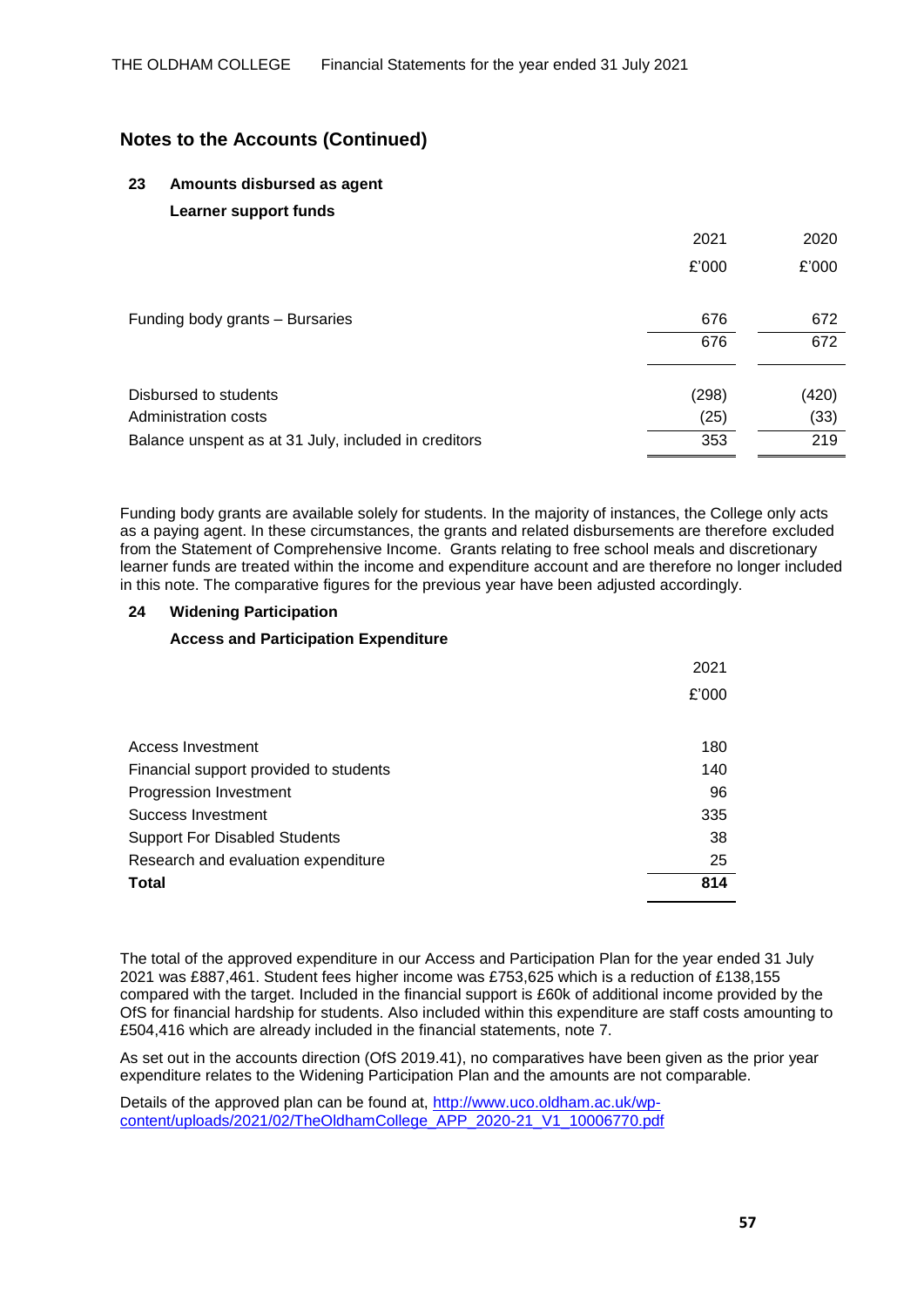## Notes to the Accounts (Continued)

### 23 Amounts disbursed as agent

**Learner support funds**

| | 2021 | 2020 |
|---|---|---|
| | £'000 | £'000 |
| Funding body grants – Bursaries | 676 | 672 |
| | 676 | 672 |
| Disbursed to students | (298) | (420) |
| Administration costs | (25) | (33) |
| Balance unspent as at 31 July, included in creditors | 353 | 219 |

Funding body grants are available solely for students. In the majority of instances, the College only acts as a paying agent. In these circumstances, the grants and related disbursements are therefore excluded from the Statement of Comprehensive Income. Grants relating to free school meals and discretionary learner funds are treated within the income and expenditure account and are therefore no longer included in this note. The comparative figures for the previous year have been adjusted accordingly.

### 24 Widening Participation

**Access and Participation Expenditure**

| | 2021 |
|---|---|
| | £'000 |
| Access Investment | 180 |
| Financial support provided to students | 140 |
| Progression Investment | 96 |
| Success Investment | 335 |
| Support For Disabled Students | 38 |
| Research and evaluation expenditure | 25 |
| **Total** | **814** |

The total of the approved expenditure in our Access and Participation Plan for the year ended 31 July 2021 was £887,461. Student fees higher income was £753,625 which is a reduction of £138,155 compared with the target. Included in the financial support is £60k of additional income provided by the OfS for financial hardship for students. Also included within this expenditure are staff costs amounting to £504,416 which are already included in the financial statements, note 7.

As set out in the accounts direction (OfS 2019.41), no comparatives have been given as the prior year expenditure relates to the Widening Participation Plan and the amounts are not comparable.

Details of the approved plan can be found at, [http://www.uco.oldham.ac.uk/wp-content/uploads/2021/02/TheOldhamCollege_APP_2020-21_V1_10006770.pdf](http://www.uco.oldham.ac.uk/wp-content/uploads/2021/02/TheOldhamCollege_APP_2020-21_V1_10006770.pdf)